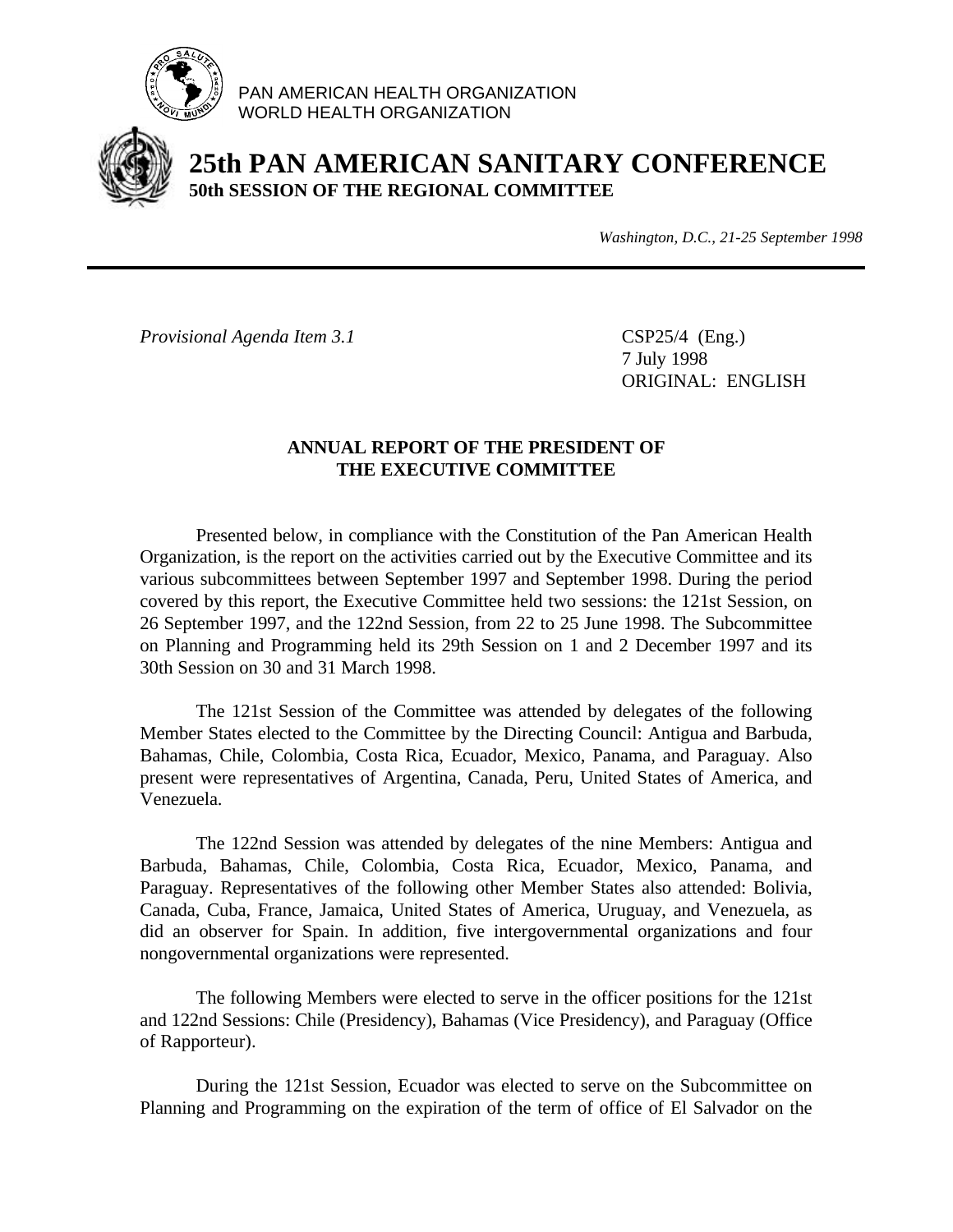PAN AMERICAN HEALTH ORGANIZATION
WORLD HEALTH ORGANIZATION

# 25th PAN AMERICAN SANITARY CONFERENCE

**50th SESSION OF THE REGIONAL COMMITTEE**

*Washington, D.C., 21-25 September 1998*

---

*Provisional Agenda Item 3.1*

CSP25/4 (Eng.)
7 July 1998
ORIGINAL: ENGLISH

## ANNUAL REPORT OF THE PRESIDENT OF THE EXECUTIVE COMMITTEE

Presented below, in compliance with the Constitution of the Pan American Health Organization, is the report on the activities carried out by the Executive Committee and its various subcommittees between September 1997 and September 1998. During the period covered by this report, the Executive Committee held two sessions: the 121st Session, on 26 September 1997, and the 122nd Session, from 22 to 25 June 1998. The Subcommittee on Planning and Programming held its 29th Session on 1 and 2 December 1997 and its 30th Session on 30 and 31 March 1998.

The 121st Session of the Committee was attended by delegates of the following Member States elected to the Committee by the Directing Council: Antigua and Barbuda, Bahamas, Chile, Colombia, Costa Rica, Ecuador, Mexico, Panama, and Paraguay. Also present were representatives of Argentina, Canada, Peru, United States of America, and Venezuela.

The 122nd Session was attended by delegates of the nine Members: Antigua and Barbuda, Bahamas, Chile, Colombia, Costa Rica, Ecuador, Mexico, Panama, and Paraguay. Representatives of the following other Member States also attended: Bolivia, Canada, Cuba, France, Jamaica, United States of America, Uruguay, and Venezuela, as did an observer for Spain. In addition, five intergovernmental organizations and four nongovernmental organizations were represented.

The following Members were elected to serve in the officer positions for the 121st and 122nd Sessions: Chile (Presidency), Bahamas (Vice Presidency), and Paraguay (Office of Rapporteur).

During the 121st Session, Ecuador was elected to serve on the Subcommittee on Planning and Programming on the expiration of the term of office of El Salvador on the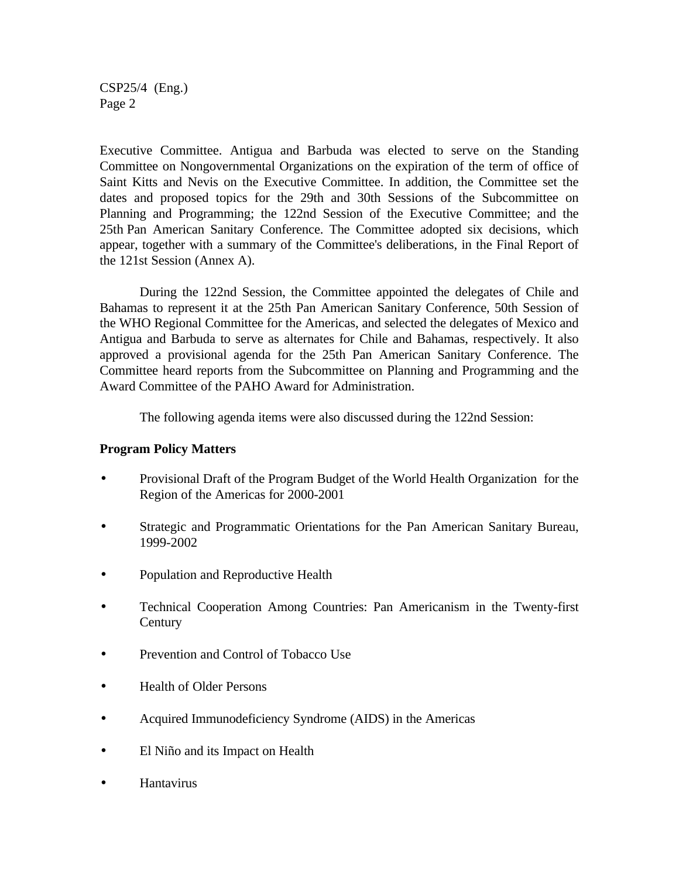Executive Committee. Antigua and Barbuda was elected to serve on the Standing Committee on Nongovernmental Organizations on the expiration of the term of office of Saint Kitts and Nevis on the Executive Committee. In addition, the Committee set the dates and proposed topics for the 29th and 30th Sessions of the Subcommittee on Planning and Programming; the 122nd Session of the Executive Committee; and the 25th Pan American Sanitary Conference. The Committee adopted six decisions, which appear, together with a summary of the Committee's deliberations, in the Final Report of the 121st Session (Annex A).

During the 122nd Session, the Committee appointed the delegates of Chile and Bahamas to represent it at the 25th Pan American Sanitary Conference, 50th Session of the WHO Regional Committee for the Americas, and selected the delegates of Mexico and Antigua and Barbuda to serve as alternates for Chile and Bahamas, respectively. It also approved a provisional agenda for the 25th Pan American Sanitary Conference. The Committee heard reports from the Subcommittee on Planning and Programming and the Award Committee of the PAHO Award for Administration.

The following agenda items were also discussed during the 122nd Session:

**Program Policy Matters**

- Provisional Draft of the Program Budget of the World Health Organization for the Region of the Americas for 2000-2001
- Strategic and Programmatic Orientations for the Pan American Sanitary Bureau, 1999-2002
- Population and Reproductive Health
- Technical Cooperation Among Countries: Pan Americanism in the Twenty-first Century
- Prevention and Control of Tobacco Use
- Health of Older Persons
- Acquired Immunodeficiency Syndrome (AIDS) in the Americas
- El Niño and its Impact on Health
- Hantavirus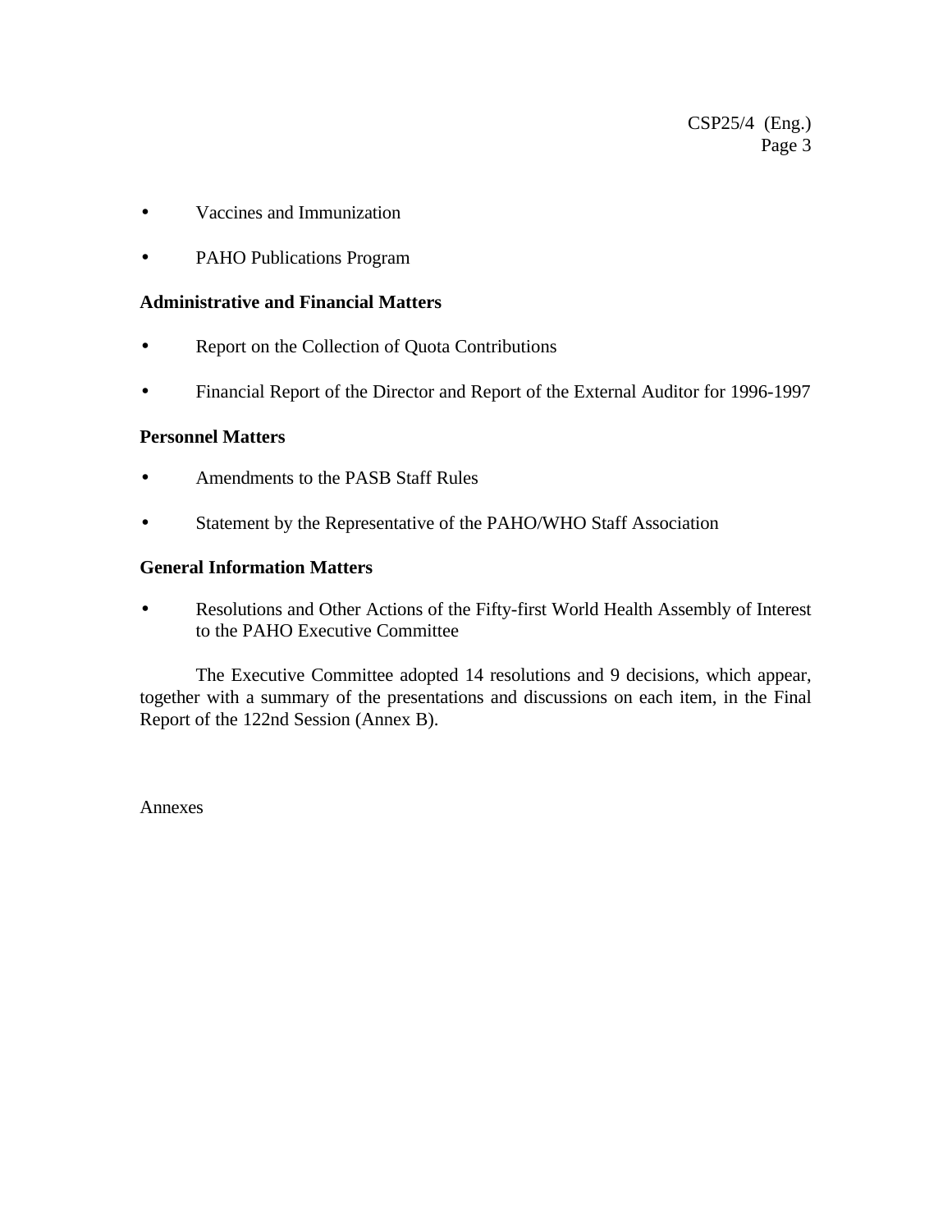- Vaccines and Immunization

- PAHO Publications Program

**Administrative and Financial Matters**

- Report on the Collection of Quota Contributions

- Financial Report of the Director and Report of the External Auditor for 1996-1997

**Personnel Matters**

- Amendments to the PASB Staff Rules

- Statement by the Representative of the PAHO/WHO Staff Association

**General Information Matters**

- Resolutions and Other Actions of the Fifty-first World Health Assembly of Interest to the PAHO Executive Committee

The Executive Committee adopted 14 resolutions and 9 decisions, which appear, together with a summary of the presentations and discussions on each item, in the Final Report of the 122nd Session (Annex B).

Annexes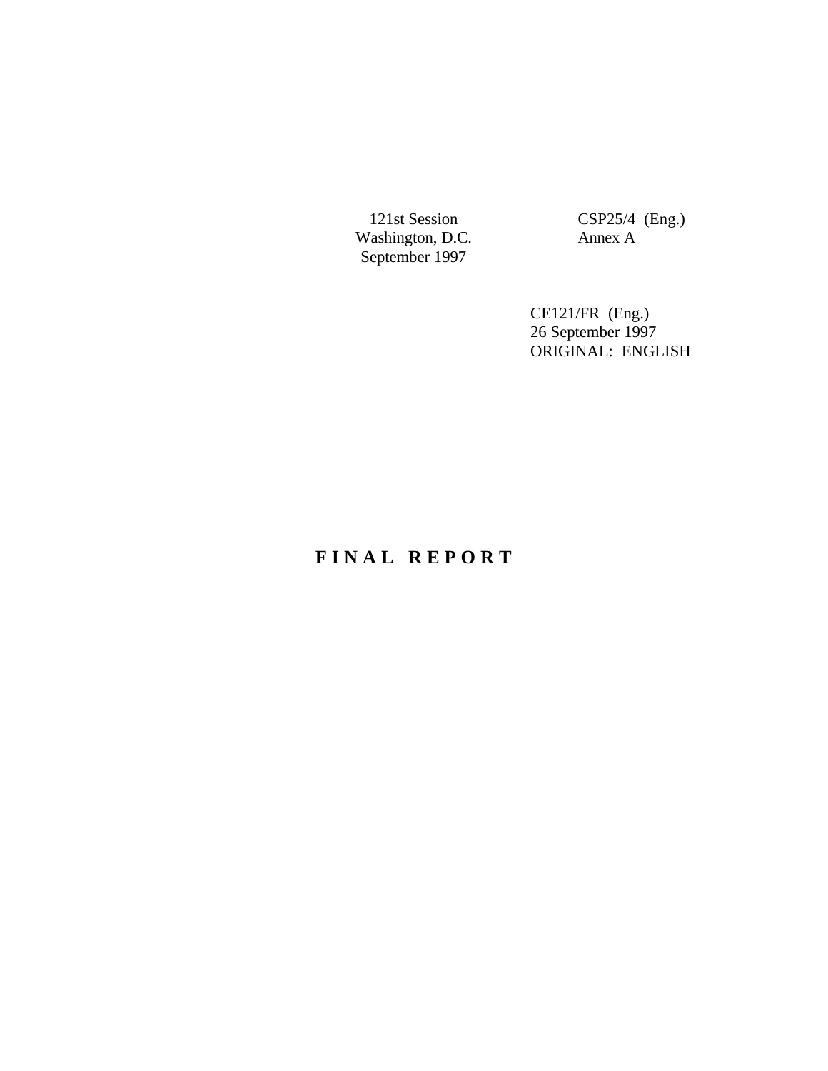121st Session
Washington, D.C.
September 1997

CSP25/4 (Eng.)
Annex A

CE121/FR (Eng.)
26 September 1997
ORIGINAL: ENGLISH

# F I N A L   R E P O R T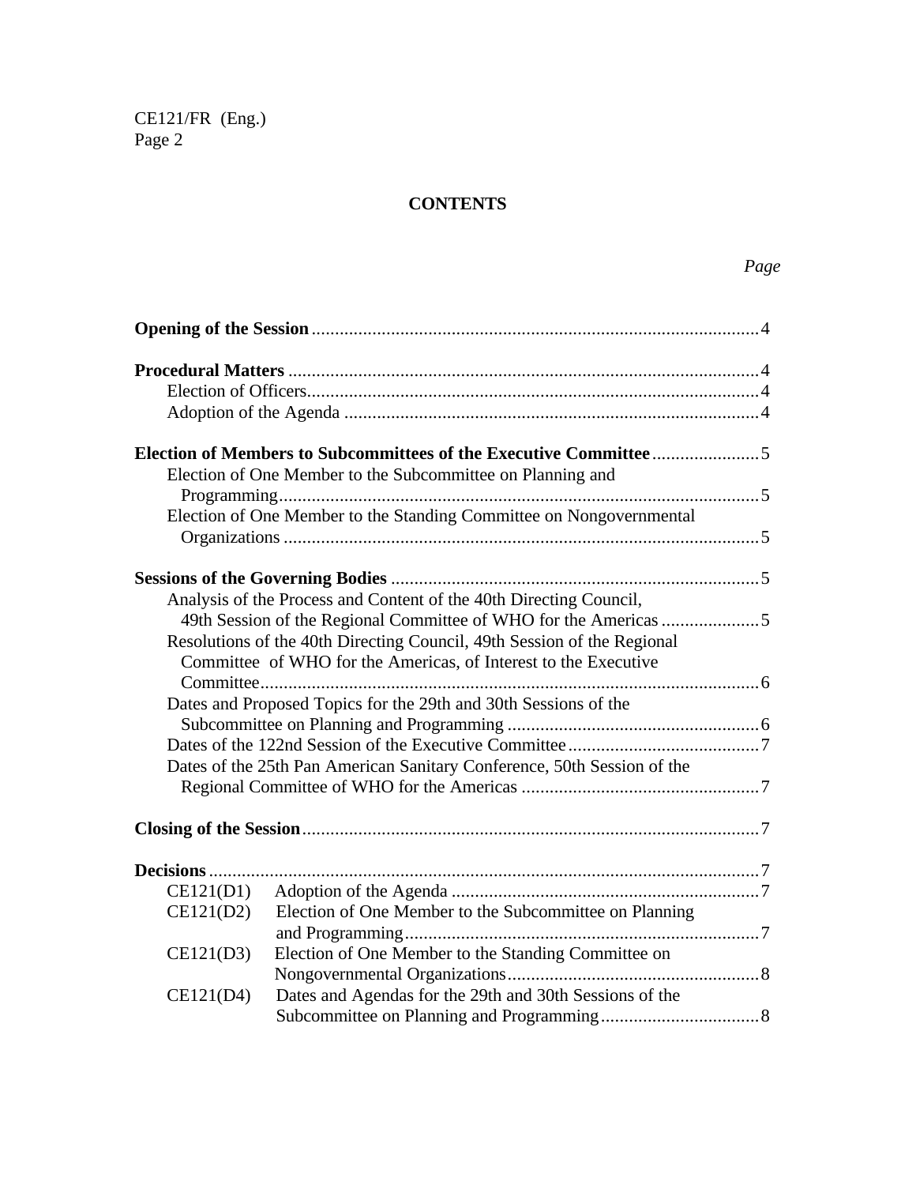# CONTENTS

*Page*

**Opening of the Session** ..... 4

**Procedural Matters** ..... 4
- Election of Officers ..... 4
- Adoption of the Agenda ..... 4

**Election of Members to Subcommittees of the Executive Committee** ..... 5
- Election of One Member to the Subcommittee on Planning and Programming ..... 5
- Election of One Member to the Standing Committee on Nongovernmental Organizations ..... 5

**Sessions of the Governing Bodies** ..... 5
- Analysis of the Process and Content of the 40th Directing Council, 49th Session of the Regional Committee of WHO for the Americas ..... 5
- Resolutions of the 40th Directing Council, 49th Session of the Regional Committee of WHO for the Americas, of Interest to the Executive Committee ..... 6
- Dates and Proposed Topics for the 29th and 30th Sessions of the Subcommittee on Planning and Programming ..... 6
- Dates of the 122nd Session of the Executive Committee ..... 7
- Dates of the 25th Pan American Sanitary Conference, 50th Session of the Regional Committee of WHO for the Americas ..... 7

**Closing of the Session** ..... 7

**Decisions** ..... 7
- CE121(D1) Adoption of the Agenda ..... 7
- CE121(D2) Election of One Member to the Subcommittee on Planning and Programming ..... 7
- CE121(D3) Election of One Member to the Standing Committee on Nongovernmental Organizations ..... 8
- CE121(D4) Dates and Agendas for the 29th and 30th Sessions of the Subcommittee on Planning and Programming ..... 8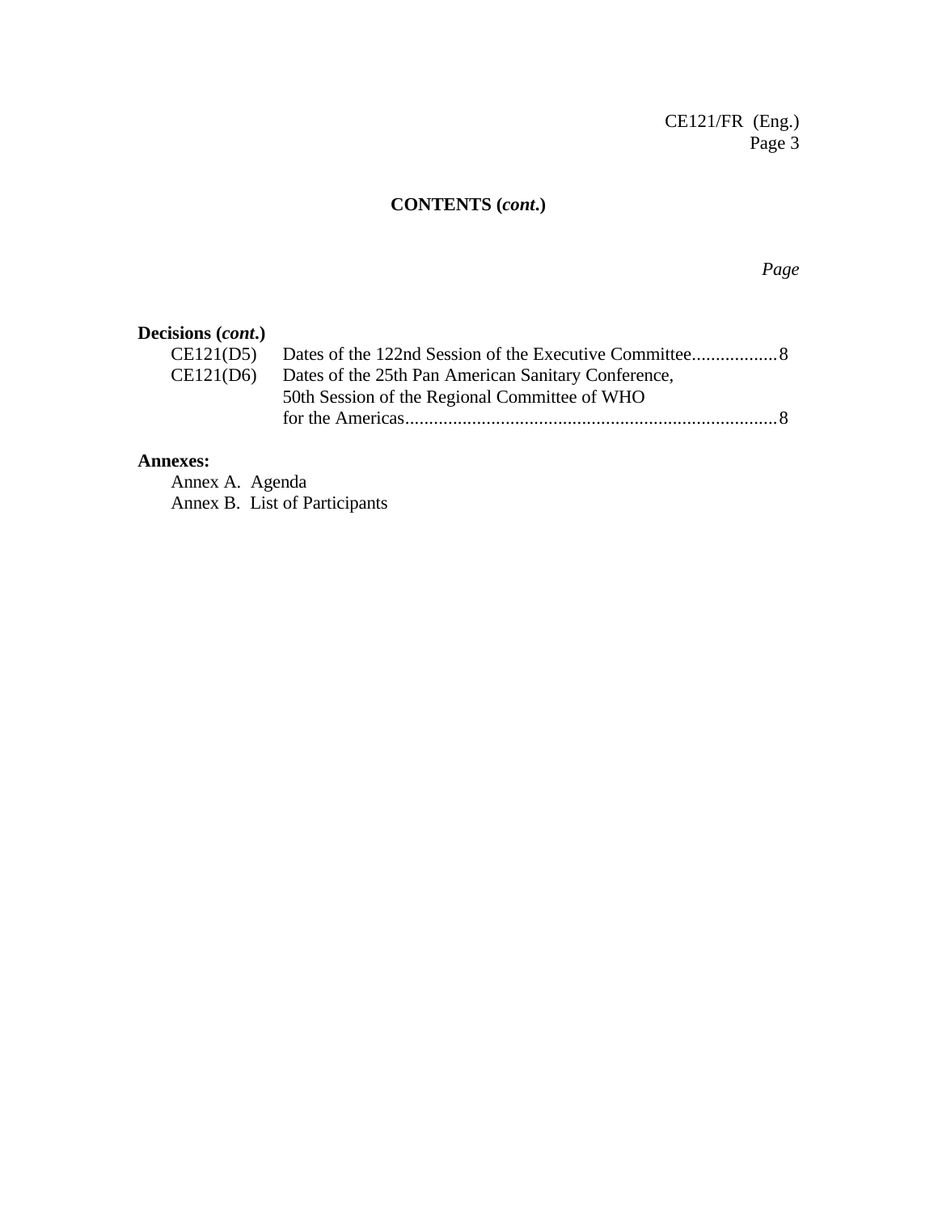## CONTENTS (*cont.*)

*Page*

**Decisions (*cont.*)**

| | | |
|---|---|---|
| CE121(D5) | Dates of the 122nd Session of the Executive Committee | 8 |
| CE121(D6) | Dates of the 25th Pan American Sanitary Conference, 50th Session of the Regional Committee of WHO for the Americas | 8 |

**Annexes:**

Annex A. Agenda
Annex B. List of Participants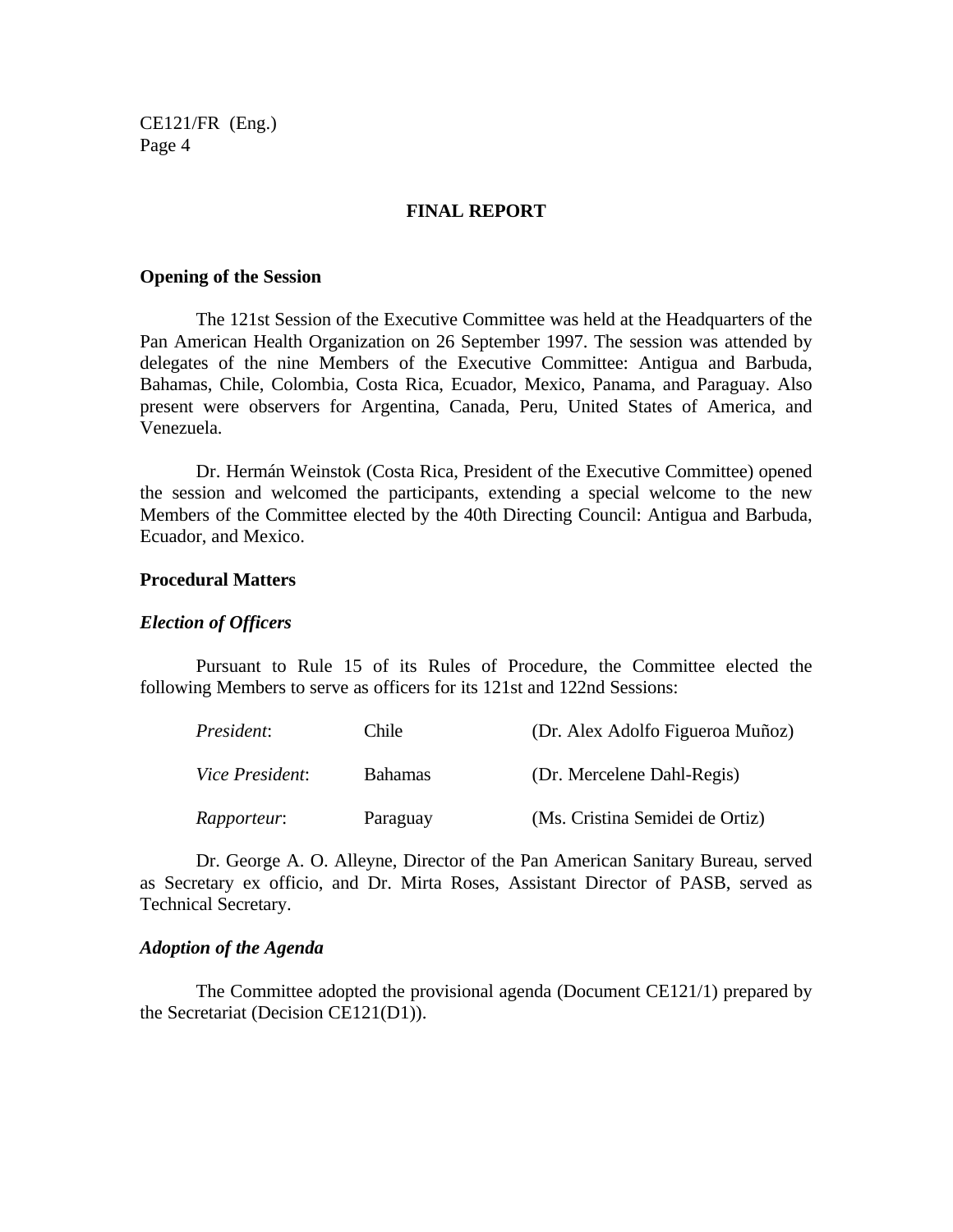## FINAL REPORT

### Opening of the Session

The 121st Session of the Executive Committee was held at the Headquarters of the Pan American Health Organization on 26 September 1997. The session was attended by delegates of the nine Members of the Executive Committee: Antigua and Barbuda, Bahamas, Chile, Colombia, Costa Rica, Ecuador, Mexico, Panama, and Paraguay. Also present were observers for Argentina, Canada, Peru, United States of America, and Venezuela.

Dr. Hermán Weinstok (Costa Rica, President of the Executive Committee) opened the session and welcomed the participants, extending a special welcome to the new Members of the Committee elected by the 40th Directing Council: Antigua and Barbuda, Ecuador, and Mexico.

### Procedural Matters

#### *Election of Officers*

Pursuant to Rule 15 of its Rules of Procedure, the Committee elected the following Members to serve as officers for its 121st and 122nd Sessions:

| | | |
|---|---|---|
| *President*: | Chile | (Dr. Alex Adolfo Figueroa Muñoz) |
| *Vice President*: | Bahamas | (Dr. Mercelene Dahl-Regis) |
| *Rapporteur*: | Paraguay | (Ms. Cristina Semidei de Ortiz) |

Dr. George A. O. Alleyne, Director of the Pan American Sanitary Bureau, served as Secretary ex officio, and Dr. Mirta Roses, Assistant Director of PASB, served as Technical Secretary.

#### *Adoption of the Agenda*

The Committee adopted the provisional agenda (Document CE121/1) prepared by the Secretariat (Decision CE121(D1)).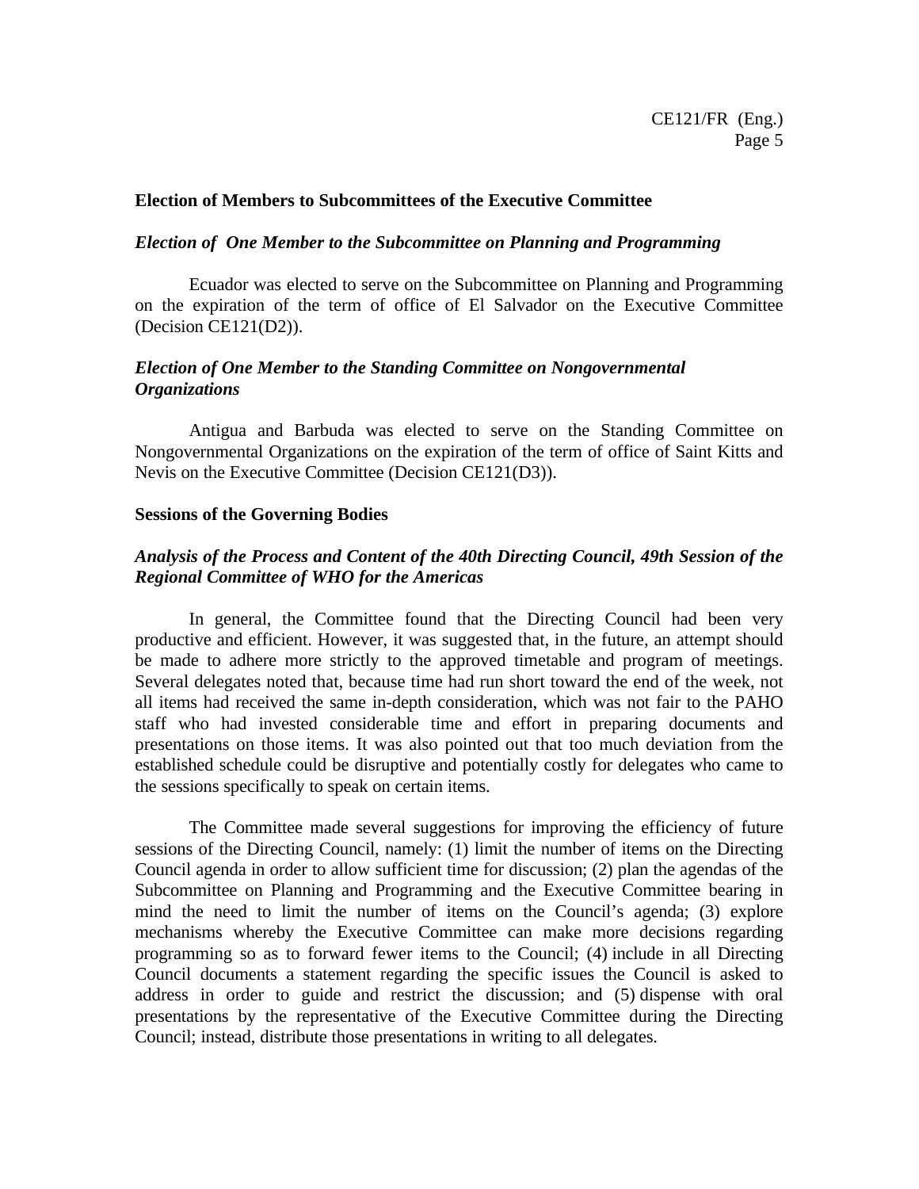## Election of Members to Subcommittees of the Executive Committee

### *Election of One Member to the Subcommittee on Planning and Programming*

Ecuador was elected to serve on the Subcommittee on Planning and Programming on the expiration of the term of office of El Salvador on the Executive Committee (Decision CE121(D2)).

### *Election of One Member to the Standing Committee on Nongovernmental Organizations*

Antigua and Barbuda was elected to serve on the Standing Committee on Nongovernmental Organizations on the expiration of the term of office of Saint Kitts and Nevis on the Executive Committee (Decision CE121(D3)).

## Sessions of the Governing Bodies

### *Analysis of the Process and Content of the 40th Directing Council, 49th Session of the Regional Committee of WHO for the Americas*

In general, the Committee found that the Directing Council had been very productive and efficient. However, it was suggested that, in the future, an attempt should be made to adhere more strictly to the approved timetable and program of meetings. Several delegates noted that, because time had run short toward the end of the week, not all items had received the same in-depth consideration, which was not fair to the PAHO staff who had invested considerable time and effort in preparing documents and presentations on those items. It was also pointed out that too much deviation from the established schedule could be disruptive and potentially costly for delegates who came to the sessions specifically to speak on certain items.

The Committee made several suggestions for improving the efficiency of future sessions of the Directing Council, namely: (1) limit the number of items on the Directing Council agenda in order to allow sufficient time for discussion; (2) plan the agendas of the Subcommittee on Planning and Programming and the Executive Committee bearing in mind the need to limit the number of items on the Council's agenda; (3) explore mechanisms whereby the Executive Committee can make more decisions regarding programming so as to forward fewer items to the Council; (4) include in all Directing Council documents a statement regarding the specific issues the Council is asked to address in order to guide and restrict the discussion; and (5) dispense with oral presentations by the representative of the Executive Committee during the Directing Council; instead, distribute those presentations in writing to all delegates.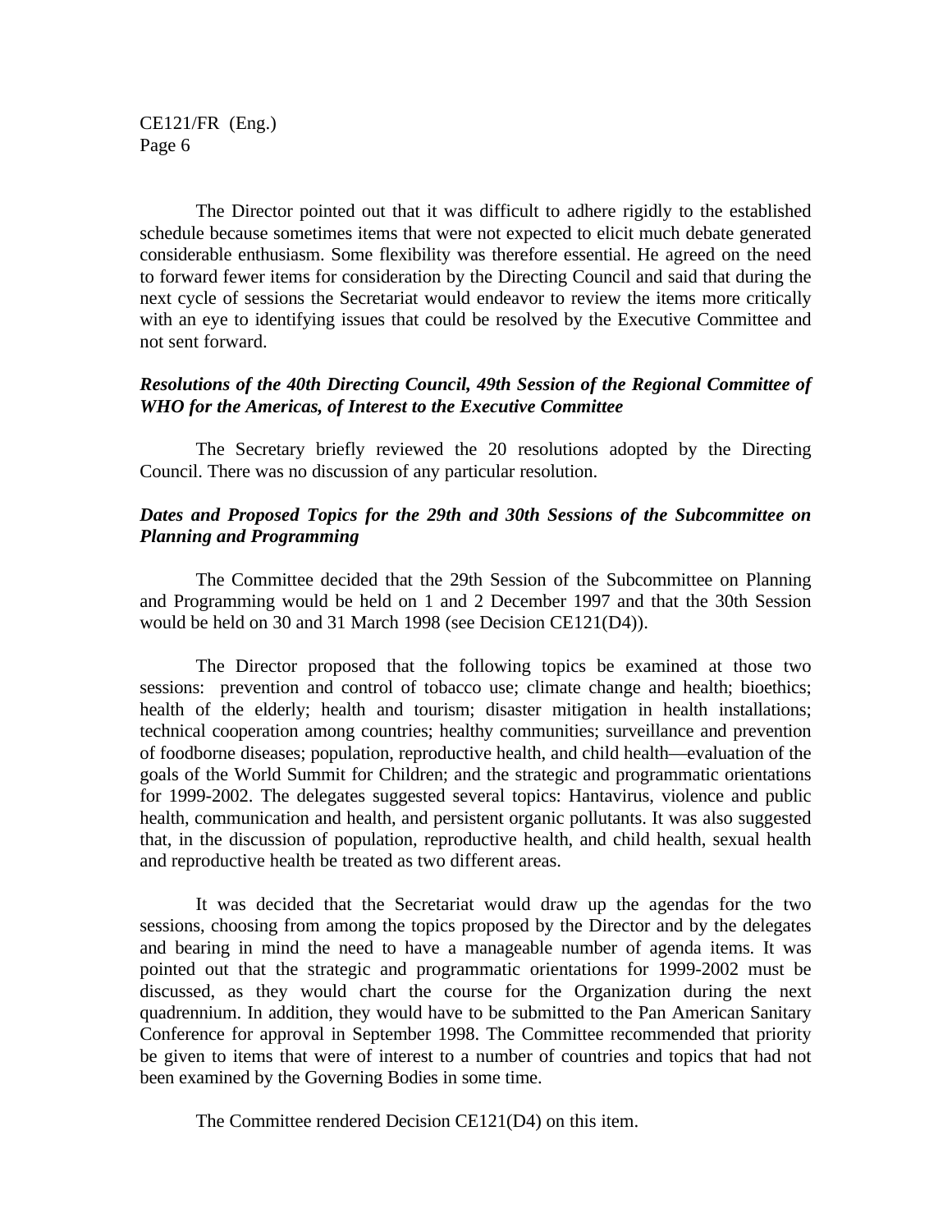The Director pointed out that it was difficult to adhere rigidly to the established schedule because sometimes items that were not expected to elicit much debate generated considerable enthusiasm. Some flexibility was therefore essential. He agreed on the need to forward fewer items for consideration by the Directing Council and said that during the next cycle of sessions the Secretariat would endeavor to review the items more critically with an eye to identifying issues that could be resolved by the Executive Committee and not sent forward.

***Resolutions of the 40th Directing Council, 49th Session of the Regional Committee of WHO for the Americas, of Interest to the Executive Committee***

The Secretary briefly reviewed the 20 resolutions adopted by the Directing Council. There was no discussion of any particular resolution.

***Dates and Proposed Topics for the 29th and 30th Sessions of the Subcommittee on Planning and Programming***

The Committee decided that the 29th Session of the Subcommittee on Planning and Programming would be held on 1 and 2 December 1997 and that the 30th Session would be held on 30 and 31 March 1998 (see Decision CE121(D4)).

The Director proposed that the following topics be examined at those two sessions: prevention and control of tobacco use; climate change and health; bioethics; health of the elderly; health and tourism; disaster mitigation in health installations; technical cooperation among countries; healthy communities; surveillance and prevention of foodborne diseases; population, reproductive health, and child health—evaluation of the goals of the World Summit for Children; and the strategic and programmatic orientations for 1999-2002. The delegates suggested several topics: Hantavirus, violence and public health, communication and health, and persistent organic pollutants. It was also suggested that, in the discussion of population, reproductive health, and child health, sexual health and reproductive health be treated as two different areas.

It was decided that the Secretariat would draw up the agendas for the two sessions, choosing from among the topics proposed by the Director and by the delegates and bearing in mind the need to have a manageable number of agenda items. It was pointed out that the strategic and programmatic orientations for 1999-2002 must be discussed, as they would chart the course for the Organization during the next quadrennium. In addition, they would have to be submitted to the Pan American Sanitary Conference for approval in September 1998. The Committee recommended that priority be given to items that were of interest to a number of countries and topics that had not been examined by the Governing Bodies in some time.

The Committee rendered Decision CE121(D4) on this item.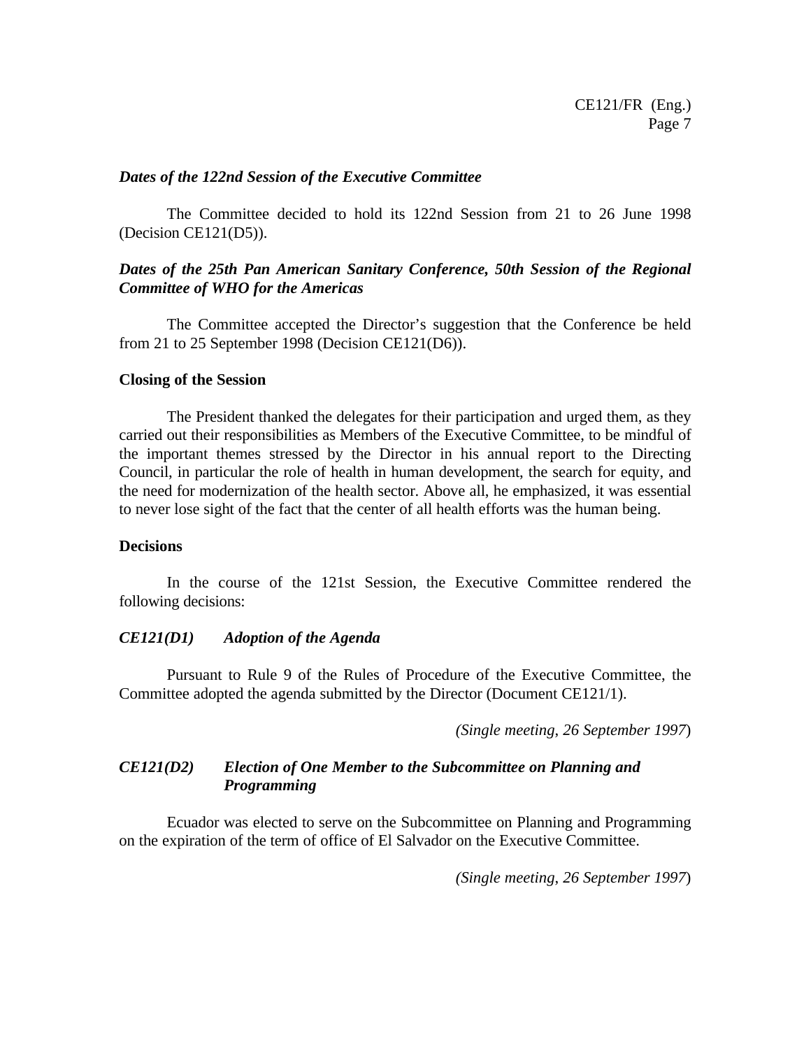### *Dates of the 122nd Session of the Executive Committee*

The Committee decided to hold its 122nd Session from 21 to 26 June 1998 (Decision CE121(D5)).

### *Dates of the 25th Pan American Sanitary Conference, 50th Session of the Regional Committee of WHO for the Americas*

The Committee accepted the Director's suggestion that the Conference be held from 21 to 25 September 1998 (Decision CE121(D6)).

### **Closing of the Session**

The President thanked the delegates for their participation and urged them, as they carried out their responsibilities as Members of the Executive Committee, to be mindful of the important themes stressed by the Director in his annual report to the Directing Council, in particular the role of health in human development, the search for equity, and the need for modernization of the health sector. Above all, he emphasized, it was essential to never lose sight of the fact that the center of all health efforts was the human being.

### **Decisions**

In the course of the 121st Session, the Executive Committee rendered the following decisions:

### *CE121(D1) Adoption of the Agenda*

Pursuant to Rule 9 of the Rules of Procedure of the Executive Committee, the Committee adopted the agenda submitted by the Director (Document CE121/1).

*(Single meeting, 26 September 1997)*

### *CE121(D2) Election of One Member to the Subcommittee on Planning and Programming*

Ecuador was elected to serve on the Subcommittee on Planning and Programming on the expiration of the term of office of El Salvador on the Executive Committee.

*(Single meeting, 26 September 1997)*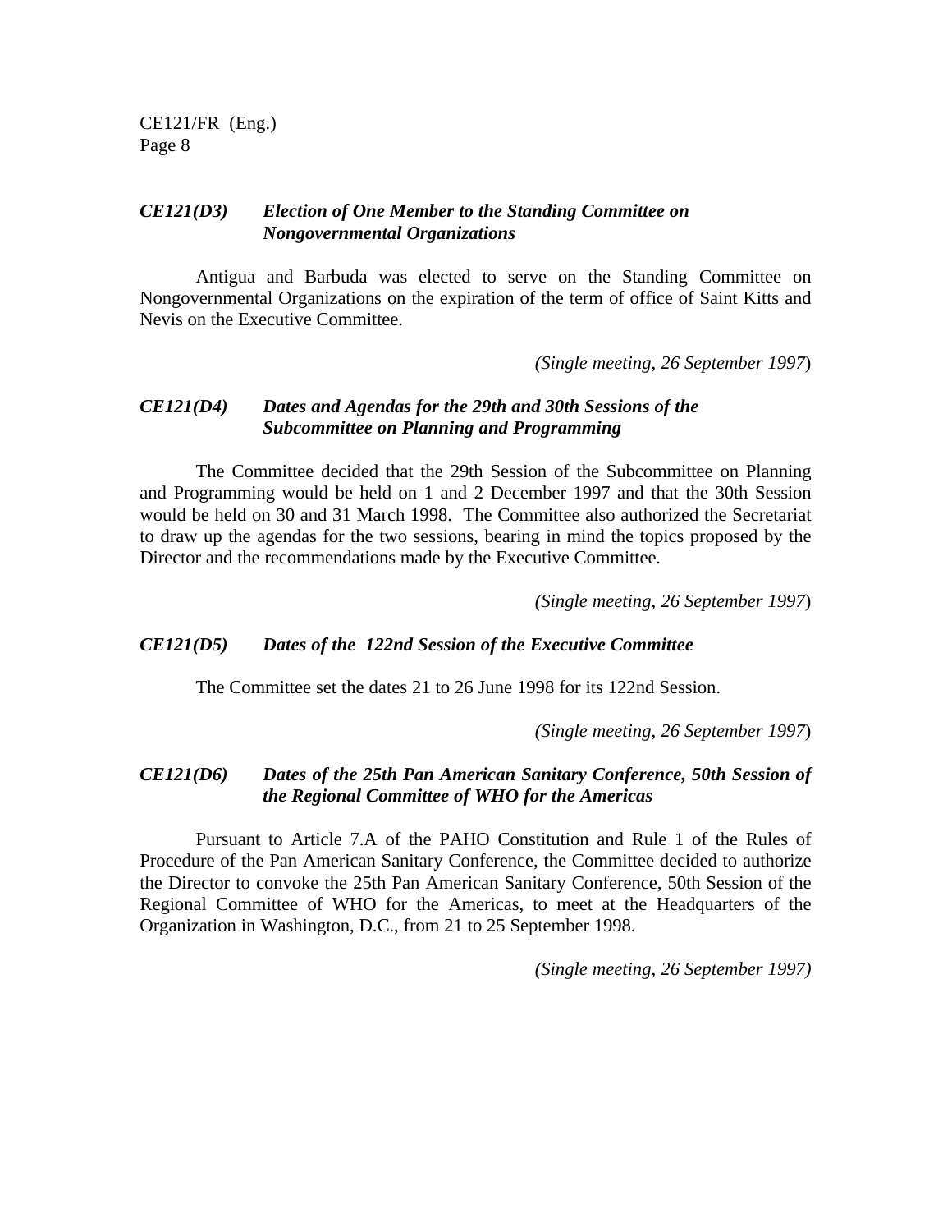### *CE121(D3) Election of One Member to the Standing Committee on Nongovernmental Organizations*

Antigua and Barbuda was elected to serve on the Standing Committee on Nongovernmental Organizations on the expiration of the term of office of Saint Kitts and Nevis on the Executive Committee.

*(Single meeting, 26 September 1997)*

### *CE121(D4) Dates and Agendas for the 29th and 30th Sessions of the Subcommittee on Planning and Programming*

The Committee decided that the 29th Session of the Subcommittee on Planning and Programming would be held on 1 and 2 December 1997 and that the 30th Session would be held on 30 and 31 March 1998. The Committee also authorized the Secretariat to draw up the agendas for the two sessions, bearing in mind the topics proposed by the Director and the recommendations made by the Executive Committee.

*(Single meeting, 26 September 1997)*

### *CE121(D5) Dates of the 122nd Session of the Executive Committee*

The Committee set the dates 21 to 26 June 1998 for its 122nd Session.

*(Single meeting, 26 September 1997)*

### *CE121(D6) Dates of the 25th Pan American Sanitary Conference, 50th Session of the Regional Committee of WHO for the Americas*

Pursuant to Article 7.A of the PAHO Constitution and Rule 1 of the Rules of Procedure of the Pan American Sanitary Conference, the Committee decided to authorize the Director to convoke the 25th Pan American Sanitary Conference, 50th Session of the Regional Committee of WHO for the Americas, to meet at the Headquarters of the Organization in Washington, D.C., from 21 to 25 September 1998.

*(Single meeting, 26 September 1997)*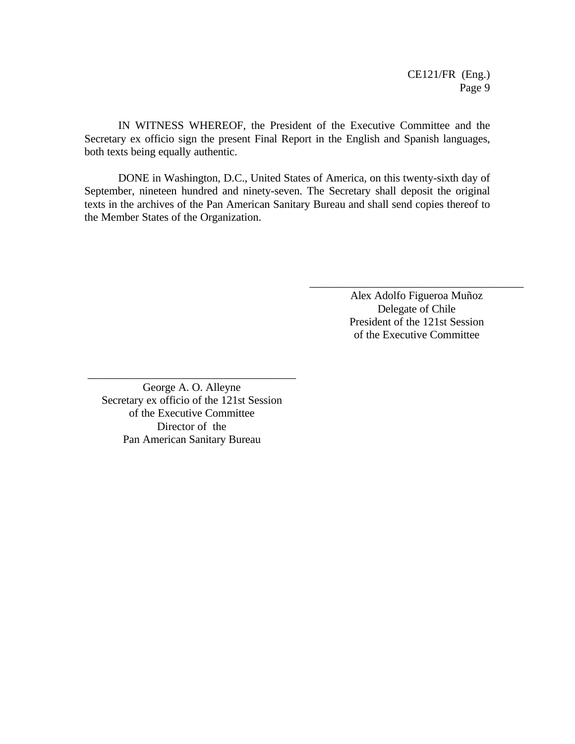IN WITNESS WHEREOF, the President of the Executive Committee and the Secretary ex officio sign the present Final Report in the English and Spanish languages, both texts being equally authentic.

DONE in Washington, D.C., United States of America, on this twenty-sixth day of September, nineteen hundred and ninety-seven. The Secretary shall deposit the original texts in the archives of the Pan American Sanitary Bureau and shall send copies thereof to the Member States of the Organization.

\_\_\_\_\_\_\_\_\_\_\_\_\_\_\_\_\_\_\_\_\_\_\_\_\_\_\_\_\_\_\_\_\_\_\_\_\_

Alex Adolfo Figueroa Muñoz
Delegate of Chile
President of the 121st Session
of the Executive Committee

\_\_\_\_\_\_\_\_\_\_\_\_\_\_\_\_\_\_\_\_\_\_\_\_\_\_\_\_\_\_\_\_\_\_\_\_\_

George A. O. Alleyne
Secretary ex officio of the 121st Session
of the Executive Committee
Director of the
Pan American Sanitary Bureau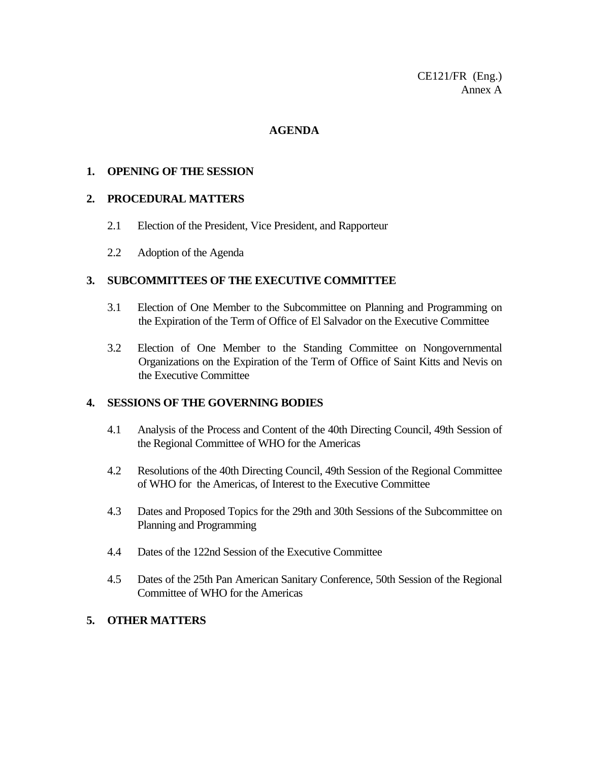CE121/FR (Eng.)
Annex A

# AGENDA

**1. OPENING OF THE SESSION**

**2. PROCEDURAL MATTERS**

2.1 Election of the President, Vice President, and Rapporteur

2.2 Adoption of the Agenda

**3. SUBCOMMITTEES OF THE EXECUTIVE COMMITTEE**

3.1 Election of One Member to the Subcommittee on Planning and Programming on the Expiration of the Term of Office of El Salvador on the Executive Committee

3.2 Election of One Member to the Standing Committee on Nongovernmental Organizations on the Expiration of the Term of Office of Saint Kitts and Nevis on the Executive Committee

**4. SESSIONS OF THE GOVERNING BODIES**

4.1 Analysis of the Process and Content of the 40th Directing Council, 49th Session of the Regional Committee of WHO for the Americas

4.2 Resolutions of the 40th Directing Council, 49th Session of the Regional Committee of WHO for the Americas, of Interest to the Executive Committee

4.3 Dates and Proposed Topics for the 29th and 30th Sessions of the Subcommittee on Planning and Programming

4.4 Dates of the 122nd Session of the Executive Committee

4.5 Dates of the 25th Pan American Sanitary Conference, 50th Session of the Regional Committee of WHO for the Americas

**5. OTHER MATTERS**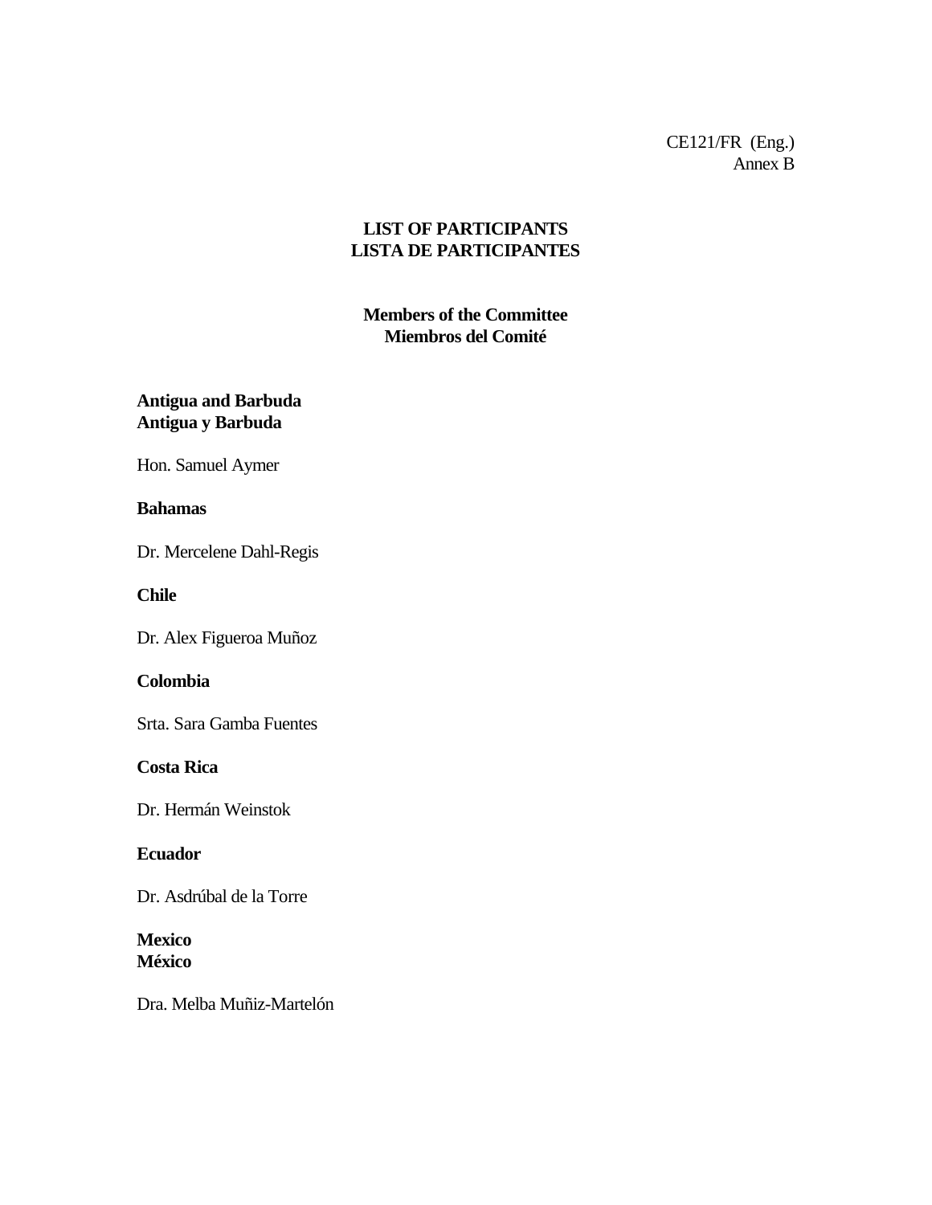CE121/FR (Eng.)
Annex B

# LIST OF PARTICIPANTS
# LISTA DE PARTICIPANTES

## Members of the Committee
## Miembros del Comité

**Antigua and Barbuda**
**Antigua y Barbuda**

Hon. Samuel Aymer

**Bahamas**

Dr. Mercelene Dahl-Regis

**Chile**

Dr. Alex Figueroa Muñoz

**Colombia**

Srta. Sara Gamba Fuentes

**Costa Rica**

Dr. Hermán Weinstok

**Ecuador**

Dr. Asdrúbal de la Torre

**Mexico**
**México**

Dra. Melba Muñiz-Martelón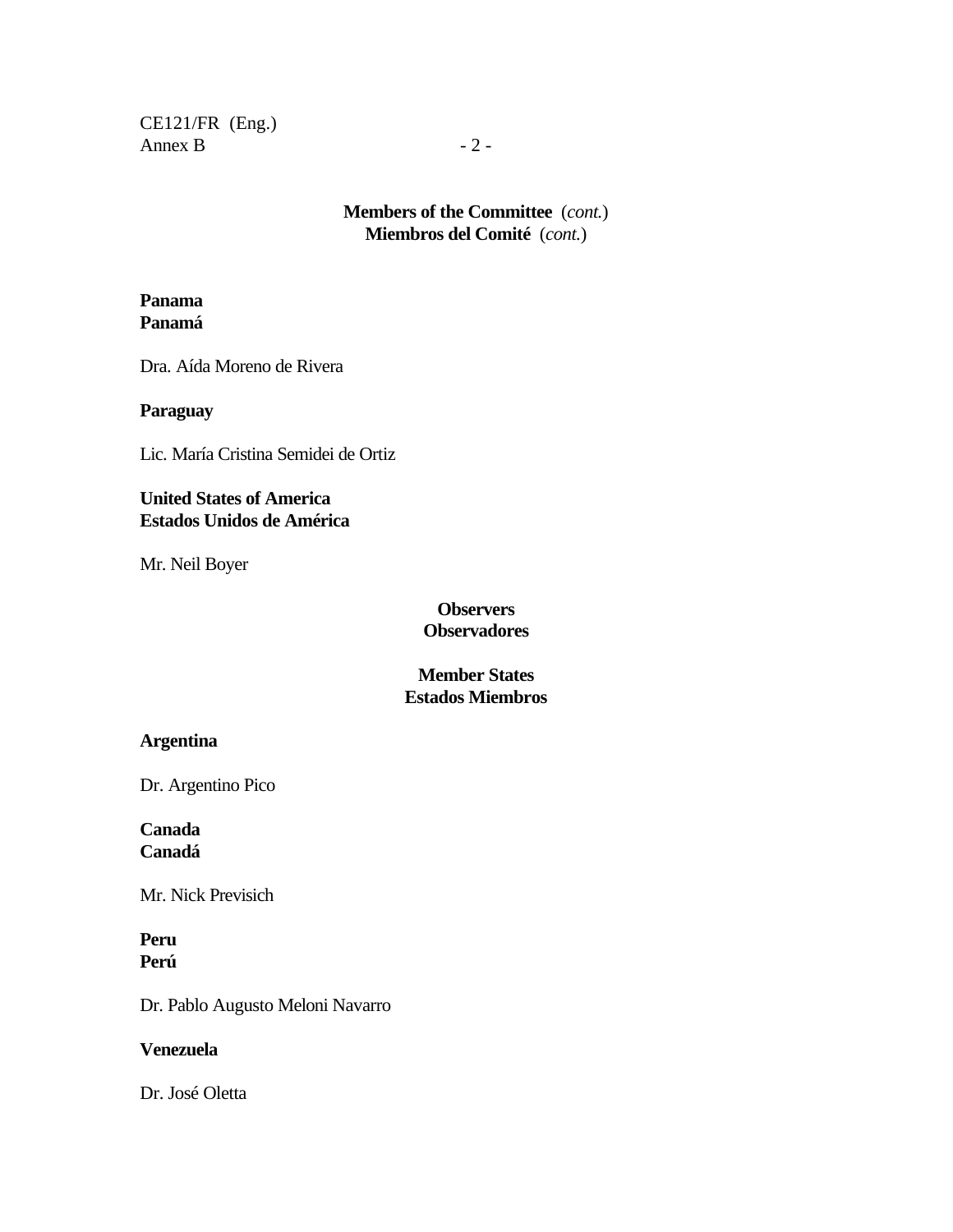**Members of the Committee** (*cont.*)
**Miembros del Comité** (*cont.*)

**Panama**
**Panamá**

Dra. Aída Moreno de Rivera

**Paraguay**

Lic. María Cristina Semidei de Ortiz

**United States of America**
**Estados Unidos de América**

Mr. Neil Boyer

**Observers**
**Observadores**

**Member States**
**Estados Miembros**

**Argentina**

Dr. Argentino Pico

**Canada**
**Canadá**

Mr. Nick Previsich

**Peru**
**Perú**

Dr. Pablo Augusto Meloni Navarro

**Venezuela**

Dr. José Oletta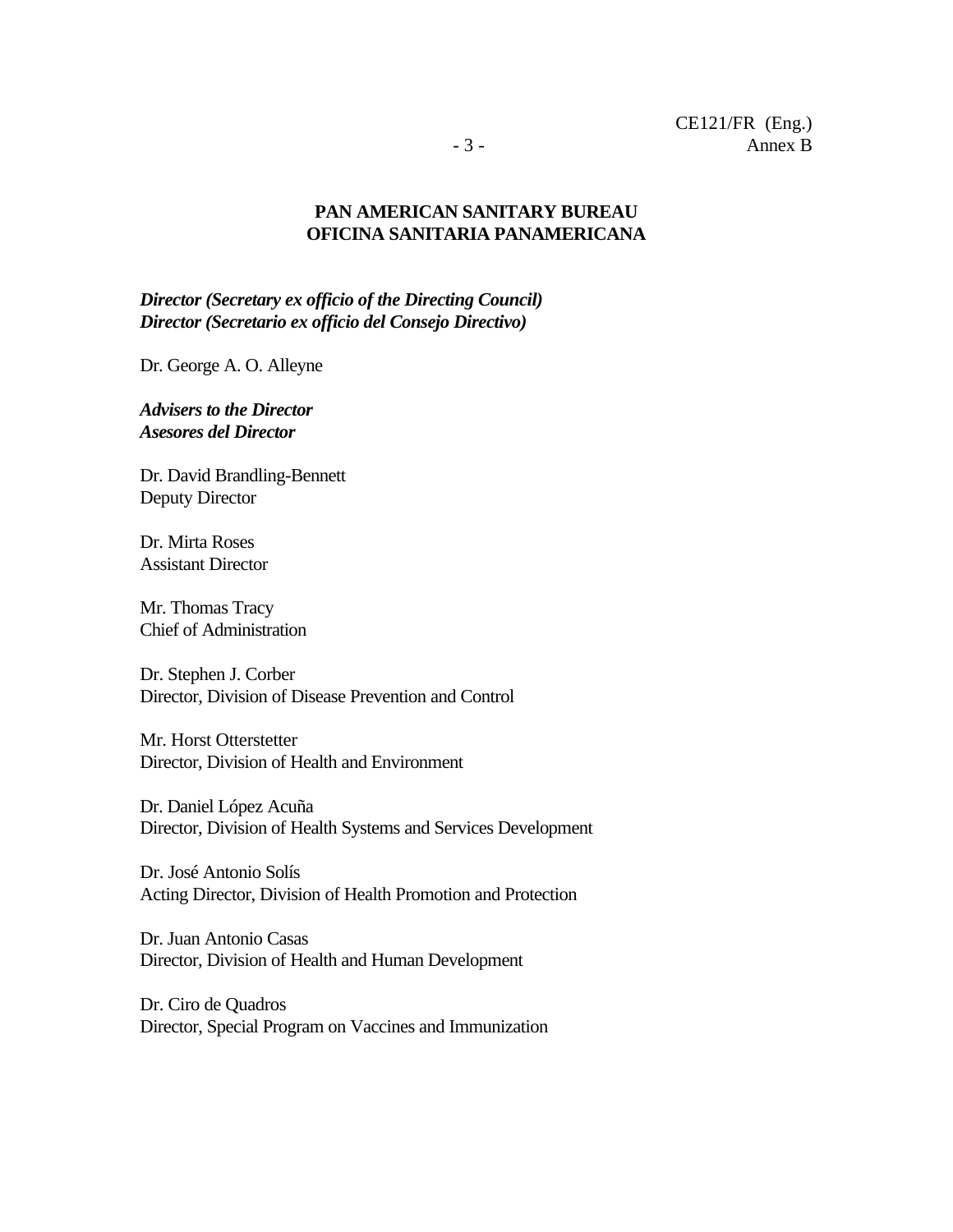**PAN AMERICAN SANITARY BUREAU**
**OFICINA SANITARIA PANAMERICANA**

***Director (Secretary ex officio of the Directing Council)***
***Director (Secretario ex officio del Consejo Directivo)***

Dr. George A. O. Alleyne

***Advisers to the Director***
***Asesores del Director***

Dr. David Brandling-Bennett
Deputy Director

Dr. Mirta Roses
Assistant Director

Mr. Thomas Tracy
Chief of Administration

Dr. Stephen J. Corber
Director, Division of Disease Prevention and Control

Mr. Horst Otterstetter
Director, Division of Health and Environment

Dr. Daniel López Acuña
Director, Division of Health Systems and Services Development

Dr. José Antonio Solís
Acting Director, Division of Health Promotion and Protection

Dr. Juan Antonio Casas
Director, Division of Health and Human Development

Dr. Ciro de Quadros
Director, Special Program on Vaccines and Immunization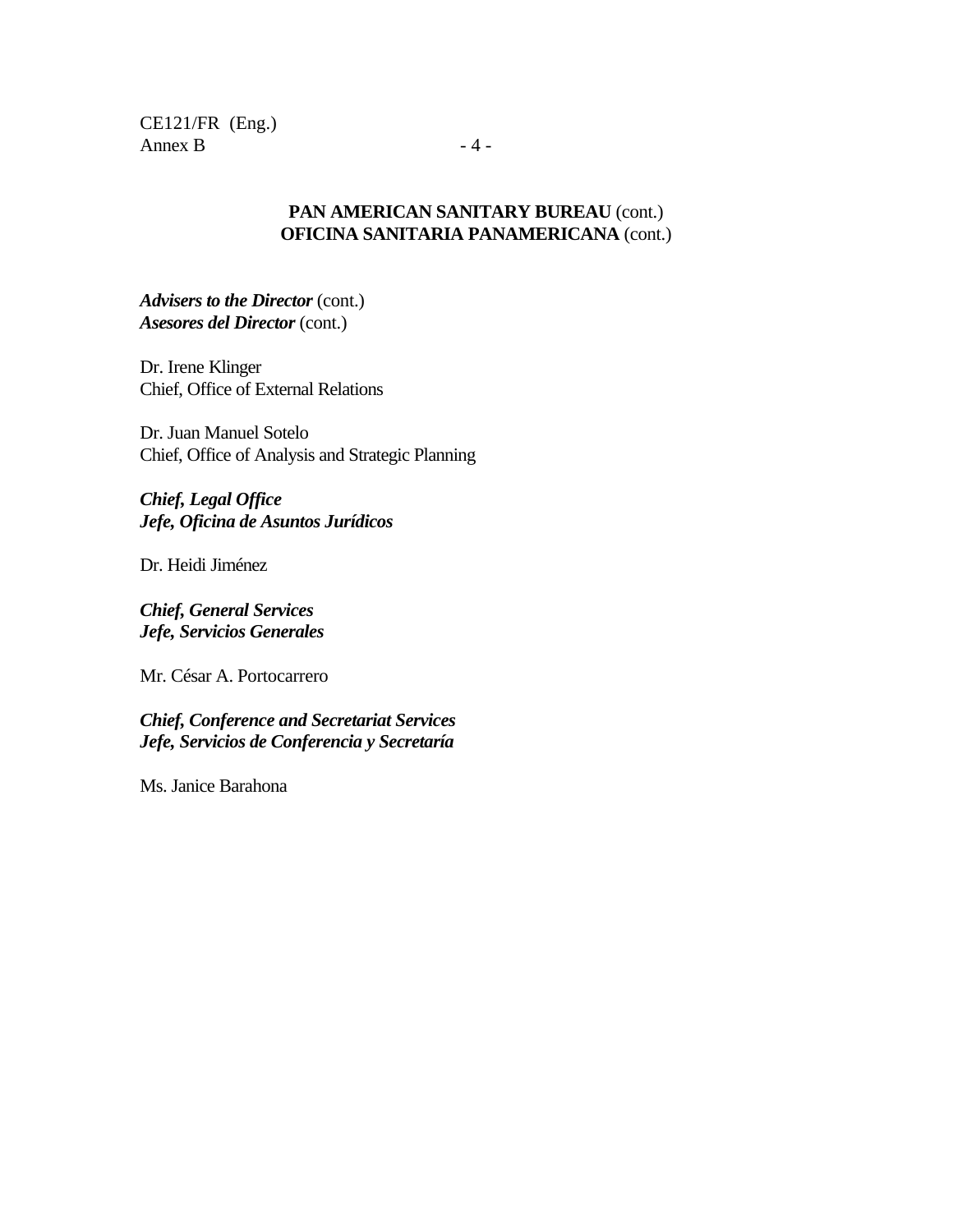**PAN AMERICAN SANITARY BUREAU** (cont.)
**OFICINA SANITARIA PANAMERICANA** (cont.)

***Advisers to the Director*** (cont.)
***Asesores del Director*** (cont.)

Dr. Irene Klinger
Chief, Office of External Relations

Dr. Juan Manuel Sotelo
Chief, Office of Analysis and Strategic Planning

***Chief, Legal Office***
***Jefe, Oficina de Asuntos Jurídicos***

Dr. Heidi Jiménez

***Chief, General Services***
***Jefe, Servicios Generales***

Mr. César A. Portocarrero

***Chief, Conference and Secretariat Services***
***Jefe, Servicios de Conferencia y Secretaría***

Ms. Janice Barahona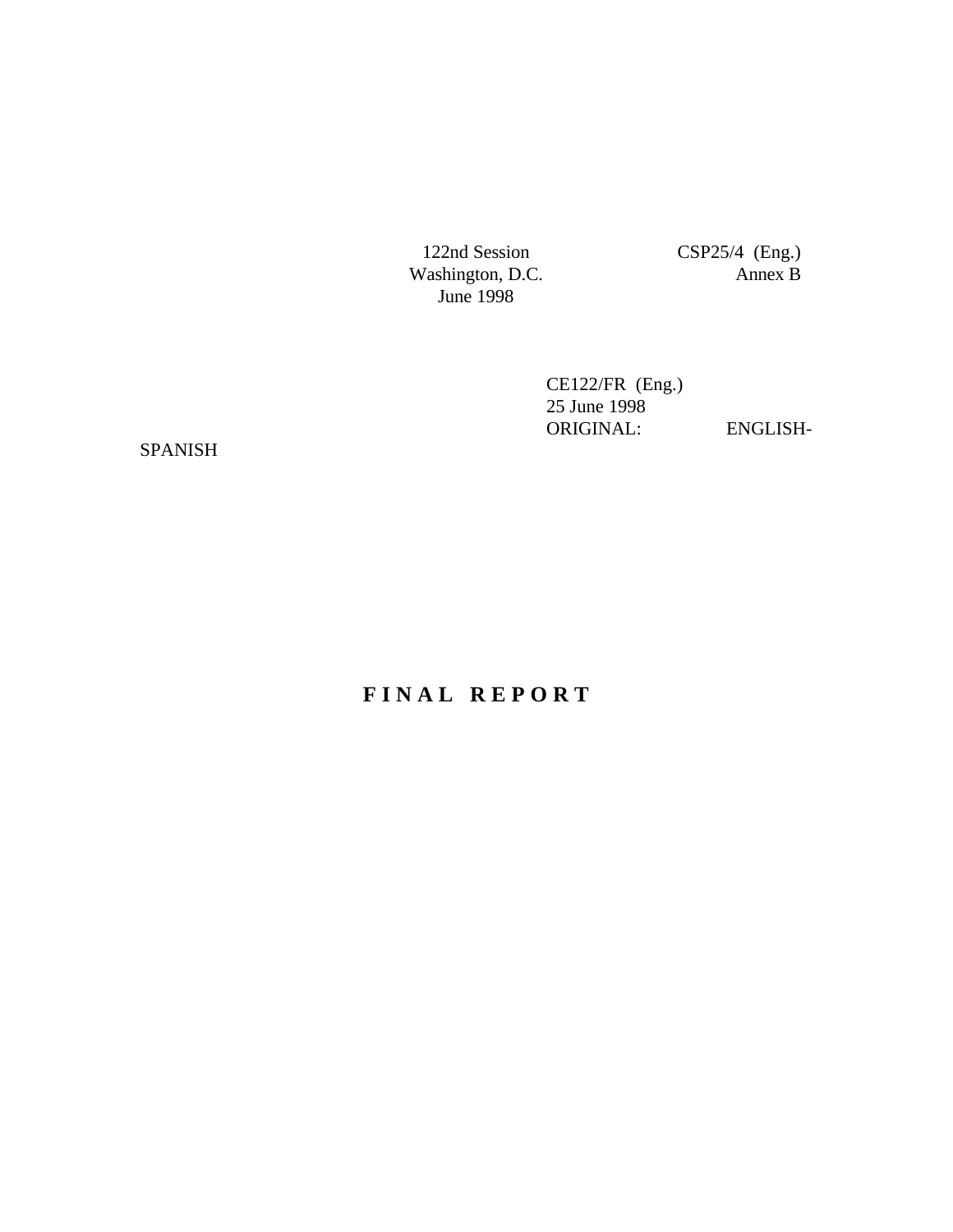122nd Session
Washington, D.C.
June 1998

CSP25/4 (Eng.)
Annex B

CE122/FR (Eng.)
25 June 1998
ORIGINAL: ENGLISH-SPANISH

# F I N A L R E P O R T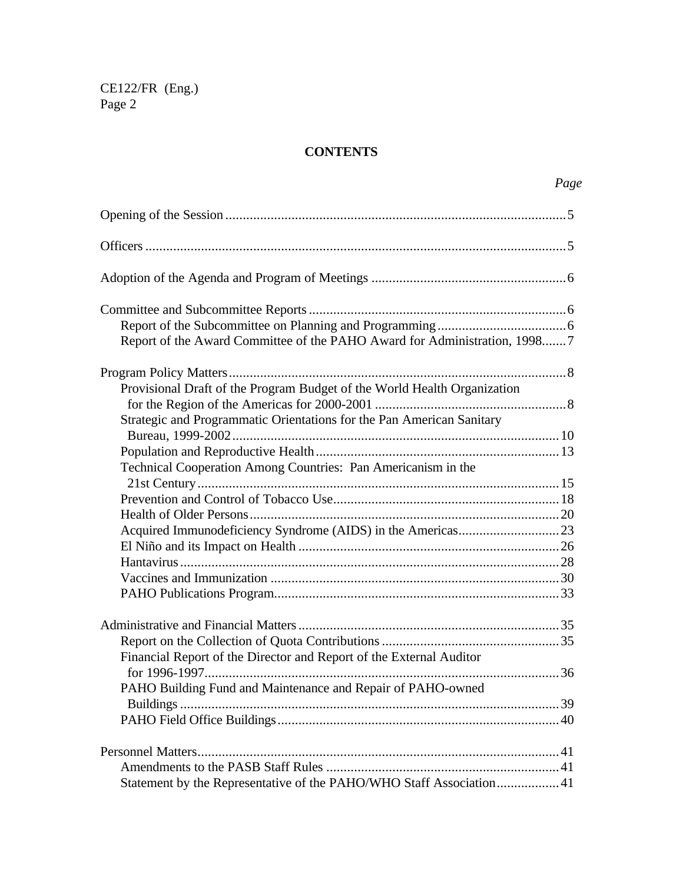## CONTENTS

*Page*

Opening of the Session ....... 5

Officers ....... 5

Adoption of the Agenda and Program of Meetings ....... 6

Committee and Subcommittee Reports ....... 6
- Report of the Subcommittee on Planning and Programming ....... 6
- Report of the Award Committee of the PAHO Award for Administration, 1998 ....... 7

Program Policy Matters ....... 8
- Provisional Draft of the Program Budget of the World Health Organization for the Region of the Americas for 2000-2001 ....... 8
- Strategic and Programmatic Orientations for the Pan American Sanitary Bureau, 1999-2002 ....... 10
- Population and Reproductive Health ....... 13
- Technical Cooperation Among Countries: Pan Americanism in the 21st Century ....... 15
- Prevention and Control of Tobacco Use ....... 18
- Health of Older Persons ....... 20
- Acquired Immunodeficiency Syndrome (AIDS) in the Americas ....... 23
- El Niño and its Impact on Health ....... 26
- Hantavirus ....... 28
- Vaccines and Immunization ....... 30
- PAHO Publications Program ....... 33

Administrative and Financial Matters ....... 35
- Report on the Collection of Quota Contributions ....... 35
- Financial Report of the Director and Report of the External Auditor for 1996-1997 ....... 36
- PAHO Building Fund and Maintenance and Repair of PAHO-owned Buildings ....... 39
- PAHO Field Office Buildings ....... 40

Personnel Matters ....... 41
- Amendments to the PASB Staff Rules ....... 41
- Statement by the Representative of the PAHO/WHO Staff Association ....... 41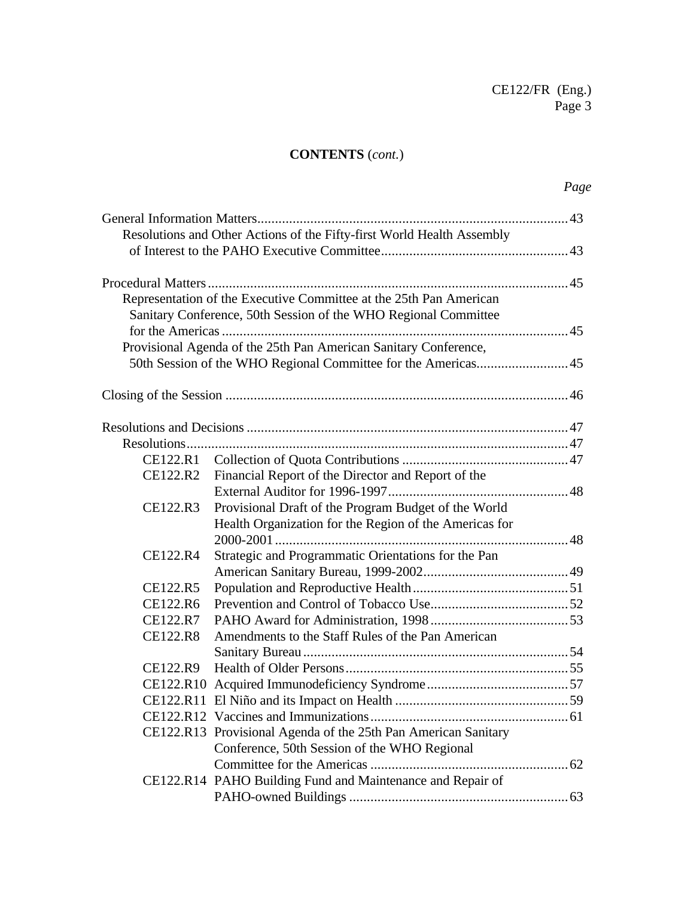## CONTENTS (*cont.*)

*Page*

General Information Matters ........................................................................................ 43
  Resolutions and Other Actions of the Fifty-first World Health Assembly of Interest to the PAHO Executive Committee ..................................................... 43

Procedural Matters ...................................................................................................... 45
  Representation of the Executive Committee at the 25th Pan American Sanitary Conference, 50th Session of the WHO Regional Committee for the Americas .................................................................................................. 45
  Provisional Agenda of the 25th Pan American Sanitary Conference, 50th Session of the WHO Regional Committee for the Americas.......................... 45

Closing of the Session ................................................................................................. 46

Resolutions and Decisions .......................................................................................... 47
  Resolutions............................................................................................................ 47

| | | |
|---|---|---|
| CE122.R1 | Collection of Quota Contributions | 47 |
| CE122.R2 | Financial Report of the Director and Report of the External Auditor for 1996-1997 | 48 |
| CE122.R3 | Provisional Draft of the Program Budget of the World Health Organization for the Region of the Americas for 2000-2001 | 48 |
| CE122.R4 | Strategic and Programmatic Orientations for the Pan American Sanitary Bureau, 1999-2002 | 49 |
| CE122.R5 | Population and Reproductive Health | 51 |
| CE122.R6 | Prevention and Control of Tobacco Use | 52 |
| CE122.R7 | PAHO Award for Administration, 1998 | 53 |
| CE122.R8 | Amendments to the Staff Rules of the Pan American Sanitary Bureau | 54 |
| CE122.R9 | Health of Older Persons | 55 |
| CE122.R10 | Acquired Immunodeficiency Syndrome | 57 |
| CE122.R11 | El Niño and its Impact on Health | 59 |
| CE122.R12 | Vaccines and Immunizations | 61 |
| CE122.R13 | Provisional Agenda of the 25th Pan American Sanitary Conference, 50th Session of the WHO Regional Committee for the Americas | 62 |
| CE122.R14 | PAHO Building Fund and Maintenance and Repair of PAHO-owned Buildings | 63 |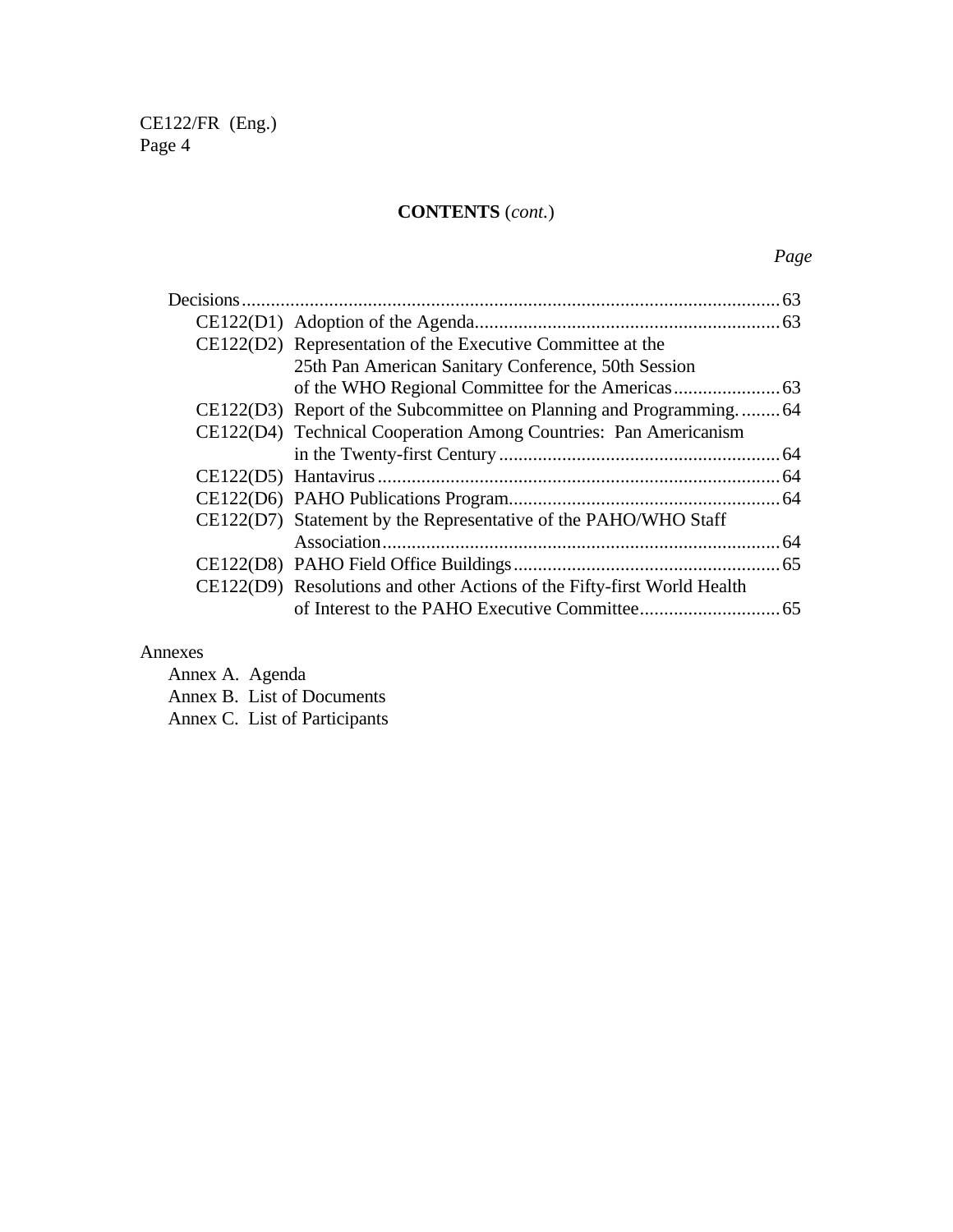## CONTENTS (*cont.*)

*Page*

Decisions ....................................................................................................... 63

- CE122(D1) Adoption of the Agenda ....................................................... 63
- CE122(D2) Representation of the Executive Committee at the 25th Pan American Sanitary Conference, 50th Session of the WHO Regional Committee for the Americas ...................... 63
- CE122(D3) Report of the Subcommittee on Planning and Programming. ........ 64
- CE122(D4) Technical Cooperation Among Countries: Pan Americanism in the Twenty-first Century ........................................................ 64
- CE122(D5) Hantavirus ................................................................................ 64
- CE122(D6) PAHO Publications Program....................................................... 64
- CE122(D7) Statement by the Representative of the PAHO/WHO Staff Association ............................................................................... 64
- CE122(D8) PAHO Field Office Buildings ...................................................... 65
- CE122(D9) Resolutions and other Actions of the Fifty-first World Health of Interest to the PAHO Executive Committee ............................ 65

Annexes

- Annex A. Agenda
- Annex B. List of Documents
- Annex C. List of Participants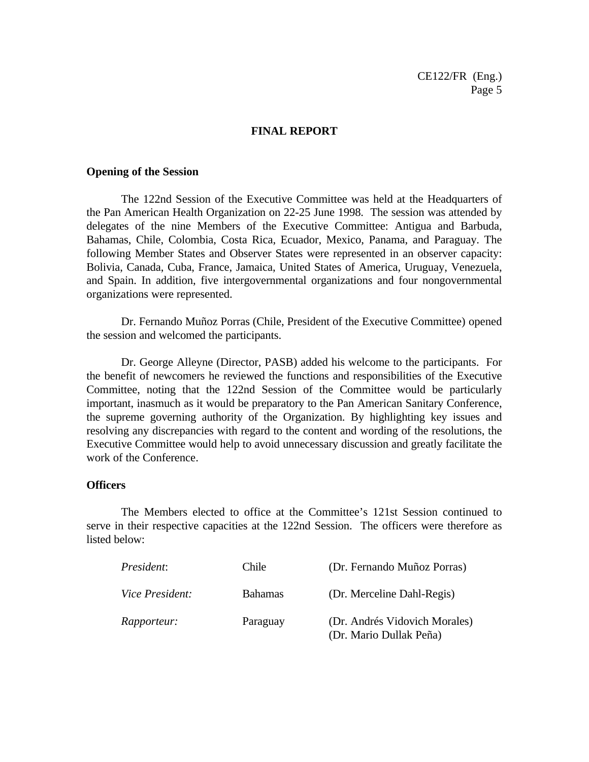## FINAL REPORT

### Opening of the Session

The 122nd Session of the Executive Committee was held at the Headquarters of the Pan American Health Organization on 22-25 June 1998. The session was attended by delegates of the nine Members of the Executive Committee: Antigua and Barbuda, Bahamas, Chile, Colombia, Costa Rica, Ecuador, Mexico, Panama, and Paraguay. The following Member States and Observer States were represented in an observer capacity: Bolivia, Canada, Cuba, France, Jamaica, United States of America, Uruguay, Venezuela, and Spain. In addition, five intergovernmental organizations and four nongovernmental organizations were represented.

Dr. Fernando Muñoz Porras (Chile, President of the Executive Committee) opened the session and welcomed the participants.

Dr. George Alleyne (Director, PASB) added his welcome to the participants. For the benefit of newcomers he reviewed the functions and responsibilities of the Executive Committee, noting that the 122nd Session of the Committee would be particularly important, inasmuch as it would be preparatory to the Pan American Sanitary Conference, the supreme governing authority of the Organization. By highlighting key issues and resolving any discrepancies with regard to the content and wording of the resolutions, the Executive Committee would help to avoid unnecessary discussion and greatly facilitate the work of the Conference.

### Officers

The Members elected to office at the Committee's 121st Session continued to serve in their respective capacities at the 122nd Session. The officers were therefore as listed below:

| | | |
|---|---|---|
| *President*: | Chile | (Dr. Fernando Muñoz Porras) |
| *Vice President:* | Bahamas | (Dr. Merceline Dahl-Regis) |
| *Rapporteur:* | Paraguay | (Dr. Andrés Vidovich Morales)<br>(Dr. Mario Dullak Peña) |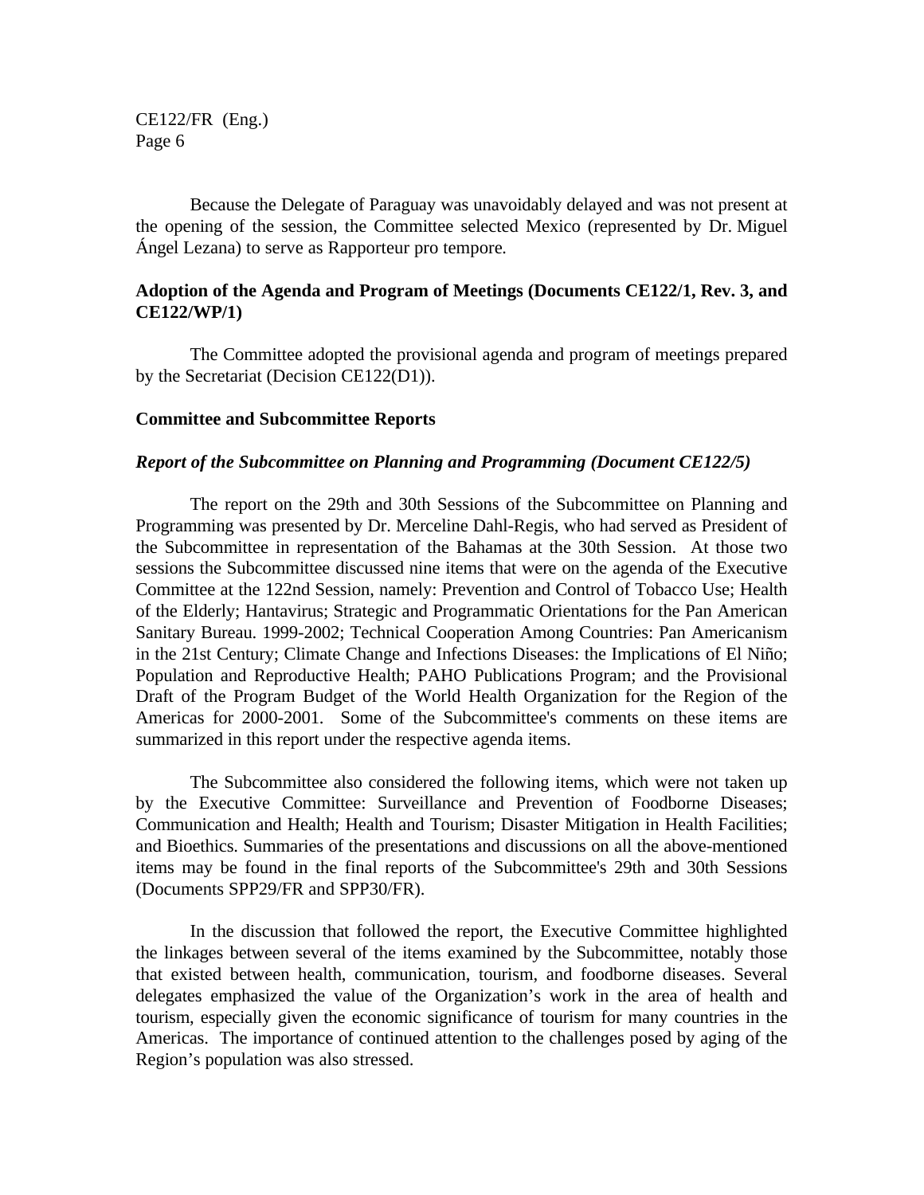Because the Delegate of Paraguay was unavoidably delayed and was not present at the opening of the session, the Committee selected Mexico (represented by Dr. Miguel Ángel Lezana) to serve as Rapporteur pro tempore.

**Adoption of the Agenda and Program of Meetings (Documents CE122/1, Rev. 3, and CE122/WP/1)**

The Committee adopted the provisional agenda and program of meetings prepared by the Secretariat (Decision CE122(D1)).

**Committee and Subcommittee Reports**

***Report of the Subcommittee on Planning and Programming (Document CE122/5)***

The report on the 29th and 30th Sessions of the Subcommittee on Planning and Programming was presented by Dr. Merceline Dahl-Regis, who had served as President of the Subcommittee in representation of the Bahamas at the 30th Session. At those two sessions the Subcommittee discussed nine items that were on the agenda of the Executive Committee at the 122nd Session, namely: Prevention and Control of Tobacco Use; Health of the Elderly; Hantavirus; Strategic and Programmatic Orientations for the Pan American Sanitary Bureau. 1999-2002; Technical Cooperation Among Countries: Pan Americanism in the 21st Century; Climate Change and Infections Diseases: the Implications of El Niño; Population and Reproductive Health; PAHO Publications Program; and the Provisional Draft of the Program Budget of the World Health Organization for the Region of the Americas for 2000-2001. Some of the Subcommittee's comments on these items are summarized in this report under the respective agenda items.

The Subcommittee also considered the following items, which were not taken up by the Executive Committee: Surveillance and Prevention of Foodborne Diseases; Communication and Health; Health and Tourism; Disaster Mitigation in Health Facilities; and Bioethics. Summaries of the presentations and discussions on all the above-mentioned items may be found in the final reports of the Subcommittee's 29th and 30th Sessions (Documents SPP29/FR and SPP30/FR).

In the discussion that followed the report, the Executive Committee highlighted the linkages between several of the items examined by the Subcommittee, notably those that existed between health, communication, tourism, and foodborne diseases. Several delegates emphasized the value of the Organization's work in the area of health and tourism, especially given the economic significance of tourism for many countries in the Americas. The importance of continued attention to the challenges posed by aging of the Region's population was also stressed.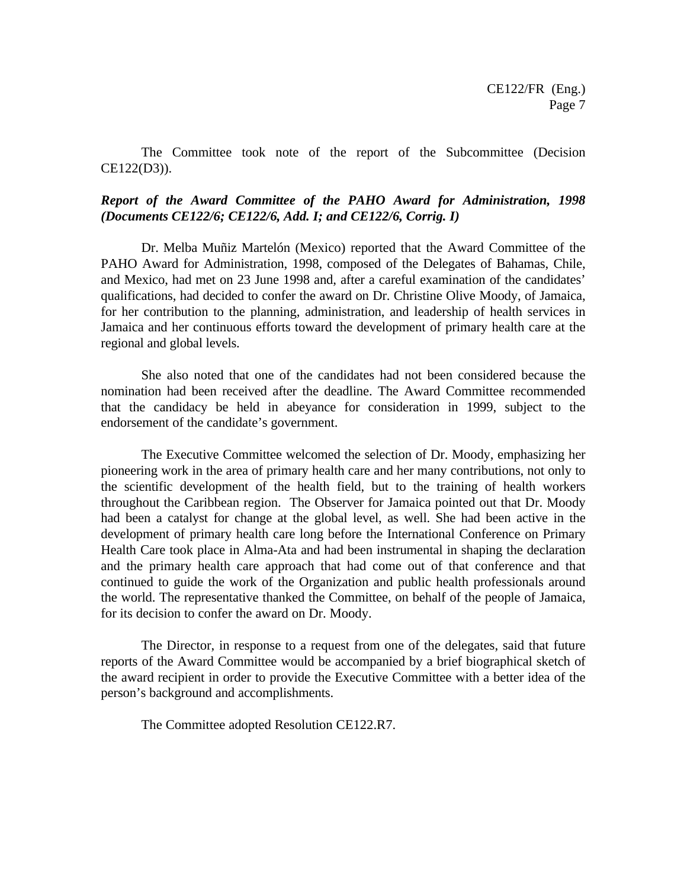The Committee took note of the report of the Subcommittee (Decision CE122(D3)).

***Report of the Award Committee of the PAHO Award for Administration, 1998 (Documents CE122/6; CE122/6, Add. I; and CE122/6, Corrig. I)***

Dr. Melba Muñiz Martelón (Mexico) reported that the Award Committee of the PAHO Award for Administration, 1998, composed of the Delegates of Bahamas, Chile, and Mexico, had met on 23 June 1998 and, after a careful examination of the candidates' qualifications, had decided to confer the award on Dr. Christine Olive Moody, of Jamaica, for her contribution to the planning, administration, and leadership of health services in Jamaica and her continuous efforts toward the development of primary health care at the regional and global levels.

She also noted that one of the candidates had not been considered because the nomination had been received after the deadline. The Award Committee recommended that the candidacy be held in abeyance for consideration in 1999, subject to the endorsement of the candidate's government.

The Executive Committee welcomed the selection of Dr. Moody, emphasizing her pioneering work in the area of primary health care and her many contributions, not only to the scientific development of the health field, but to the training of health workers throughout the Caribbean region. The Observer for Jamaica pointed out that Dr. Moody had been a catalyst for change at the global level, as well. She had been active in the development of primary health care long before the International Conference on Primary Health Care took place in Alma-Ata and had been instrumental in shaping the declaration and the primary health care approach that had come out of that conference and that continued to guide the work of the Organization and public health professionals around the world. The representative thanked the Committee, on behalf of the people of Jamaica, for its decision to confer the award on Dr. Moody.

The Director, in response to a request from one of the delegates, said that future reports of the Award Committee would be accompanied by a brief biographical sketch of the award recipient in order to provide the Executive Committee with a better idea of the person's background and accomplishments.

The Committee adopted Resolution CE122.R7.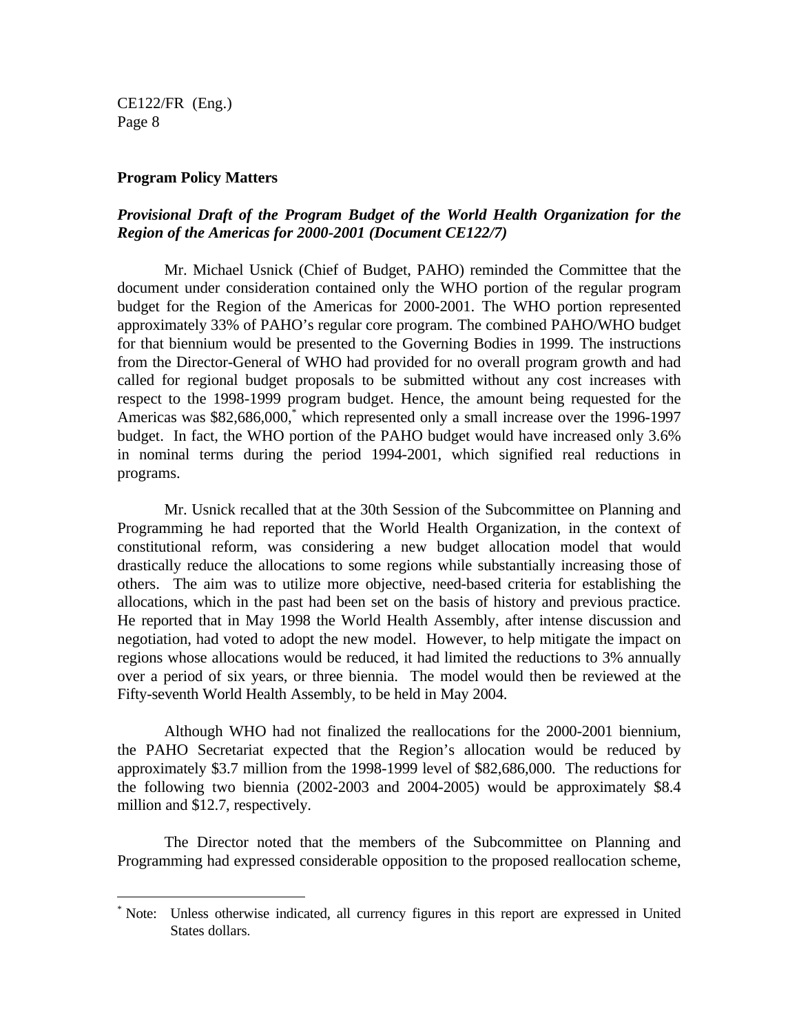## Program Policy Matters

### *Provisional Draft of the Program Budget of the World Health Organization for the Region of the Americas for 2000-2001 (Document CE122/7)*

Mr. Michael Usnick (Chief of Budget, PAHO) reminded the Committee that the document under consideration contained only the WHO portion of the regular program budget for the Region of the Americas for 2000-2001. The WHO portion represented approximately 33% of PAHO's regular core program. The combined PAHO/WHO budget for that biennium would be presented to the Governing Bodies in 1999. The instructions from the Director-General of WHO had provided for no overall program growth and had called for regional budget proposals to be submitted without any cost increases with respect to the 1998-1999 program budget. Hence, the amount being requested for the Americas was $82,686,000,* which represented only a small increase over the 1996-1997 budget. In fact, the WHO portion of the PAHO budget would have increased only 3.6% in nominal terms during the period 1994-2001, which signified real reductions in programs.

Mr. Usnick recalled that at the 30th Session of the Subcommittee on Planning and Programming he had reported that the World Health Organization, in the context of constitutional reform, was considering a new budget allocation model that would drastically reduce the allocations to some regions while substantially increasing those of others. The aim was to utilize more objective, need-based criteria for establishing the allocations, which in the past had been set on the basis of history and previous practice. He reported that in May 1998 the World Health Assembly, after intense discussion and negotiation, had voted to adopt the new model. However, to help mitigate the impact on regions whose allocations would be reduced, it had limited the reductions to 3% annually over a period of six years, or three biennia. The model would then be reviewed at the Fifty-seventh World Health Assembly, to be held in May 2004.

Although WHO had not finalized the reallocations for the 2000-2001 biennium, the PAHO Secretariat expected that the Region's allocation would be reduced by approximately $3.7 million from the 1998-1999 level of $82,686,000. The reductions for the following two biennia (2002-2003 and 2004-2005) would be approximately $8.4 million and $12.7, respectively.

The Director noted that the members of the Subcommittee on Planning and Programming had expressed considerable opposition to the proposed reallocation scheme,

---

* Note: Unless otherwise indicated, all currency figures in this report are expressed in United States dollars.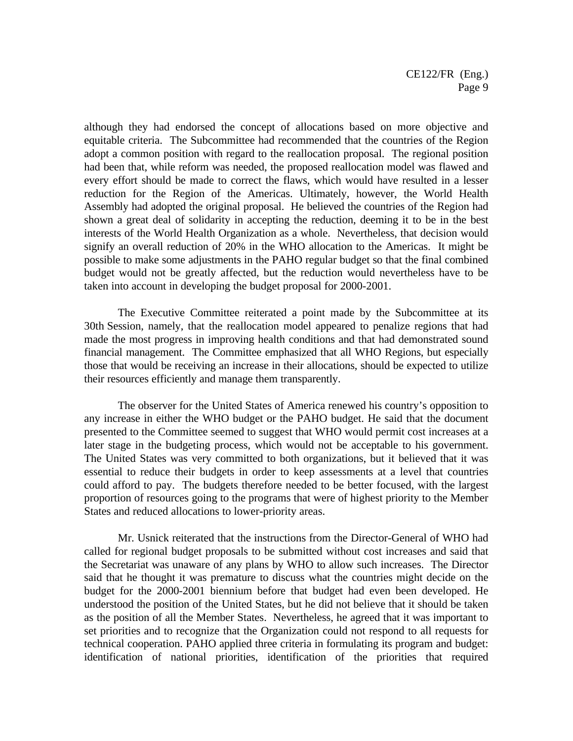although they had endorsed the concept of allocations based on more objective and equitable criteria. The Subcommittee had recommended that the countries of the Region adopt a common position with regard to the reallocation proposal. The regional position had been that, while reform was needed, the proposed reallocation model was flawed and every effort should be made to correct the flaws, which would have resulted in a lesser reduction for the Region of the Americas. Ultimately, however, the World Health Assembly had adopted the original proposal. He believed the countries of the Region had shown a great deal of solidarity in accepting the reduction, deeming it to be in the best interests of the World Health Organization as a whole. Nevertheless, that decision would signify an overall reduction of 20% in the WHO allocation to the Americas. It might be possible to make some adjustments in the PAHO regular budget so that the final combined budget would not be greatly affected, but the reduction would nevertheless have to be taken into account in developing the budget proposal for 2000-2001.

The Executive Committee reiterated a point made by the Subcommittee at its 30th Session, namely, that the reallocation model appeared to penalize regions that had made the most progress in improving health conditions and that had demonstrated sound financial management. The Committee emphasized that all WHO Regions, but especially those that would be receiving an increase in their allocations, should be expected to utilize their resources efficiently and manage them transparently.

The observer for the United States of America renewed his country's opposition to any increase in either the WHO budget or the PAHO budget. He said that the document presented to the Committee seemed to suggest that WHO would permit cost increases at a later stage in the budgeting process, which would not be acceptable to his government. The United States was very committed to both organizations, but it believed that it was essential to reduce their budgets in order to keep assessments at a level that countries could afford to pay. The budgets therefore needed to be better focused, with the largest proportion of resources going to the programs that were of highest priority to the Member States and reduced allocations to lower-priority areas.

Mr. Usnick reiterated that the instructions from the Director-General of WHO had called for regional budget proposals to be submitted without cost increases and said that the Secretariat was unaware of any plans by WHO to allow such increases. The Director said that he thought it was premature to discuss what the countries might decide on the budget for the 2000-2001 biennium before that budget had even been developed. He understood the position of the United States, but he did not believe that it should be taken as the position of all the Member States. Nevertheless, he agreed that it was important to set priorities and to recognize that the Organization could not respond to all requests for technical cooperation. PAHO applied three criteria in formulating its program and budget: identification of national priorities, identification of the priorities that required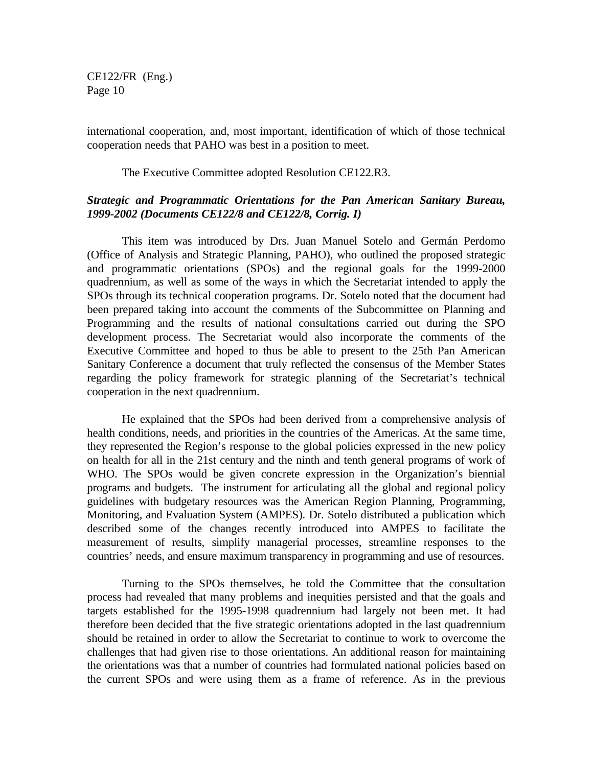international cooperation, and, most important, identification of which of those technical cooperation needs that PAHO was best in a position to meet.

The Executive Committee adopted Resolution CE122.R3.

***Strategic and Programmatic Orientations for the Pan American Sanitary Bureau, 1999-2002 (Documents CE122/8 and CE122/8, Corrig. I)***

This item was introduced by Drs. Juan Manuel Sotelo and Germán Perdomo (Office of Analysis and Strategic Planning, PAHO), who outlined the proposed strategic and programmatic orientations (SPOs) and the regional goals for the 1999-2000 quadrennium, as well as some of the ways in which the Secretariat intended to apply the SPOs through its technical cooperation programs. Dr. Sotelo noted that the document had been prepared taking into account the comments of the Subcommittee on Planning and Programming and the results of national consultations carried out during the SPO development process. The Secretariat would also incorporate the comments of the Executive Committee and hoped to thus be able to present to the 25th Pan American Sanitary Conference a document that truly reflected the consensus of the Member States regarding the policy framework for strategic planning of the Secretariat's technical cooperation in the next quadrennium.

He explained that the SPOs had been derived from a comprehensive analysis of health conditions, needs, and priorities in the countries of the Americas. At the same time, they represented the Region's response to the global policies expressed in the new policy on health for all in the 21st century and the ninth and tenth general programs of work of WHO. The SPOs would be given concrete expression in the Organization's biennial programs and budgets. The instrument for articulating all the global and regional policy guidelines with budgetary resources was the American Region Planning, Programming, Monitoring, and Evaluation System (AMPES). Dr. Sotelo distributed a publication which described some of the changes recently introduced into AMPES to facilitate the measurement of results, simplify managerial processes, streamline responses to the countries' needs, and ensure maximum transparency in programming and use of resources.

Turning to the SPOs themselves, he told the Committee that the consultation process had revealed that many problems and inequities persisted and that the goals and targets established for the 1995-1998 quadrennium had largely not been met. It had therefore been decided that the five strategic orientations adopted in the last quadrennium should be retained in order to allow the Secretariat to continue to work to overcome the challenges that had given rise to those orientations. An additional reason for maintaining the orientations was that a number of countries had formulated national policies based on the current SPOs and were using them as a frame of reference. As in the previous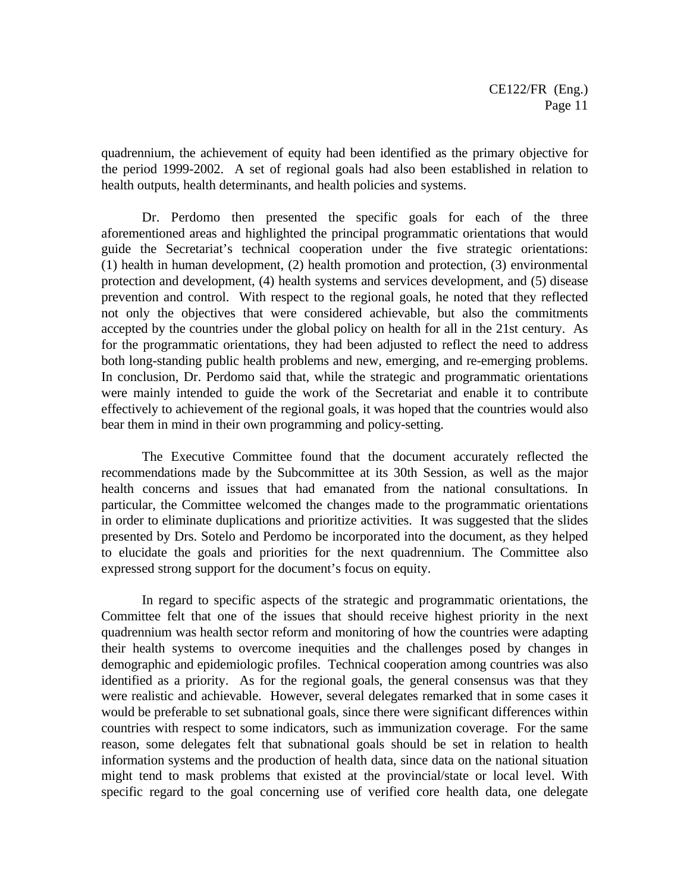quadrennium, the achievement of equity had been identified as the primary objective for the period 1999-2002. A set of regional goals had also been established in relation to health outputs, health determinants, and health policies and systems.

Dr. Perdomo then presented the specific goals for each of the three aforementioned areas and highlighted the principal programmatic orientations that would guide the Secretariat's technical cooperation under the five strategic orientations: (1) health in human development, (2) health promotion and protection, (3) environmental protection and development, (4) health systems and services development, and (5) disease prevention and control. With respect to the regional goals, he noted that they reflected not only the objectives that were considered achievable, but also the commitments accepted by the countries under the global policy on health for all in the 21st century. As for the programmatic orientations, they had been adjusted to reflect the need to address both long-standing public health problems and new, emerging, and re-emerging problems. In conclusion, Dr. Perdomo said that, while the strategic and programmatic orientations were mainly intended to guide the work of the Secretariat and enable it to contribute effectively to achievement of the regional goals, it was hoped that the countries would also bear them in mind in their own programming and policy-setting.

The Executive Committee found that the document accurately reflected the recommendations made by the Subcommittee at its 30th Session, as well as the major health concerns and issues that had emanated from the national consultations. In particular, the Committee welcomed the changes made to the programmatic orientations in order to eliminate duplications and prioritize activities. It was suggested that the slides presented by Drs. Sotelo and Perdomo be incorporated into the document, as they helped to elucidate the goals and priorities for the next quadrennium. The Committee also expressed strong support for the document's focus on equity.

In regard to specific aspects of the strategic and programmatic orientations, the Committee felt that one of the issues that should receive highest priority in the next quadrennium was health sector reform and monitoring of how the countries were adapting their health systems to overcome inequities and the challenges posed by changes in demographic and epidemiologic profiles. Technical cooperation among countries was also identified as a priority. As for the regional goals, the general consensus was that they were realistic and achievable. However, several delegates remarked that in some cases it would be preferable to set subnational goals, since there were significant differences within countries with respect to some indicators, such as immunization coverage. For the same reason, some delegates felt that subnational goals should be set in relation to health information systems and the production of health data, since data on the national situation might tend to mask problems that existed at the provincial/state or local level. With specific regard to the goal concerning use of verified core health data, one delegate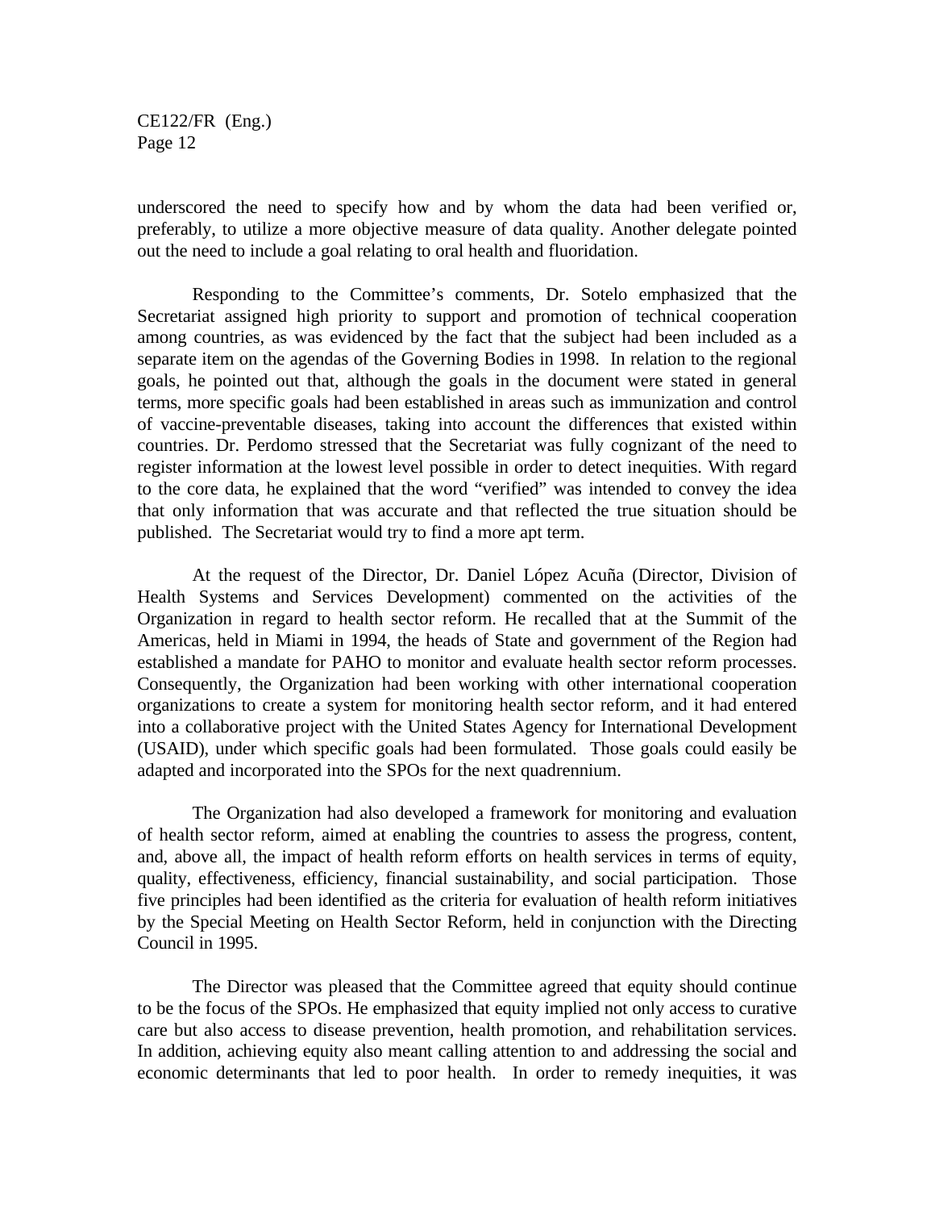underscored the need to specify how and by whom the data had been verified or, preferably, to utilize a more objective measure of data quality. Another delegate pointed out the need to include a goal relating to oral health and fluoridation.

Responding to the Committee's comments, Dr. Sotelo emphasized that the Secretariat assigned high priority to support and promotion of technical cooperation among countries, as was evidenced by the fact that the subject had been included as a separate item on the agendas of the Governing Bodies in 1998. In relation to the regional goals, he pointed out that, although the goals in the document were stated in general terms, more specific goals had been established in areas such as immunization and control of vaccine-preventable diseases, taking into account the differences that existed within countries. Dr. Perdomo stressed that the Secretariat was fully cognizant of the need to register information at the lowest level possible in order to detect inequities. With regard to the core data, he explained that the word "verified" was intended to convey the idea that only information that was accurate and that reflected the true situation should be published. The Secretariat would try to find a more apt term.

At the request of the Director, Dr. Daniel López Acuña (Director, Division of Health Systems and Services Development) commented on the activities of the Organization in regard to health sector reform. He recalled that at the Summit of the Americas, held in Miami in 1994, the heads of State and government of the Region had established a mandate for PAHO to monitor and evaluate health sector reform processes. Consequently, the Organization had been working with other international cooperation organizations to create a system for monitoring health sector reform, and it had entered into a collaborative project with the United States Agency for International Development (USAID), under which specific goals had been formulated. Those goals could easily be adapted and incorporated into the SPOs for the next quadrennium.

The Organization had also developed a framework for monitoring and evaluation of health sector reform, aimed at enabling the countries to assess the progress, content, and, above all, the impact of health reform efforts on health services in terms of equity, quality, effectiveness, efficiency, financial sustainability, and social participation. Those five principles had been identified as the criteria for evaluation of health reform initiatives by the Special Meeting on Health Sector Reform, held in conjunction with the Directing Council in 1995.

The Director was pleased that the Committee agreed that equity should continue to be the focus of the SPOs. He emphasized that equity implied not only access to curative care but also access to disease prevention, health promotion, and rehabilitation services. In addition, achieving equity also meant calling attention to and addressing the social and economic determinants that led to poor health. In order to remedy inequities, it was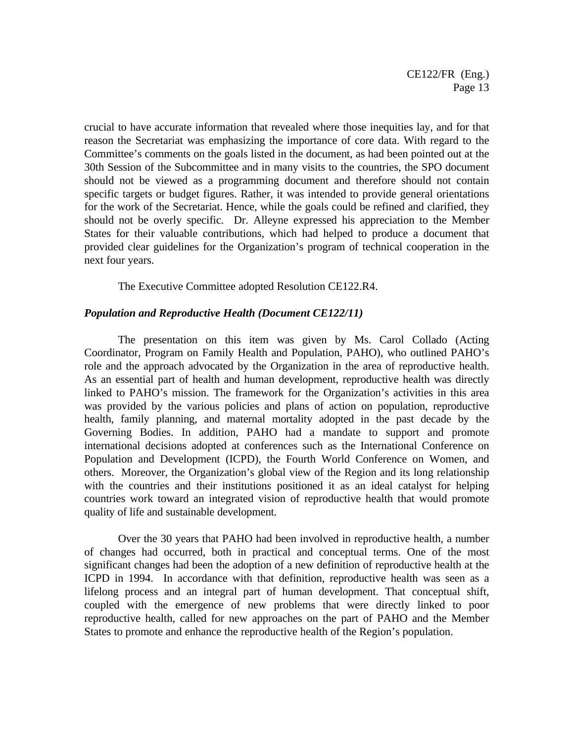crucial to have accurate information that revealed where those inequities lay, and for that reason the Secretariat was emphasizing the importance of core data. With regard to the Committee's comments on the goals listed in the document, as had been pointed out at the 30th Session of the Subcommittee and in many visits to the countries, the SPO document should not be viewed as a programming document and therefore should not contain specific targets or budget figures. Rather, it was intended to provide general orientations for the work of the Secretariat. Hence, while the goals could be refined and clarified, they should not be overly specific. Dr. Alleyne expressed his appreciation to the Member States for their valuable contributions, which had helped to produce a document that provided clear guidelines for the Organization's program of technical cooperation in the next four years.

The Executive Committee adopted Resolution CE122.R4.

***Population and Reproductive Health (Document CE122/11)***

The presentation on this item was given by Ms. Carol Collado (Acting Coordinator, Program on Family Health and Population, PAHO), who outlined PAHO's role and the approach advocated by the Organization in the area of reproductive health. As an essential part of health and human development, reproductive health was directly linked to PAHO's mission. The framework for the Organization's activities in this area was provided by the various policies and plans of action on population, reproductive health, family planning, and maternal mortality adopted in the past decade by the Governing Bodies. In addition, PAHO had a mandate to support and promote international decisions adopted at conferences such as the International Conference on Population and Development (ICPD), the Fourth World Conference on Women, and others. Moreover, the Organization's global view of the Region and its long relationship with the countries and their institutions positioned it as an ideal catalyst for helping countries work toward an integrated vision of reproductive health that would promote quality of life and sustainable development.

Over the 30 years that PAHO had been involved in reproductive health, a number of changes had occurred, both in practical and conceptual terms. One of the most significant changes had been the adoption of a new definition of reproductive health at the ICPD in 1994. In accordance with that definition, reproductive health was seen as a lifelong process and an integral part of human development. That conceptual shift, coupled with the emergence of new problems that were directly linked to poor reproductive health, called for new approaches on the part of PAHO and the Member States to promote and enhance the reproductive health of the Region's population.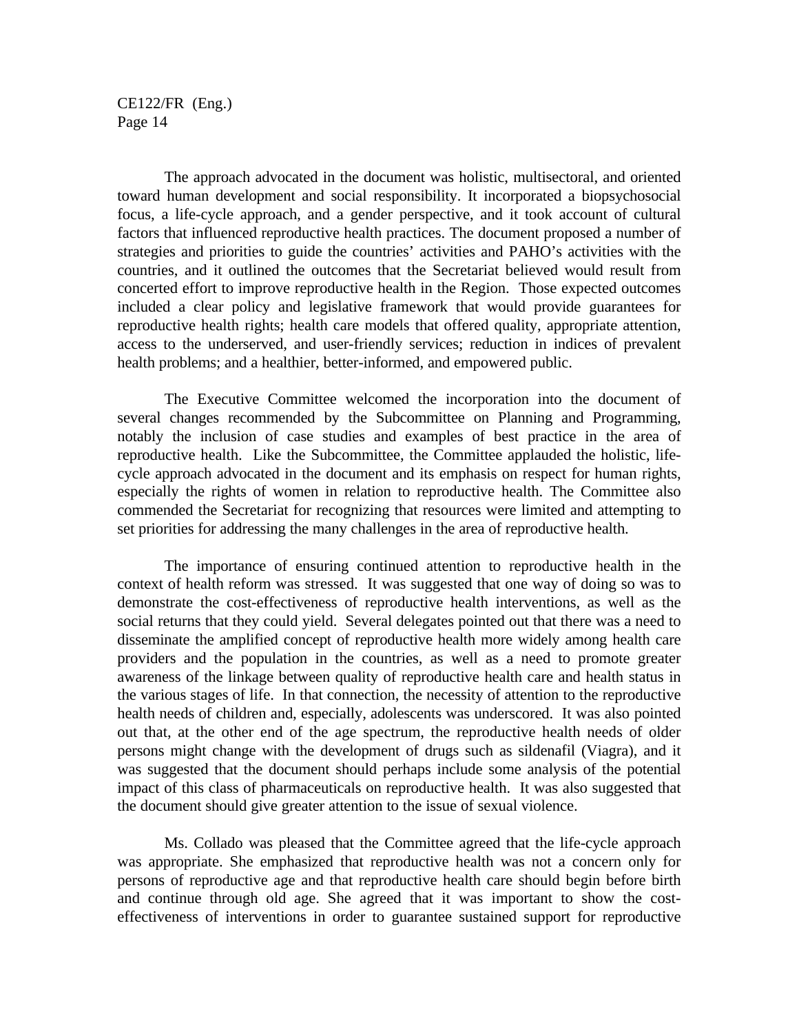The approach advocated in the document was holistic, multisectoral, and oriented toward human development and social responsibility. It incorporated a biopsychosocial focus, a life-cycle approach, and a gender perspective, and it took account of cultural factors that influenced reproductive health practices. The document proposed a number of strategies and priorities to guide the countries' activities and PAHO's activities with the countries, and it outlined the outcomes that the Secretariat believed would result from concerted effort to improve reproductive health in the Region. Those expected outcomes included a clear policy and legislative framework that would provide guarantees for reproductive health rights; health care models that offered quality, appropriate attention, access to the underserved, and user-friendly services; reduction in indices of prevalent health problems; and a healthier, better-informed, and empowered public.

The Executive Committee welcomed the incorporation into the document of several changes recommended by the Subcommittee on Planning and Programming, notably the inclusion of case studies and examples of best practice in the area of reproductive health. Like the Subcommittee, the Committee applauded the holistic, life-cycle approach advocated in the document and its emphasis on respect for human rights, especially the rights of women in relation to reproductive health. The Committee also commended the Secretariat for recognizing that resources were limited and attempting to set priorities for addressing the many challenges in the area of reproductive health.

The importance of ensuring continued attention to reproductive health in the context of health reform was stressed. It was suggested that one way of doing so was to demonstrate the cost-effectiveness of reproductive health interventions, as well as the social returns that they could yield. Several delegates pointed out that there was a need to disseminate the amplified concept of reproductive health more widely among health care providers and the population in the countries, as well as a need to promote greater awareness of the linkage between quality of reproductive health care and health status in the various stages of life. In that connection, the necessity of attention to the reproductive health needs of children and, especially, adolescents was underscored. It was also pointed out that, at the other end of the age spectrum, the reproductive health needs of older persons might change with the development of drugs such as sildenafil (Viagra), and it was suggested that the document should perhaps include some analysis of the potential impact of this class of pharmaceuticals on reproductive health. It was also suggested that the document should give greater attention to the issue of sexual violence.

Ms. Collado was pleased that the Committee agreed that the life-cycle approach was appropriate. She emphasized that reproductive health was not a concern only for persons of reproductive age and that reproductive health care should begin before birth and continue through old age. She agreed that it was important to show the cost-effectiveness of interventions in order to guarantee sustained support for reproductive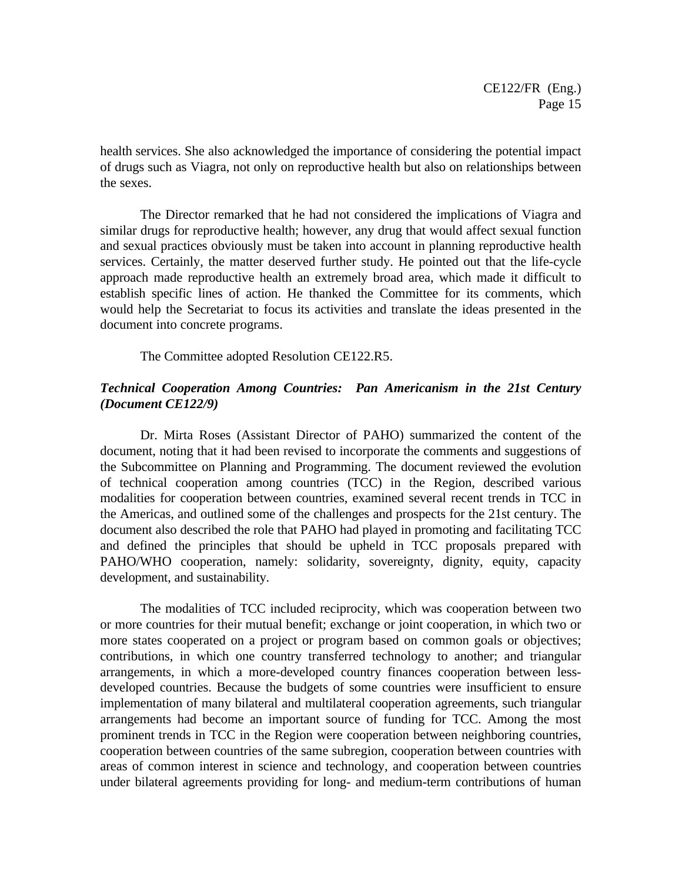health services. She also acknowledged the importance of considering the potential impact of drugs such as Viagra, not only on reproductive health but also on relationships between the sexes.

The Director remarked that he had not considered the implications of Viagra and similar drugs for reproductive health; however, any drug that would affect sexual function and sexual practices obviously must be taken into account in planning reproductive health services. Certainly, the matter deserved further study. He pointed out that the life-cycle approach made reproductive health an extremely broad area, which made it difficult to establish specific lines of action. He thanked the Committee for its comments, which would help the Secretariat to focus its activities and translate the ideas presented in the document into concrete programs.

The Committee adopted Resolution CE122.R5.

***Technical Cooperation Among Countries: Pan Americanism in the 21st Century (Document CE122/9)***

Dr. Mirta Roses (Assistant Director of PAHO) summarized the content of the document, noting that it had been revised to incorporate the comments and suggestions of the Subcommittee on Planning and Programming. The document reviewed the evolution of technical cooperation among countries (TCC) in the Region, described various modalities for cooperation between countries, examined several recent trends in TCC in the Americas, and outlined some of the challenges and prospects for the 21st century. The document also described the role that PAHO had played in promoting and facilitating TCC and defined the principles that should be upheld in TCC proposals prepared with PAHO/WHO cooperation, namely: solidarity, sovereignty, dignity, equity, capacity development, and sustainability.

The modalities of TCC included reciprocity, which was cooperation between two or more countries for their mutual benefit; exchange or joint cooperation, in which two or more states cooperated on a project or program based on common goals or objectives; contributions, in which one country transferred technology to another; and triangular arrangements, in which a more-developed country finances cooperation between less-developed countries. Because the budgets of some countries were insufficient to ensure implementation of many bilateral and multilateral cooperation agreements, such triangular arrangements had become an important source of funding for TCC. Among the most prominent trends in TCC in the Region were cooperation between neighboring countries, cooperation between countries of the same subregion, cooperation between countries with areas of common interest in science and technology, and cooperation between countries under bilateral agreements providing for long- and medium-term contributions of human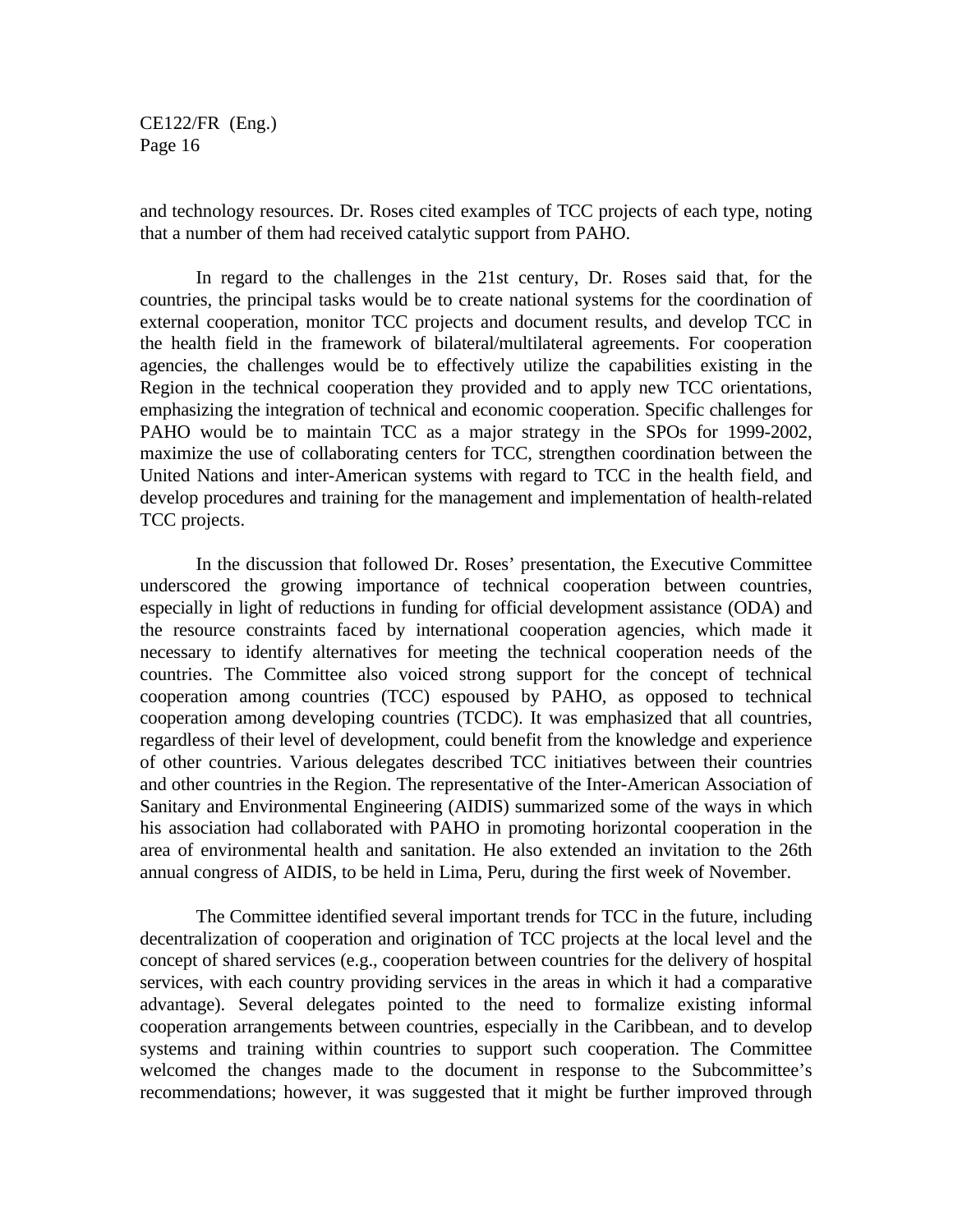and technology resources. Dr. Roses cited examples of TCC projects of each type, noting that a number of them had received catalytic support from PAHO.

In regard to the challenges in the 21st century, Dr. Roses said that, for the countries, the principal tasks would be to create national systems for the coordination of external cooperation, monitor TCC projects and document results, and develop TCC in the health field in the framework of bilateral/multilateral agreements. For cooperation agencies, the challenges would be to effectively utilize the capabilities existing in the Region in the technical cooperation they provided and to apply new TCC orientations, emphasizing the integration of technical and economic cooperation. Specific challenges for PAHO would be to maintain TCC as a major strategy in the SPOs for 1999-2002, maximize the use of collaborating centers for TCC, strengthen coordination between the United Nations and inter-American systems with regard to TCC in the health field, and develop procedures and training for the management and implementation of health-related TCC projects.

In the discussion that followed Dr. Roses' presentation, the Executive Committee underscored the growing importance of technical cooperation between countries, especially in light of reductions in funding for official development assistance (ODA) and the resource constraints faced by international cooperation agencies, which made it necessary to identify alternatives for meeting the technical cooperation needs of the countries. The Committee also voiced strong support for the concept of technical cooperation among countries (TCC) espoused by PAHO, as opposed to technical cooperation among developing countries (TCDC). It was emphasized that all countries, regardless of their level of development, could benefit from the knowledge and experience of other countries. Various delegates described TCC initiatives between their countries and other countries in the Region. The representative of the Inter-American Association of Sanitary and Environmental Engineering (AIDIS) summarized some of the ways in which his association had collaborated with PAHO in promoting horizontal cooperation in the area of environmental health and sanitation. He also extended an invitation to the 26th annual congress of AIDIS, to be held in Lima, Peru, during the first week of November.

The Committee identified several important trends for TCC in the future, including decentralization of cooperation and origination of TCC projects at the local level and the concept of shared services (e.g., cooperation between countries for the delivery of hospital services, with each country providing services in the areas in which it had a comparative advantage). Several delegates pointed to the need to formalize existing informal cooperation arrangements between countries, especially in the Caribbean, and to develop systems and training within countries to support such cooperation. The Committee welcomed the changes made to the document in response to the Subcommittee's recommendations; however, it was suggested that it might be further improved through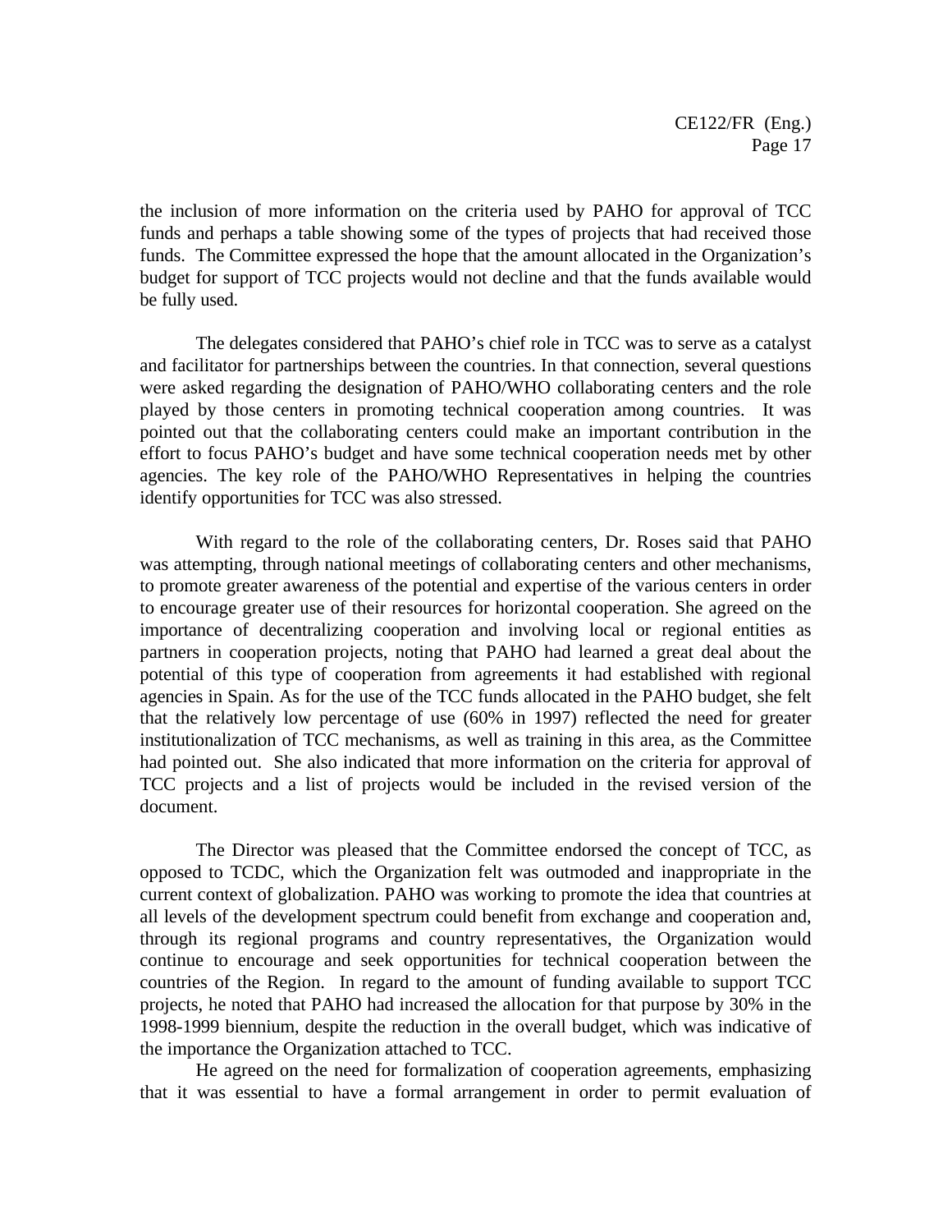the inclusion of more information on the criteria used by PAHO for approval of TCC funds and perhaps a table showing some of the types of projects that had received those funds. The Committee expressed the hope that the amount allocated in the Organization's budget for support of TCC projects would not decline and that the funds available would be fully used.

The delegates considered that PAHO's chief role in TCC was to serve as a catalyst and facilitator for partnerships between the countries. In that connection, several questions were asked regarding the designation of PAHO/WHO collaborating centers and the role played by those centers in promoting technical cooperation among countries. It was pointed out that the collaborating centers could make an important contribution in the effort to focus PAHO's budget and have some technical cooperation needs met by other agencies. The key role of the PAHO/WHO Representatives in helping the countries identify opportunities for TCC was also stressed.

With regard to the role of the collaborating centers, Dr. Roses said that PAHO was attempting, through national meetings of collaborating centers and other mechanisms, to promote greater awareness of the potential and expertise of the various centers in order to encourage greater use of their resources for horizontal cooperation. She agreed on the importance of decentralizing cooperation and involving local or regional entities as partners in cooperation projects, noting that PAHO had learned a great deal about the potential of this type of cooperation from agreements it had established with regional agencies in Spain. As for the use of the TCC funds allocated in the PAHO budget, she felt that the relatively low percentage of use (60% in 1997) reflected the need for greater institutionalization of TCC mechanisms, as well as training in this area, as the Committee had pointed out. She also indicated that more information on the criteria for approval of TCC projects and a list of projects would be included in the revised version of the document.

The Director was pleased that the Committee endorsed the concept of TCC, as opposed to TCDC, which the Organization felt was outmoded and inappropriate in the current context of globalization. PAHO was working to promote the idea that countries at all levels of the development spectrum could benefit from exchange and cooperation and, through its regional programs and country representatives, the Organization would continue to encourage and seek opportunities for technical cooperation between the countries of the Region. In regard to the amount of funding available to support TCC projects, he noted that PAHO had increased the allocation for that purpose by 30% in the 1998-1999 biennium, despite the reduction in the overall budget, which was indicative of the importance the Organization attached to TCC.

He agreed on the need for formalization of cooperation agreements, emphasizing that it was essential to have a formal arrangement in order to permit evaluation of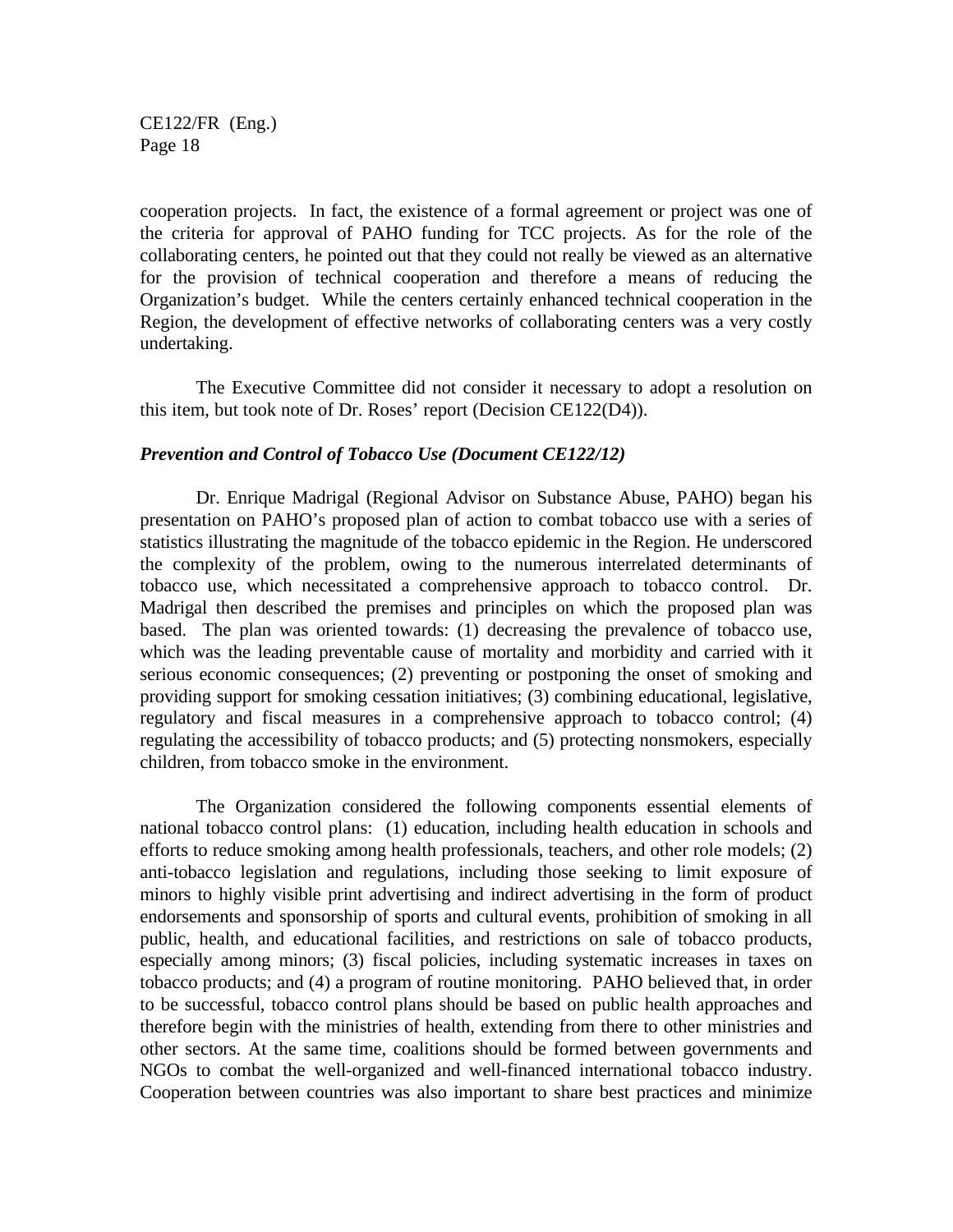cooperation projects. In fact, the existence of a formal agreement or project was one of the criteria for approval of PAHO funding for TCC projects. As for the role of the collaborating centers, he pointed out that they could not really be viewed as an alternative for the provision of technical cooperation and therefore a means of reducing the Organization's budget. While the centers certainly enhanced technical cooperation in the Region, the development of effective networks of collaborating centers was a very costly undertaking.

The Executive Committee did not consider it necessary to adopt a resolution on this item, but took note of Dr. Roses' report (Decision CE122(D4)).

***Prevention and Control of Tobacco Use (Document CE122/12)***

Dr. Enrique Madrigal (Regional Advisor on Substance Abuse, PAHO) began his presentation on PAHO's proposed plan of action to combat tobacco use with a series of statistics illustrating the magnitude of the tobacco epidemic in the Region. He underscored the complexity of the problem, owing to the numerous interrelated determinants of tobacco use, which necessitated a comprehensive approach to tobacco control. Dr. Madrigal then described the premises and principles on which the proposed plan was based. The plan was oriented towards: (1) decreasing the prevalence of tobacco use, which was the leading preventable cause of mortality and morbidity and carried with it serious economic consequences; (2) preventing or postponing the onset of smoking and providing support for smoking cessation initiatives; (3) combining educational, legislative, regulatory and fiscal measures in a comprehensive approach to tobacco control; (4) regulating the accessibility of tobacco products; and (5) protecting nonsmokers, especially children, from tobacco smoke in the environment.

The Organization considered the following components essential elements of national tobacco control plans: (1) education, including health education in schools and efforts to reduce smoking among health professionals, teachers, and other role models; (2) anti-tobacco legislation and regulations, including those seeking to limit exposure of minors to highly visible print advertising and indirect advertising in the form of product endorsements and sponsorship of sports and cultural events, prohibition of smoking in all public, health, and educational facilities, and restrictions on sale of tobacco products, especially among minors; (3) fiscal policies, including systematic increases in taxes on tobacco products; and (4) a program of routine monitoring. PAHO believed that, in order to be successful, tobacco control plans should be based on public health approaches and therefore begin with the ministries of health, extending from there to other ministries and other sectors. At the same time, coalitions should be formed between governments and NGOs to combat the well-organized and well-financed international tobacco industry. Cooperation between countries was also important to share best practices and minimize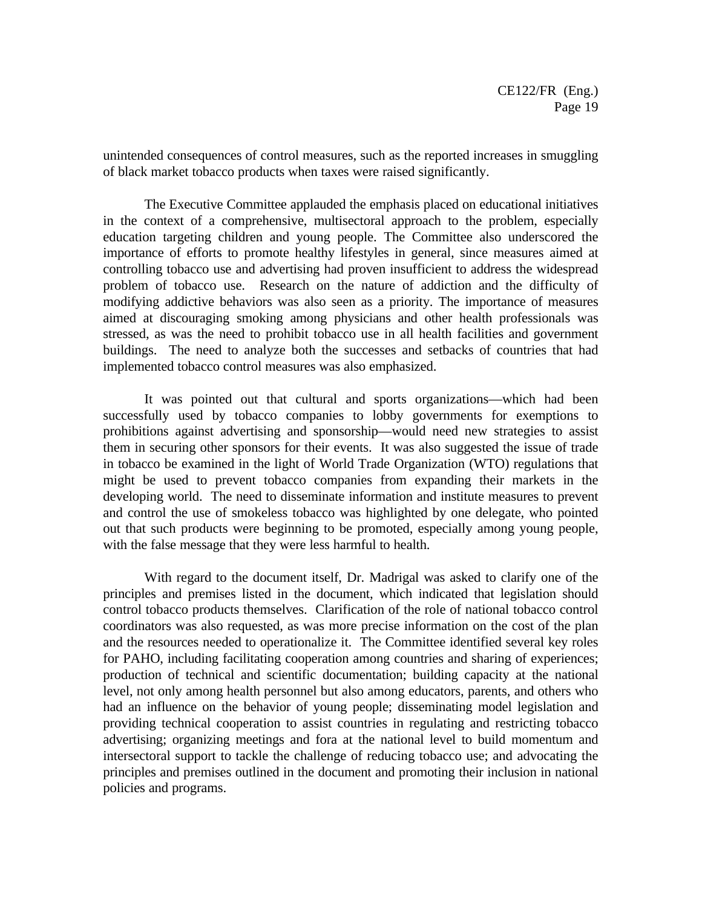unintended consequences of control measures, such as the reported increases in smuggling of black market tobacco products when taxes were raised significantly.

The Executive Committee applauded the emphasis placed on educational initiatives in the context of a comprehensive, multisectoral approach to the problem, especially education targeting children and young people. The Committee also underscored the importance of efforts to promote healthy lifestyles in general, since measures aimed at controlling tobacco use and advertising had proven insufficient to address the widespread problem of tobacco use. Research on the nature of addiction and the difficulty of modifying addictive behaviors was also seen as a priority. The importance of measures aimed at discouraging smoking among physicians and other health professionals was stressed, as was the need to prohibit tobacco use in all health facilities and government buildings. The need to analyze both the successes and setbacks of countries that had implemented tobacco control measures was also emphasized.

It was pointed out that cultural and sports organizations—which had been successfully used by tobacco companies to lobby governments for exemptions to prohibitions against advertising and sponsorship—would need new strategies to assist them in securing other sponsors for their events. It was also suggested the issue of trade in tobacco be examined in the light of World Trade Organization (WTO) regulations that might be used to prevent tobacco companies from expanding their markets in the developing world. The need to disseminate information and institute measures to prevent and control the use of smokeless tobacco was highlighted by one delegate, who pointed out that such products were beginning to be promoted, especially among young people, with the false message that they were less harmful to health.

With regard to the document itself, Dr. Madrigal was asked to clarify one of the principles and premises listed in the document, which indicated that legislation should control tobacco products themselves. Clarification of the role of national tobacco control coordinators was also requested, as was more precise information on the cost of the plan and the resources needed to operationalize it. The Committee identified several key roles for PAHO, including facilitating cooperation among countries and sharing of experiences; production of technical and scientific documentation; building capacity at the national level, not only among health personnel but also among educators, parents, and others who had an influence on the behavior of young people; disseminating model legislation and providing technical cooperation to assist countries in regulating and restricting tobacco advertising; organizing meetings and fora at the national level to build momentum and intersectoral support to tackle the challenge of reducing tobacco use; and advocating the principles and premises outlined in the document and promoting their inclusion in national policies and programs.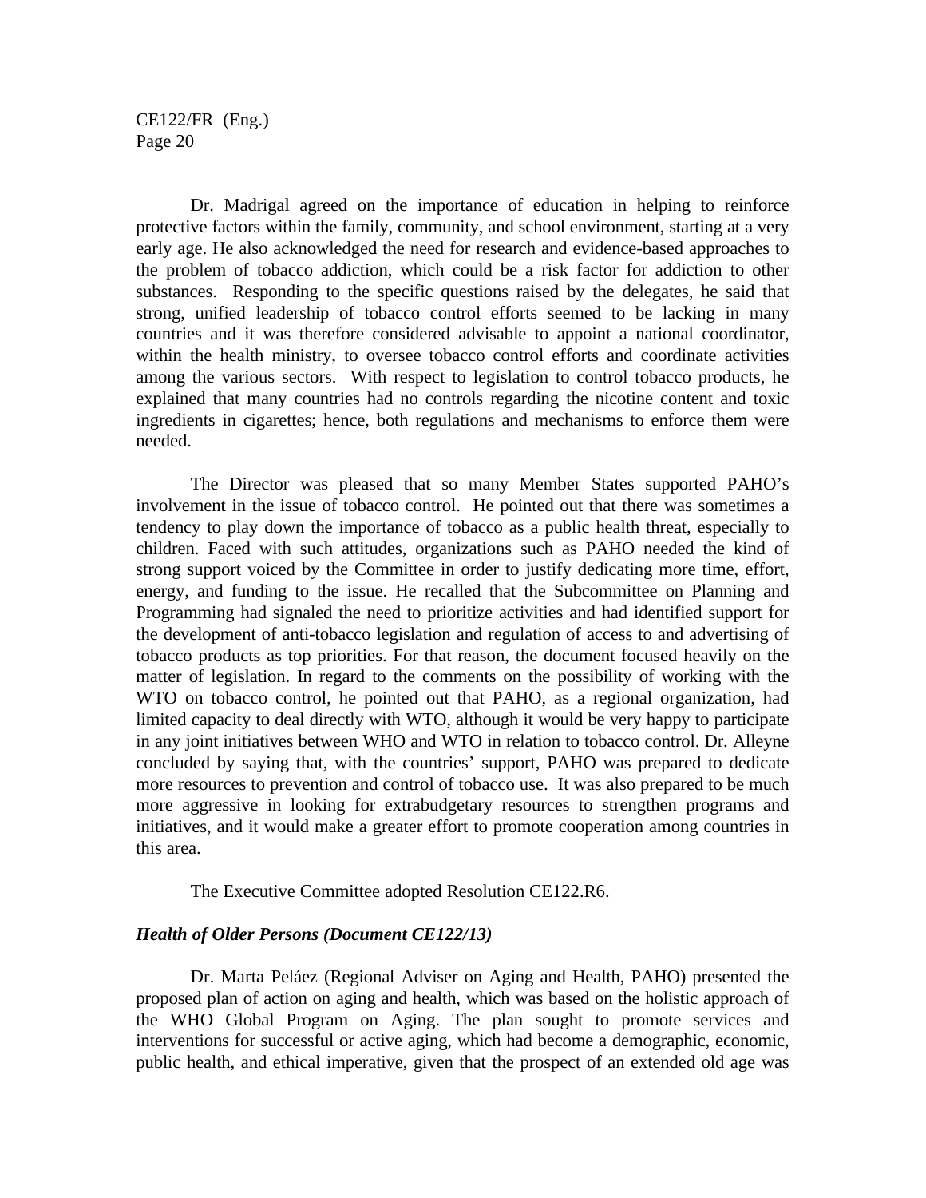Dr. Madrigal agreed on the importance of education in helping to reinforce protective factors within the family, community, and school environment, starting at a very early age. He also acknowledged the need for research and evidence-based approaches to the problem of tobacco addiction, which could be a risk factor for addiction to other substances. Responding to the specific questions raised by the delegates, he said that strong, unified leadership of tobacco control efforts seemed to be lacking in many countries and it was therefore considered advisable to appoint a national coordinator, within the health ministry, to oversee tobacco control efforts and coordinate activities among the various sectors. With respect to legislation to control tobacco products, he explained that many countries had no controls regarding the nicotine content and toxic ingredients in cigarettes; hence, both regulations and mechanisms to enforce them were needed.

The Director was pleased that so many Member States supported PAHO's involvement in the issue of tobacco control. He pointed out that there was sometimes a tendency to play down the importance of tobacco as a public health threat, especially to children. Faced with such attitudes, organizations such as PAHO needed the kind of strong support voiced by the Committee in order to justify dedicating more time, effort, energy, and funding to the issue. He recalled that the Subcommittee on Planning and Programming had signaled the need to prioritize activities and had identified support for the development of anti-tobacco legislation and regulation of access to and advertising of tobacco products as top priorities. For that reason, the document focused heavily on the matter of legislation. In regard to the comments on the possibility of working with the WTO on tobacco control, he pointed out that PAHO, as a regional organization, had limited capacity to deal directly with WTO, although it would be very happy to participate in any joint initiatives between WHO and WTO in relation to tobacco control. Dr. Alleyne concluded by saying that, with the countries' support, PAHO was prepared to dedicate more resources to prevention and control of tobacco use. It was also prepared to be much more aggressive in looking for extrabudgetary resources to strengthen programs and initiatives, and it would make a greater effort to promote cooperation among countries in this area.

The Executive Committee adopted Resolution CE122.R6.

### *Health of Older Persons (Document CE122/13)*

Dr. Marta Peláez (Regional Adviser on Aging and Health, PAHO) presented the proposed plan of action on aging and health, which was based on the holistic approach of the WHO Global Program on Aging. The plan sought to promote services and interventions for successful or active aging, which had become a demographic, economic, public health, and ethical imperative, given that the prospect of an extended old age was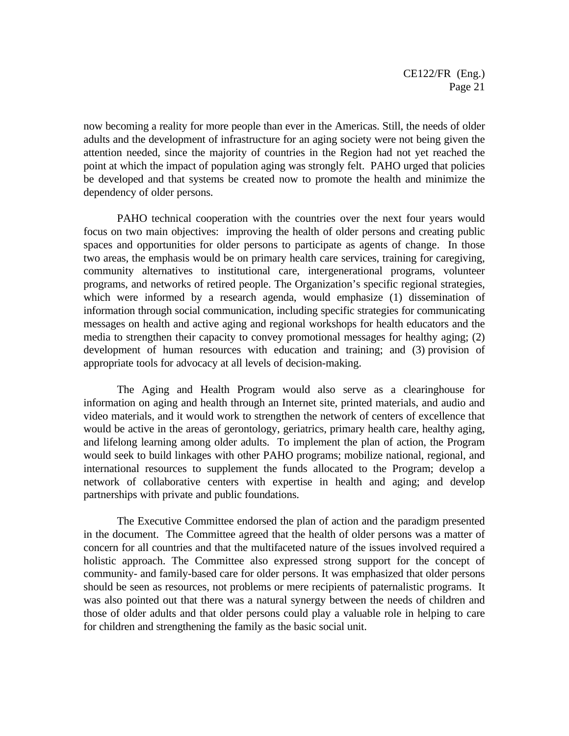now becoming a reality for more people than ever in the Americas. Still, the needs of older adults and the development of infrastructure for an aging society were not being given the attention needed, since the majority of countries in the Region had not yet reached the point at which the impact of population aging was strongly felt. PAHO urged that policies be developed and that systems be created now to promote the health and minimize the dependency of older persons.

PAHO technical cooperation with the countries over the next four years would focus on two main objectives: improving the health of older persons and creating public spaces and opportunities for older persons to participate as agents of change. In those two areas, the emphasis would be on primary health care services, training for caregiving, community alternatives to institutional care, intergenerational programs, volunteer programs, and networks of retired people. The Organization's specific regional strategies, which were informed by a research agenda, would emphasize (1) dissemination of information through social communication, including specific strategies for communicating messages on health and active aging and regional workshops for health educators and the media to strengthen their capacity to convey promotional messages for healthy aging; (2) development of human resources with education and training; and (3) provision of appropriate tools for advocacy at all levels of decision-making.

The Aging and Health Program would also serve as a clearinghouse for information on aging and health through an Internet site, printed materials, and audio and video materials, and it would work to strengthen the network of centers of excellence that would be active in the areas of gerontology, geriatrics, primary health care, healthy aging, and lifelong learning among older adults. To implement the plan of action, the Program would seek to build linkages with other PAHO programs; mobilize national, regional, and international resources to supplement the funds allocated to the Program; develop a network of collaborative centers with expertise in health and aging; and develop partnerships with private and public foundations.

The Executive Committee endorsed the plan of action and the paradigm presented in the document. The Committee agreed that the health of older persons was a matter of concern for all countries and that the multifaceted nature of the issues involved required a holistic approach. The Committee also expressed strong support for the concept of community- and family-based care for older persons. It was emphasized that older persons should be seen as resources, not problems or mere recipients of paternalistic programs. It was also pointed out that there was a natural synergy between the needs of children and those of older adults and that older persons could play a valuable role in helping to care for children and strengthening the family as the basic social unit.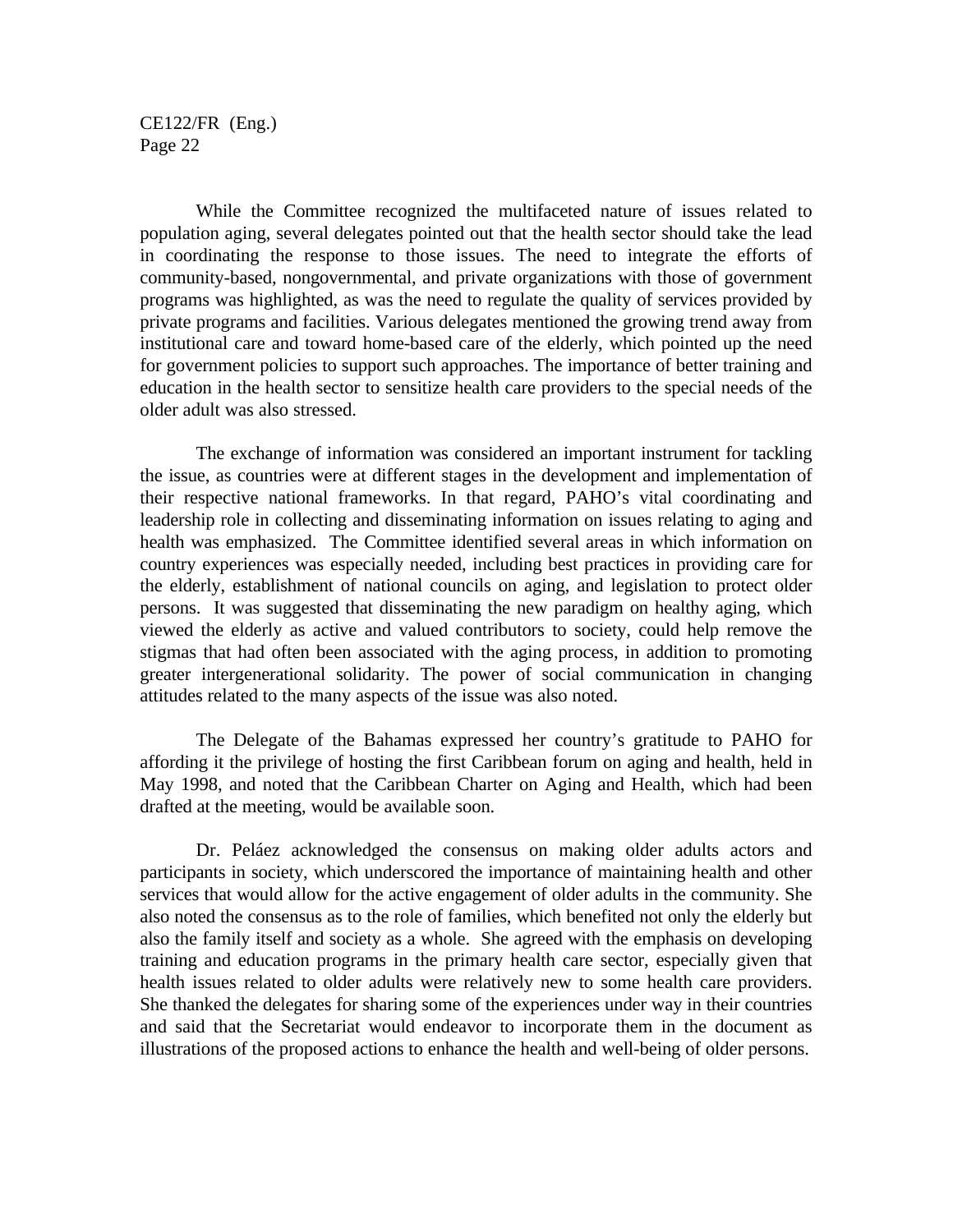While the Committee recognized the multifaceted nature of issues related to population aging, several delegates pointed out that the health sector should take the lead in coordinating the response to those issues. The need to integrate the efforts of community-based, nongovernmental, and private organizations with those of government programs was highlighted, as was the need to regulate the quality of services provided by private programs and facilities. Various delegates mentioned the growing trend away from institutional care and toward home-based care of the elderly, which pointed up the need for government policies to support such approaches. The importance of better training and education in the health sector to sensitize health care providers to the special needs of the older adult was also stressed.

The exchange of information was considered an important instrument for tackling the issue, as countries were at different stages in the development and implementation of their respective national frameworks. In that regard, PAHO's vital coordinating and leadership role in collecting and disseminating information on issues relating to aging and health was emphasized. The Committee identified several areas in which information on country experiences was especially needed, including best practices in providing care for the elderly, establishment of national councils on aging, and legislation to protect older persons. It was suggested that disseminating the new paradigm on healthy aging, which viewed the elderly as active and valued contributors to society, could help remove the stigmas that had often been associated with the aging process, in addition to promoting greater intergenerational solidarity. The power of social communication in changing attitudes related to the many aspects of the issue was also noted.

The Delegate of the Bahamas expressed her country's gratitude to PAHO for affording it the privilege of hosting the first Caribbean forum on aging and health, held in May 1998, and noted that the Caribbean Charter on Aging and Health, which had been drafted at the meeting, would be available soon.

Dr. Peláez acknowledged the consensus on making older adults actors and participants in society, which underscored the importance of maintaining health and other services that would allow for the active engagement of older adults in the community. She also noted the consensus as to the role of families, which benefited not only the elderly but also the family itself and society as a whole. She agreed with the emphasis on developing training and education programs in the primary health care sector, especially given that health issues related to older adults were relatively new to some health care providers. She thanked the delegates for sharing some of the experiences under way in their countries and said that the Secretariat would endeavor to incorporate them in the document as illustrations of the proposed actions to enhance the health and well-being of older persons.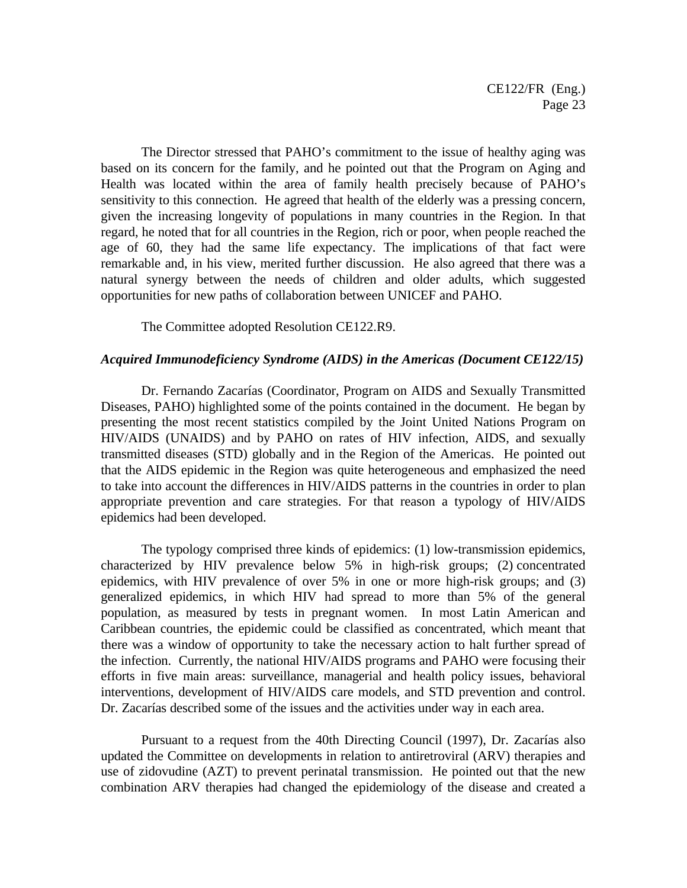The Director stressed that PAHO's commitment to the issue of healthy aging was based on its concern for the family, and he pointed out that the Program on Aging and Health was located within the area of family health precisely because of PAHO's sensitivity to this connection. He agreed that health of the elderly was a pressing concern, given the increasing longevity of populations in many countries in the Region. In that regard, he noted that for all countries in the Region, rich or poor, when people reached the age of 60, they had the same life expectancy. The implications of that fact were remarkable and, in his view, merited further discussion. He also agreed that there was a natural synergy between the needs of children and older adults, which suggested opportunities for new paths of collaboration between UNICEF and PAHO.

The Committee adopted Resolution CE122.R9.

### *Acquired Immunodeficiency Syndrome (AIDS) in the Americas (Document CE122/15)*

Dr. Fernando Zacarías (Coordinator, Program on AIDS and Sexually Transmitted Diseases, PAHO) highlighted some of the points contained in the document. He began by presenting the most recent statistics compiled by the Joint United Nations Program on HIV/AIDS (UNAIDS) and by PAHO on rates of HIV infection, AIDS, and sexually transmitted diseases (STD) globally and in the Region of the Americas. He pointed out that the AIDS epidemic in the Region was quite heterogeneous and emphasized the need to take into account the differences in HIV/AIDS patterns in the countries in order to plan appropriate prevention and care strategies. For that reason a typology of HIV/AIDS epidemics had been developed.

The typology comprised three kinds of epidemics: (1) low-transmission epidemics, characterized by HIV prevalence below 5% in high-risk groups; (2) concentrated epidemics, with HIV prevalence of over 5% in one or more high-risk groups; and (3) generalized epidemics, in which HIV had spread to more than 5% of the general population, as measured by tests in pregnant women. In most Latin American and Caribbean countries, the epidemic could be classified as concentrated, which meant that there was a window of opportunity to take the necessary action to halt further spread of the infection. Currently, the national HIV/AIDS programs and PAHO were focusing their efforts in five main areas: surveillance, managerial and health policy issues, behavioral interventions, development of HIV/AIDS care models, and STD prevention and control. Dr. Zacarías described some of the issues and the activities under way in each area.

Pursuant to a request from the 40th Directing Council (1997), Dr. Zacarías also updated the Committee on developments in relation to antiretroviral (ARV) therapies and use of zidovudine (AZT) to prevent perinatal transmission. He pointed out that the new combination ARV therapies had changed the epidemiology of the disease and created a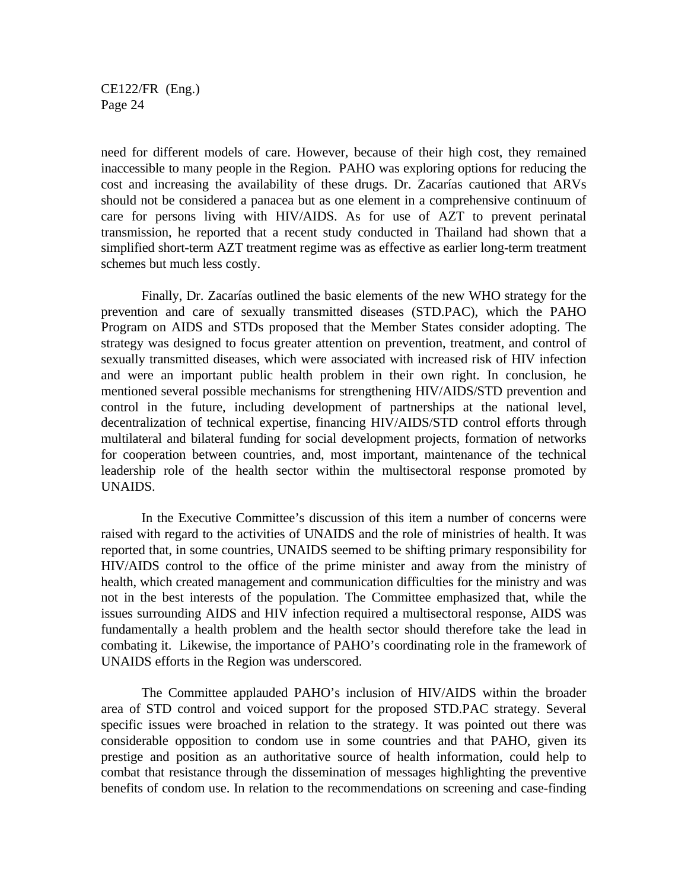need for different models of care. However, because of their high cost, they remained inaccessible to many people in the Region. PAHO was exploring options for reducing the cost and increasing the availability of these drugs. Dr. Zacarías cautioned that ARVs should not be considered a panacea but as one element in a comprehensive continuum of care for persons living with HIV/AIDS. As for use of AZT to prevent perinatal transmission, he reported that a recent study conducted in Thailand had shown that a simplified short-term AZT treatment regime was as effective as earlier long-term treatment schemes but much less costly.

Finally, Dr. Zacarías outlined the basic elements of the new WHO strategy for the prevention and care of sexually transmitted diseases (STD.PAC), which the PAHO Program on AIDS and STDs proposed that the Member States consider adopting. The strategy was designed to focus greater attention on prevention, treatment, and control of sexually transmitted diseases, which were associated with increased risk of HIV infection and were an important public health problem in their own right. In conclusion, he mentioned several possible mechanisms for strengthening HIV/AIDS/STD prevention and control in the future, including development of partnerships at the national level, decentralization of technical expertise, financing HIV/AIDS/STD control efforts through multilateral and bilateral funding for social development projects, formation of networks for cooperation between countries, and, most important, maintenance of the technical leadership role of the health sector within the multisectoral response promoted by UNAIDS.

In the Executive Committee's discussion of this item a number of concerns were raised with regard to the activities of UNAIDS and the role of ministries of health. It was reported that, in some countries, UNAIDS seemed to be shifting primary responsibility for HIV/AIDS control to the office of the prime minister and away from the ministry of health, which created management and communication difficulties for the ministry and was not in the best interests of the population. The Committee emphasized that, while the issues surrounding AIDS and HIV infection required a multisectoral response, AIDS was fundamentally a health problem and the health sector should therefore take the lead in combating it. Likewise, the importance of PAHO's coordinating role in the framework of UNAIDS efforts in the Region was underscored.

The Committee applauded PAHO's inclusion of HIV/AIDS within the broader area of STD control and voiced support for the proposed STD.PAC strategy. Several specific issues were broached in relation to the strategy. It was pointed out there was considerable opposition to condom use in some countries and that PAHO, given its prestige and position as an authoritative source of health information, could help to combat that resistance through the dissemination of messages highlighting the preventive benefits of condom use. In relation to the recommendations on screening and case-finding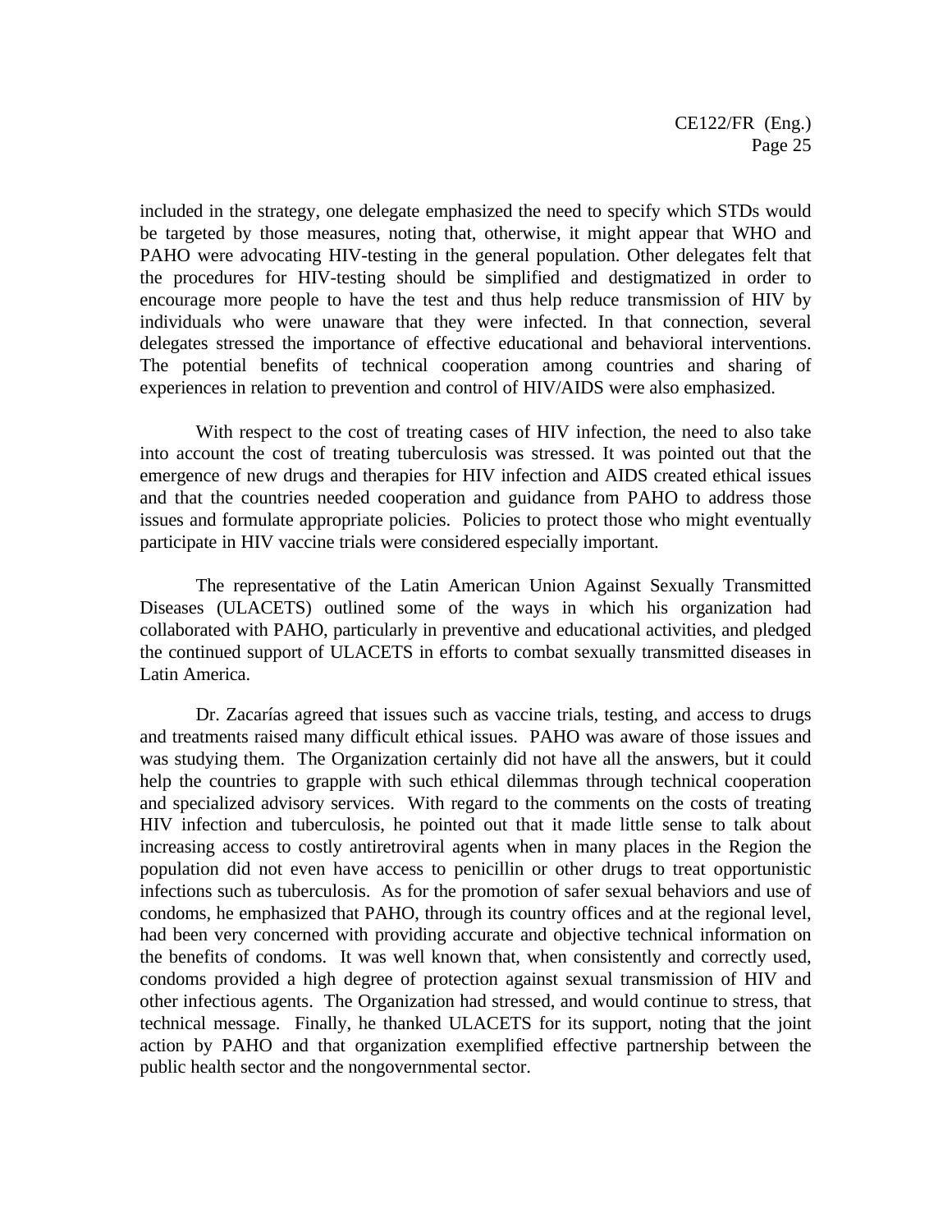included in the strategy, one delegate emphasized the need to specify which STDs would be targeted by those measures, noting that, otherwise, it might appear that WHO and PAHO were advocating HIV-testing in the general population. Other delegates felt that the procedures for HIV-testing should be simplified and destigmatized in order to encourage more people to have the test and thus help reduce transmission of HIV by individuals who were unaware that they were infected. In that connection, several delegates stressed the importance of effective educational and behavioral interventions. The potential benefits of technical cooperation among countries and sharing of experiences in relation to prevention and control of HIV/AIDS were also emphasized.

With respect to the cost of treating cases of HIV infection, the need to also take into account the cost of treating tuberculosis was stressed. It was pointed out that the emergence of new drugs and therapies for HIV infection and AIDS created ethical issues and that the countries needed cooperation and guidance from PAHO to address those issues and formulate appropriate policies. Policies to protect those who might eventually participate in HIV vaccine trials were considered especially important.

The representative of the Latin American Union Against Sexually Transmitted Diseases (ULACETS) outlined some of the ways in which his organization had collaborated with PAHO, particularly in preventive and educational activities, and pledged the continued support of ULACETS in efforts to combat sexually transmitted diseases in Latin America.

Dr. Zacarías agreed that issues such as vaccine trials, testing, and access to drugs and treatments raised many difficult ethical issues. PAHO was aware of those issues and was studying them. The Organization certainly did not have all the answers, but it could help the countries to grapple with such ethical dilemmas through technical cooperation and specialized advisory services. With regard to the comments on the costs of treating HIV infection and tuberculosis, he pointed out that it made little sense to talk about increasing access to costly antiretroviral agents when in many places in the Region the population did not even have access to penicillin or other drugs to treat opportunistic infections such as tuberculosis. As for the promotion of safer sexual behaviors and use of condoms, he emphasized that PAHO, through its country offices and at the regional level, had been very concerned with providing accurate and objective technical information on the benefits of condoms. It was well known that, when consistently and correctly used, condoms provided a high degree of protection against sexual transmission of HIV and other infectious agents. The Organization had stressed, and would continue to stress, that technical message. Finally, he thanked ULACETS for its support, noting that the joint action by PAHO and that organization exemplified effective partnership between the public health sector and the nongovernmental sector.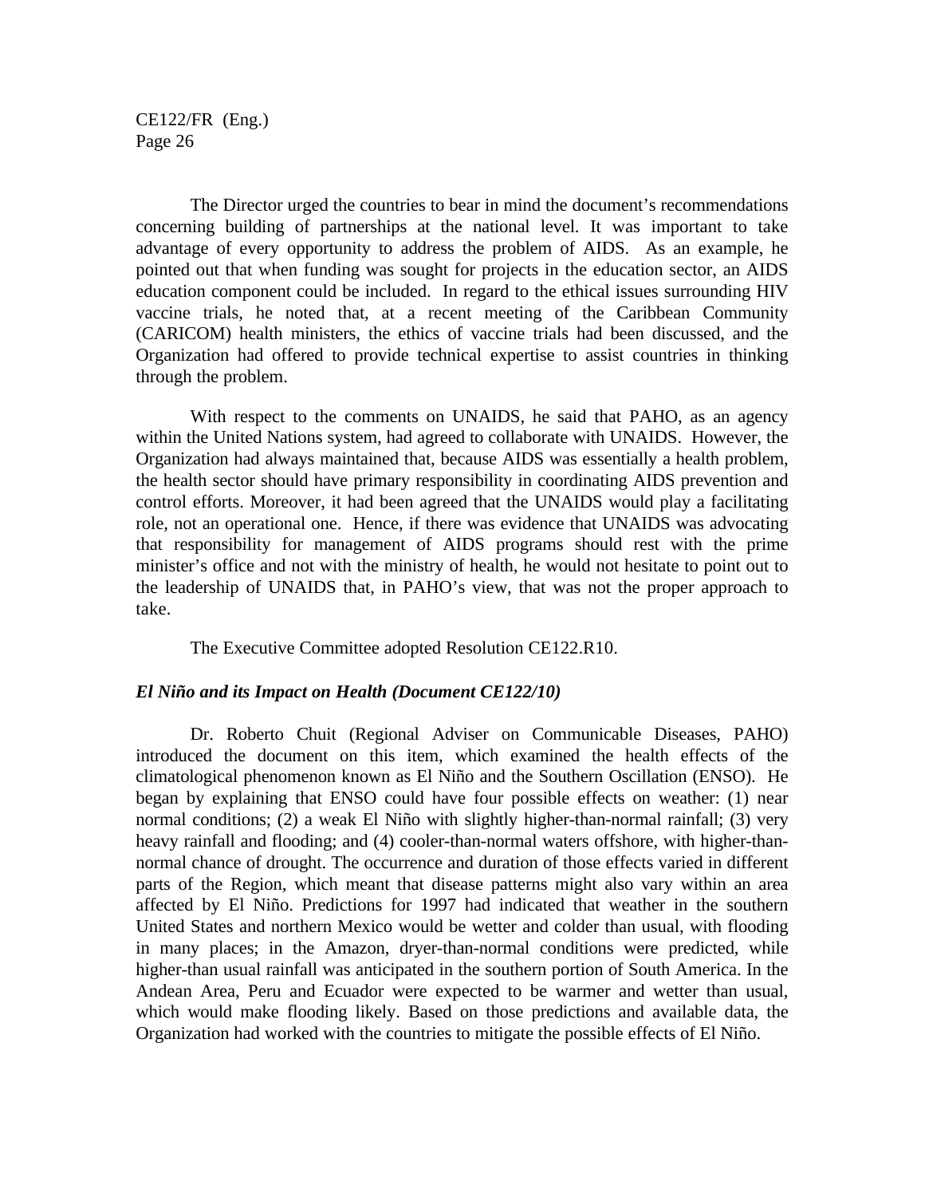The Director urged the countries to bear in mind the document's recommendations concerning building of partnerships at the national level. It was important to take advantage of every opportunity to address the problem of AIDS. As an example, he pointed out that when funding was sought for projects in the education sector, an AIDS education component could be included. In regard to the ethical issues surrounding HIV vaccine trials, he noted that, at a recent meeting of the Caribbean Community (CARICOM) health ministers, the ethics of vaccine trials had been discussed, and the Organization had offered to provide technical expertise to assist countries in thinking through the problem.

With respect to the comments on UNAIDS, he said that PAHO, as an agency within the United Nations system, had agreed to collaborate with UNAIDS. However, the Organization had always maintained that, because AIDS was essentially a health problem, the health sector should have primary responsibility in coordinating AIDS prevention and control efforts. Moreover, it had been agreed that the UNAIDS would play a facilitating role, not an operational one. Hence, if there was evidence that UNAIDS was advocating that responsibility for management of AIDS programs should rest with the prime minister's office and not with the ministry of health, he would not hesitate to point out to the leadership of UNAIDS that, in PAHO's view, that was not the proper approach to take.

The Executive Committee adopted Resolution CE122.R10.

***El Niño and its Impact on Health (Document CE122/10)***

Dr. Roberto Chuit (Regional Adviser on Communicable Diseases, PAHO) introduced the document on this item, which examined the health effects of the climatological phenomenon known as El Niño and the Southern Oscillation (ENSO). He began by explaining that ENSO could have four possible effects on weather: (1) near normal conditions; (2) a weak El Niño with slightly higher-than-normal rainfall; (3) very heavy rainfall and flooding; and (4) cooler-than-normal waters offshore, with higher-than-normal chance of drought. The occurrence and duration of those effects varied in different parts of the Region, which meant that disease patterns might also vary within an area affected by El Niño. Predictions for 1997 had indicated that weather in the southern United States and northern Mexico would be wetter and colder than usual, with flooding in many places; in the Amazon, dryer-than-normal conditions were predicted, while higher-than usual rainfall was anticipated in the southern portion of South America. In the Andean Area, Peru and Ecuador were expected to be warmer and wetter than usual, which would make flooding likely. Based on those predictions and available data, the Organization had worked with the countries to mitigate the possible effects of El Niño.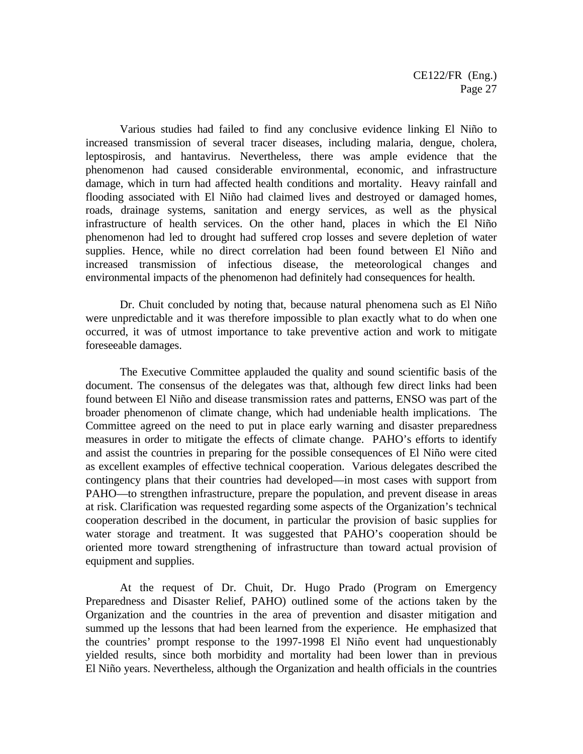Various studies had failed to find any conclusive evidence linking El Niño to increased transmission of several tracer diseases, including malaria, dengue, cholera, leptospirosis, and hantavirus. Nevertheless, there was ample evidence that the phenomenon had caused considerable environmental, economic, and infrastructure damage, which in turn had affected health conditions and mortality. Heavy rainfall and flooding associated with El Niño had claimed lives and destroyed or damaged homes, roads, drainage systems, sanitation and energy services, as well as the physical infrastructure of health services. On the other hand, places in which the El Niño phenomenon had led to drought had suffered crop losses and severe depletion of water supplies. Hence, while no direct correlation had been found between El Niño and increased transmission of infectious disease, the meteorological changes and environmental impacts of the phenomenon had definitely had consequences for health.

Dr. Chuit concluded by noting that, because natural phenomena such as El Niño were unpredictable and it was therefore impossible to plan exactly what to do when one occurred, it was of utmost importance to take preventive action and work to mitigate foreseeable damages.

The Executive Committee applauded the quality and sound scientific basis of the document. The consensus of the delegates was that, although few direct links had been found between El Niño and disease transmission rates and patterns, ENSO was part of the broader phenomenon of climate change, which had undeniable health implications. The Committee agreed on the need to put in place early warning and disaster preparedness measures in order to mitigate the effects of climate change. PAHO's efforts to identify and assist the countries in preparing for the possible consequences of El Niño were cited as excellent examples of effective technical cooperation. Various delegates described the contingency plans that their countries had developed—in most cases with support from PAHO—to strengthen infrastructure, prepare the population, and prevent disease in areas at risk. Clarification was requested regarding some aspects of the Organization's technical cooperation described in the document, in particular the provision of basic supplies for water storage and treatment. It was suggested that PAHO's cooperation should be oriented more toward strengthening of infrastructure than toward actual provision of equipment and supplies.

At the request of Dr. Chuit, Dr. Hugo Prado (Program on Emergency Preparedness and Disaster Relief, PAHO) outlined some of the actions taken by the Organization and the countries in the area of prevention and disaster mitigation and summed up the lessons that had been learned from the experience. He emphasized that the countries' prompt response to the 1997-1998 El Niño event had unquestionably yielded results, since both morbidity and mortality had been lower than in previous El Niño years. Nevertheless, although the Organization and health officials in the countries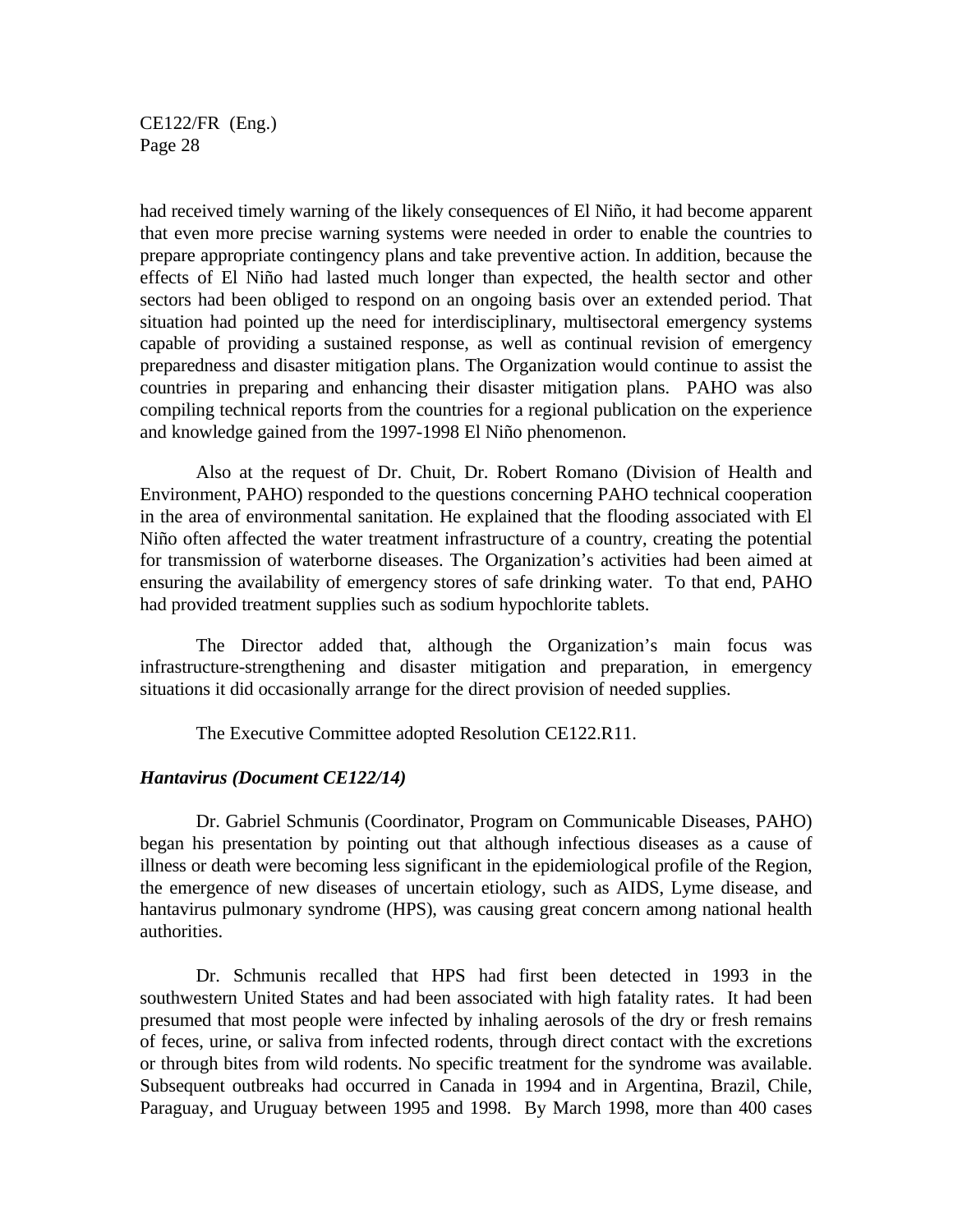had received timely warning of the likely consequences of El Niño, it had become apparent that even more precise warning systems were needed in order to enable the countries to prepare appropriate contingency plans and take preventive action. In addition, because the effects of El Niño had lasted much longer than expected, the health sector and other sectors had been obliged to respond on an ongoing basis over an extended period. That situation had pointed up the need for interdisciplinary, multisectoral emergency systems capable of providing a sustained response, as well as continual revision of emergency preparedness and disaster mitigation plans. The Organization would continue to assist the countries in preparing and enhancing their disaster mitigation plans. PAHO was also compiling technical reports from the countries for a regional publication on the experience and knowledge gained from the 1997-1998 El Niño phenomenon.

Also at the request of Dr. Chuit, Dr. Robert Romano (Division of Health and Environment, PAHO) responded to the questions concerning PAHO technical cooperation in the area of environmental sanitation. He explained that the flooding associated with El Niño often affected the water treatment infrastructure of a country, creating the potential for transmission of waterborne diseases. The Organization's activities had been aimed at ensuring the availability of emergency stores of safe drinking water. To that end, PAHO had provided treatment supplies such as sodium hypochlorite tablets.

The Director added that, although the Organization's main focus was infrastructure-strengthening and disaster mitigation and preparation, in emergency situations it did occasionally arrange for the direct provision of needed supplies.

The Executive Committee adopted Resolution CE122.R11.

***Hantavirus (Document CE122/14)***

Dr. Gabriel Schmunis (Coordinator, Program on Communicable Diseases, PAHO) began his presentation by pointing out that although infectious diseases as a cause of illness or death were becoming less significant in the epidemiological profile of the Region, the emergence of new diseases of uncertain etiology, such as AIDS, Lyme disease, and hantavirus pulmonary syndrome (HPS), was causing great concern among national health authorities.

Dr. Schmunis recalled that HPS had first been detected in 1993 in the southwestern United States and had been associated with high fatality rates. It had been presumed that most people were infected by inhaling aerosols of the dry or fresh remains of feces, urine, or saliva from infected rodents, through direct contact with the excretions or through bites from wild rodents. No specific treatment for the syndrome was available. Subsequent outbreaks had occurred in Canada in 1994 and in Argentina, Brazil, Chile, Paraguay, and Uruguay between 1995 and 1998. By March 1998, more than 400 cases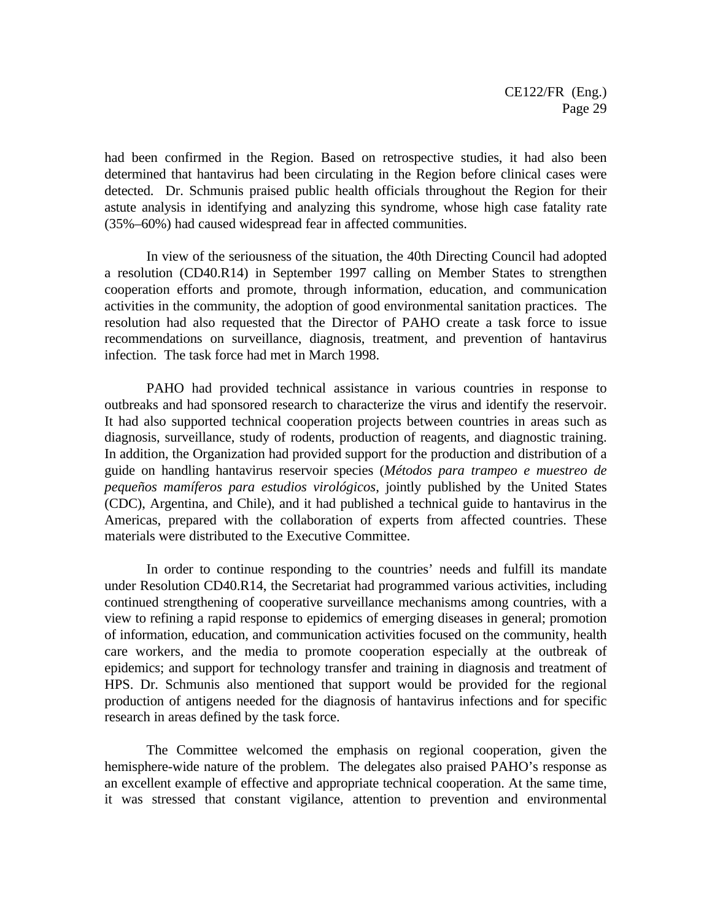had been confirmed in the Region. Based on retrospective studies, it had also been determined that hantavirus had been circulating in the Region before clinical cases were detected. Dr. Schmunis praised public health officials throughout the Region for their astute analysis in identifying and analyzing this syndrome, whose high case fatality rate (35%–60%) had caused widespread fear in affected communities.

In view of the seriousness of the situation, the 40th Directing Council had adopted a resolution (CD40.R14) in September 1997 calling on Member States to strengthen cooperation efforts and promote, through information, education, and communication activities in the community, the adoption of good environmental sanitation practices. The resolution had also requested that the Director of PAHO create a task force to issue recommendations on surveillance, diagnosis, treatment, and prevention of hantavirus infection. The task force had met in March 1998.

PAHO had provided technical assistance in various countries in response to outbreaks and had sponsored research to characterize the virus and identify the reservoir. It had also supported technical cooperation projects between countries in areas such as diagnosis, surveillance, study of rodents, production of reagents, and diagnostic training. In addition, the Organization had provided support for the production and distribution of a guide on handling hantavirus reservoir species (*Métodos para trampeo e muestreo de pequeños mamíferos para estudios virológicos*, jointly published by the United States (CDC), Argentina, and Chile), and it had published a technical guide to hantavirus in the Americas, prepared with the collaboration of experts from affected countries. These materials were distributed to the Executive Committee.

In order to continue responding to the countries' needs and fulfill its mandate under Resolution CD40.R14, the Secretariat had programmed various activities, including continued strengthening of cooperative surveillance mechanisms among countries, with a view to refining a rapid response to epidemics of emerging diseases in general; promotion of information, education, and communication activities focused on the community, health care workers, and the media to promote cooperation especially at the outbreak of epidemics; and support for technology transfer and training in diagnosis and treatment of HPS. Dr. Schmunis also mentioned that support would be provided for the regional production of antigens needed for the diagnosis of hantavirus infections and for specific research in areas defined by the task force.

The Committee welcomed the emphasis on regional cooperation, given the hemisphere-wide nature of the problem. The delegates also praised PAHO's response as an excellent example of effective and appropriate technical cooperation. At the same time, it was stressed that constant vigilance, attention to prevention and environmental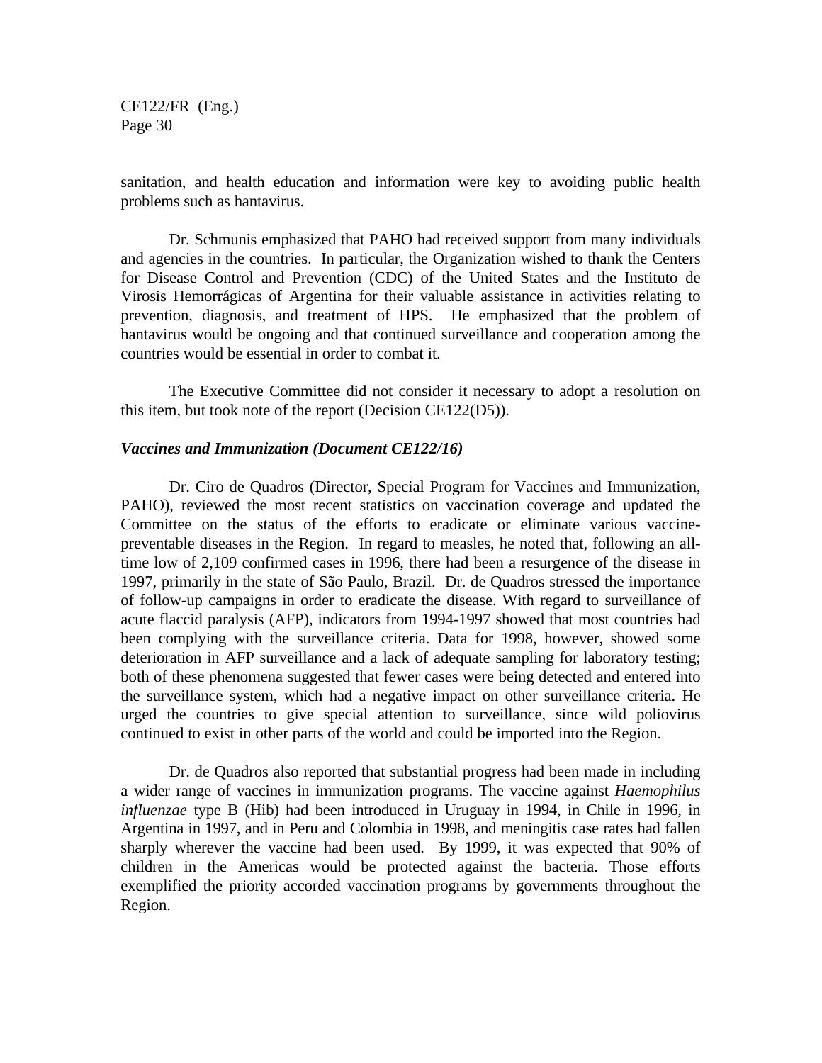sanitation, and health education and information were key to avoiding public health problems such as hantavirus.

Dr. Schmunis emphasized that PAHO had received support from many individuals and agencies in the countries. In particular, the Organization wished to thank the Centers for Disease Control and Prevention (CDC) of the United States and the Instituto de Virosis Hemorrágicas of Argentina for their valuable assistance in activities relating to prevention, diagnosis, and treatment of HPS. He emphasized that the problem of hantavirus would be ongoing and that continued surveillance and cooperation among the countries would be essential in order to combat it.

The Executive Committee did not consider it necessary to adopt a resolution on this item, but took note of the report (Decision CE122(D5)).

***Vaccines and Immunization (Document CE122/16)***

Dr. Ciro de Quadros (Director, Special Program for Vaccines and Immunization, PAHO), reviewed the most recent statistics on vaccination coverage and updated the Committee on the status of the efforts to eradicate or eliminate various vaccine-preventable diseases in the Region. In regard to measles, he noted that, following an all-time low of 2,109 confirmed cases in 1996, there had been a resurgence of the disease in 1997, primarily in the state of São Paulo, Brazil. Dr. de Quadros stressed the importance of follow-up campaigns in order to eradicate the disease. With regard to surveillance of acute flaccid paralysis (AFP), indicators from 1994-1997 showed that most countries had been complying with the surveillance criteria. Data for 1998, however, showed some deterioration in AFP surveillance and a lack of adequate sampling for laboratory testing; both of these phenomena suggested that fewer cases were being detected and entered into the surveillance system, which had a negative impact on other surveillance criteria. He urged the countries to give special attention to surveillance, since wild poliovirus continued to exist in other parts of the world and could be imported into the Region.

Dr. de Quadros also reported that substantial progress had been made in including a wider range of vaccines in immunization programs. The vaccine against *Haemophilus influenzae* type B (Hib) had been introduced in Uruguay in 1994, in Chile in 1996, in Argentina in 1997, and in Peru and Colombia in 1998, and meningitis case rates had fallen sharply wherever the vaccine had been used. By 1999, it was expected that 90% of children in the Americas would be protected against the bacteria. Those efforts exemplified the priority accorded vaccination programs by governments throughout the Region.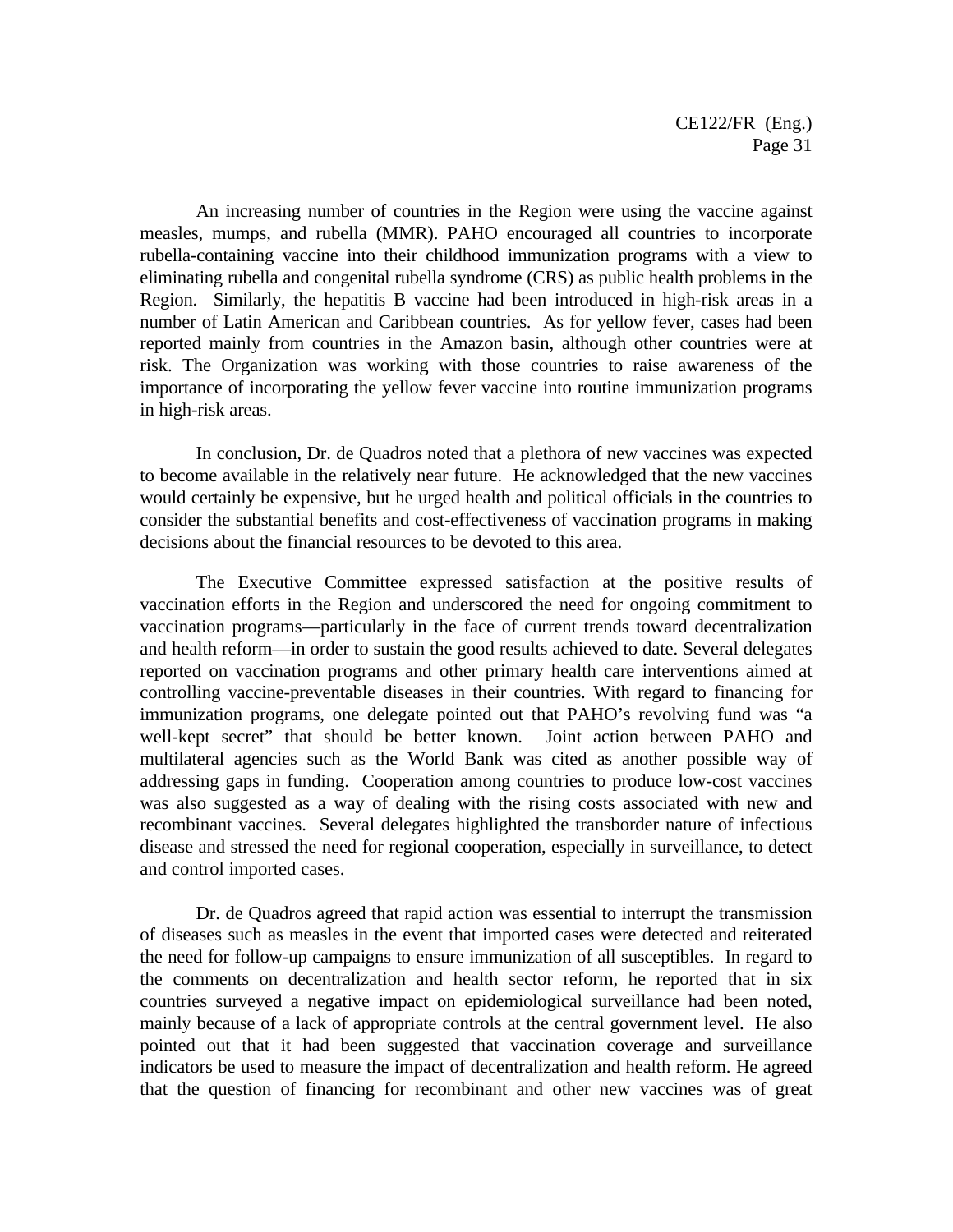An increasing number of countries in the Region were using the vaccine against measles, mumps, and rubella (MMR). PAHO encouraged all countries to incorporate rubella-containing vaccine into their childhood immunization programs with a view to eliminating rubella and congenital rubella syndrome (CRS) as public health problems in the Region. Similarly, the hepatitis B vaccine had been introduced in high-risk areas in a number of Latin American and Caribbean countries. As for yellow fever, cases had been reported mainly from countries in the Amazon basin, although other countries were at risk. The Organization was working with those countries to raise awareness of the importance of incorporating the yellow fever vaccine into routine immunization programs in high-risk areas.

In conclusion, Dr. de Quadros noted that a plethora of new vaccines was expected to become available in the relatively near future. He acknowledged that the new vaccines would certainly be expensive, but he urged health and political officials in the countries to consider the substantial benefits and cost-effectiveness of vaccination programs in making decisions about the financial resources to be devoted to this area.

The Executive Committee expressed satisfaction at the positive results of vaccination efforts in the Region and underscored the need for ongoing commitment to vaccination programs—particularly in the face of current trends toward decentralization and health reform—in order to sustain the good results achieved to date. Several delegates reported on vaccination programs and other primary health care interventions aimed at controlling vaccine-preventable diseases in their countries. With regard to financing for immunization programs, one delegate pointed out that PAHO's revolving fund was "a well-kept secret" that should be better known. Joint action between PAHO and multilateral agencies such as the World Bank was cited as another possible way of addressing gaps in funding. Cooperation among countries to produce low-cost vaccines was also suggested as a way of dealing with the rising costs associated with new and recombinant vaccines. Several delegates highlighted the transborder nature of infectious disease and stressed the need for regional cooperation, especially in surveillance, to detect and control imported cases.

Dr. de Quadros agreed that rapid action was essential to interrupt the transmission of diseases such as measles in the event that imported cases were detected and reiterated the need for follow-up campaigns to ensure immunization of all susceptibles. In regard to the comments on decentralization and health sector reform, he reported that in six countries surveyed a negative impact on epidemiological surveillance had been noted, mainly because of a lack of appropriate controls at the central government level. He also pointed out that it had been suggested that vaccination coverage and surveillance indicators be used to measure the impact of decentralization and health reform. He agreed that the question of financing for recombinant and other new vaccines was of great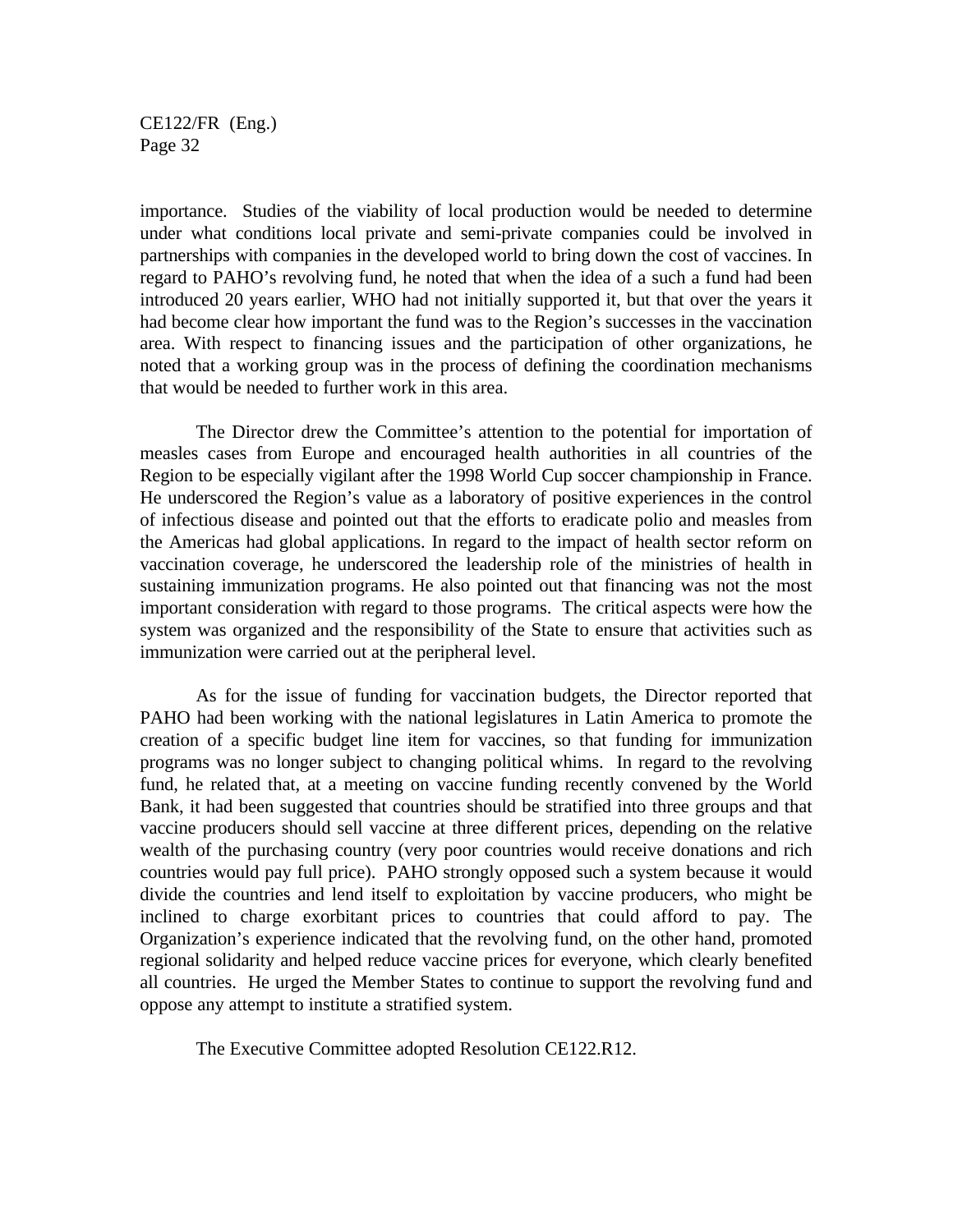importance. Studies of the viability of local production would be needed to determine under what conditions local private and semi-private companies could be involved in partnerships with companies in the developed world to bring down the cost of vaccines. In regard to PAHO's revolving fund, he noted that when the idea of a such a fund had been introduced 20 years earlier, WHO had not initially supported it, but that over the years it had become clear how important the fund was to the Region's successes in the vaccination area. With respect to financing issues and the participation of other organizations, he noted that a working group was in the process of defining the coordination mechanisms that would be needed to further work in this area.

The Director drew the Committee's attention to the potential for importation of measles cases from Europe and encouraged health authorities in all countries of the Region to be especially vigilant after the 1998 World Cup soccer championship in France. He underscored the Region's value as a laboratory of positive experiences in the control of infectious disease and pointed out that the efforts to eradicate polio and measles from the Americas had global applications. In regard to the impact of health sector reform on vaccination coverage, he underscored the leadership role of the ministries of health in sustaining immunization programs. He also pointed out that financing was not the most important consideration with regard to those programs. The critical aspects were how the system was organized and the responsibility of the State to ensure that activities such as immunization were carried out at the peripheral level.

As for the issue of funding for vaccination budgets, the Director reported that PAHO had been working with the national legislatures in Latin America to promote the creation of a specific budget line item for vaccines, so that funding for immunization programs was no longer subject to changing political whims. In regard to the revolving fund, he related that, at a meeting on vaccine funding recently convened by the World Bank, it had been suggested that countries should be stratified into three groups and that vaccine producers should sell vaccine at three different prices, depending on the relative wealth of the purchasing country (very poor countries would receive donations and rich countries would pay full price). PAHO strongly opposed such a system because it would divide the countries and lend itself to exploitation by vaccine producers, who might be inclined to charge exorbitant prices to countries that could afford to pay. The Organization's experience indicated that the revolving fund, on the other hand, promoted regional solidarity and helped reduce vaccine prices for everyone, which clearly benefited all countries. He urged the Member States to continue to support the revolving fund and oppose any attempt to institute a stratified system.

The Executive Committee adopted Resolution CE122.R12.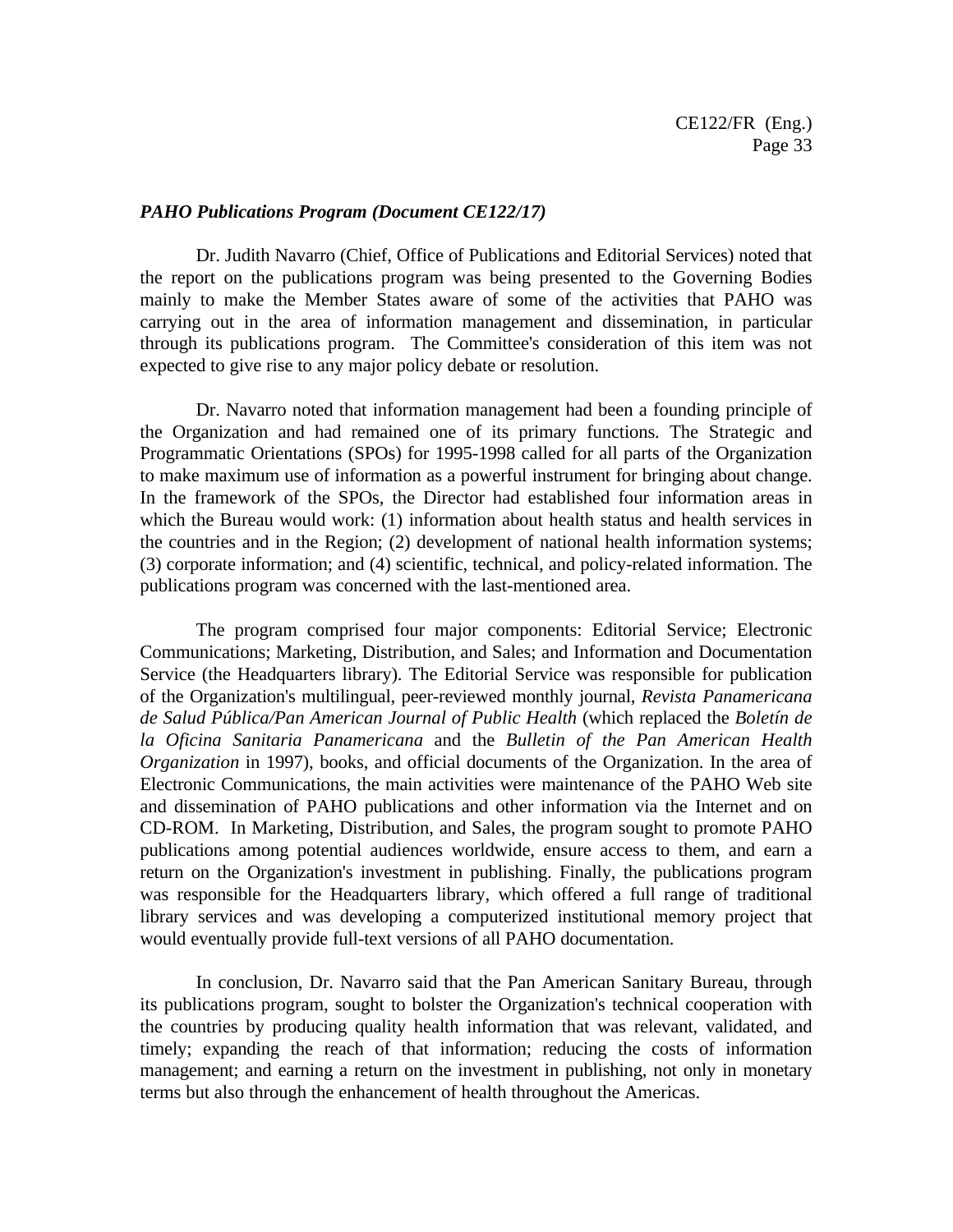***PAHO Publications Program (Document CE122/17)***

Dr. Judith Navarro (Chief, Office of Publications and Editorial Services) noted that the report on the publications program was being presented to the Governing Bodies mainly to make the Member States aware of some of the activities that PAHO was carrying out in the area of information management and dissemination, in particular through its publications program. The Committee's consideration of this item was not expected to give rise to any major policy debate or resolution.

Dr. Navarro noted that information management had been a founding principle of the Organization and had remained one of its primary functions. The Strategic and Programmatic Orientations (SPOs) for 1995-1998 called for all parts of the Organization to make maximum use of information as a powerful instrument for bringing about change. In the framework of the SPOs, the Director had established four information areas in which the Bureau would work: (1) information about health status and health services in the countries and in the Region; (2) development of national health information systems; (3) corporate information; and (4) scientific, technical, and policy-related information. The publications program was concerned with the last-mentioned area.

The program comprised four major components: Editorial Service; Electronic Communications; Marketing, Distribution, and Sales; and Information and Documentation Service (the Headquarters library). The Editorial Service was responsible for publication of the Organization's multilingual, peer-reviewed monthly journal, *Revista Panamericana de Salud Pública/Pan American Journal of Public Health* (which replaced the *Boletín de la Oficina Sanitaria Panamericana* and the *Bulletin of the Pan American Health Organization* in 1997), books, and official documents of the Organization. In the area of Electronic Communications, the main activities were maintenance of the PAHO Web site and dissemination of PAHO publications and other information via the Internet and on CD-ROM. In Marketing, Distribution, and Sales, the program sought to promote PAHO publications among potential audiences worldwide, ensure access to them, and earn a return on the Organization's investment in publishing. Finally, the publications program was responsible for the Headquarters library, which offered a full range of traditional library services and was developing a computerized institutional memory project that would eventually provide full-text versions of all PAHO documentation.

In conclusion, Dr. Navarro said that the Pan American Sanitary Bureau, through its publications program, sought to bolster the Organization's technical cooperation with the countries by producing quality health information that was relevant, validated, and timely; expanding the reach of that information; reducing the costs of information management; and earning a return on the investment in publishing, not only in monetary terms but also through the enhancement of health throughout the Americas.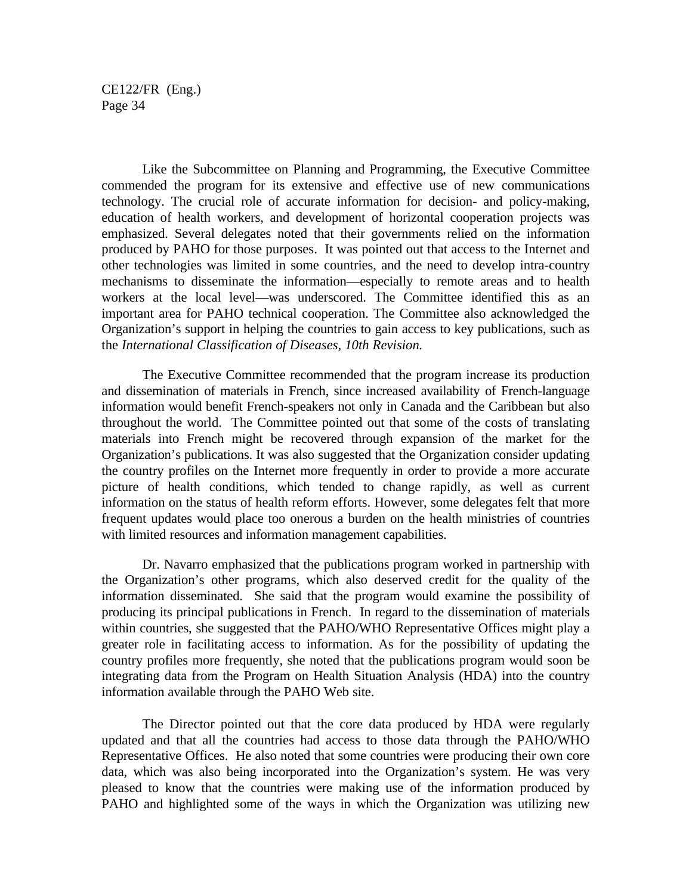Like the Subcommittee on Planning and Programming, the Executive Committee commended the program for its extensive and effective use of new communications technology. The crucial role of accurate information for decision- and policy-making, education of health workers, and development of horizontal cooperation projects was emphasized. Several delegates noted that their governments relied on the information produced by PAHO for those purposes. It was pointed out that access to the Internet and other technologies was limited in some countries, and the need to develop intra-country mechanisms to disseminate the information—especially to remote areas and to health workers at the local level—was underscored. The Committee identified this as an important area for PAHO technical cooperation. The Committee also acknowledged the Organization's support in helping the countries to gain access to key publications, such as the *International Classification of Diseases, 10th Revision.*

The Executive Committee recommended that the program increase its production and dissemination of materials in French, since increased availability of French-language information would benefit French-speakers not only in Canada and the Caribbean but also throughout the world. The Committee pointed out that some of the costs of translating materials into French might be recovered through expansion of the market for the Organization's publications. It was also suggested that the Organization consider updating the country profiles on the Internet more frequently in order to provide a more accurate picture of health conditions, which tended to change rapidly, as well as current information on the status of health reform efforts. However, some delegates felt that more frequent updates would place too onerous a burden on the health ministries of countries with limited resources and information management capabilities.

Dr. Navarro emphasized that the publications program worked in partnership with the Organization's other programs, which also deserved credit for the quality of the information disseminated. She said that the program would examine the possibility of producing its principal publications in French. In regard to the dissemination of materials within countries, she suggested that the PAHO/WHO Representative Offices might play a greater role in facilitating access to information. As for the possibility of updating the country profiles more frequently, she noted that the publications program would soon be integrating data from the Program on Health Situation Analysis (HDA) into the country information available through the PAHO Web site.

The Director pointed out that the core data produced by HDA were regularly updated and that all the countries had access to those data through the PAHO/WHO Representative Offices. He also noted that some countries were producing their own core data, which was also being incorporated into the Organization's system. He was very pleased to know that the countries were making use of the information produced by PAHO and highlighted some of the ways in which the Organization was utilizing new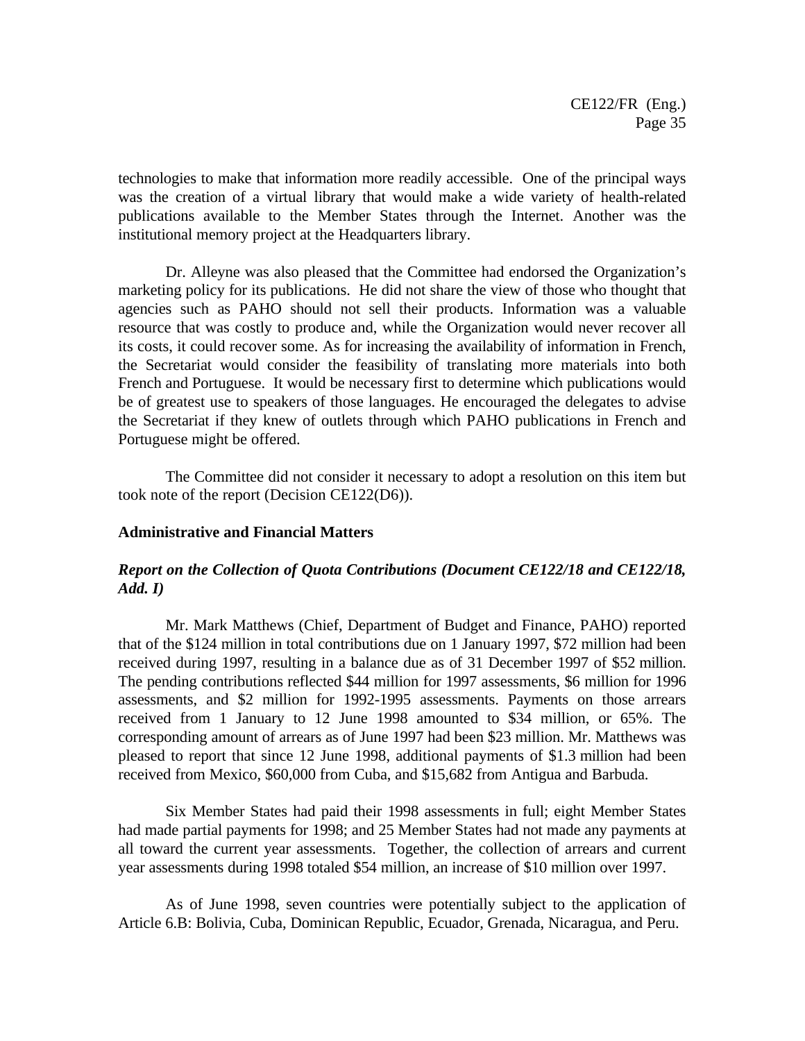technologies to make that information more readily accessible. One of the principal ways was the creation of a virtual library that would make a wide variety of health-related publications available to the Member States through the Internet. Another was the institutional memory project at the Headquarters library.

Dr. Alleyne was also pleased that the Committee had endorsed the Organization's marketing policy for its publications. He did not share the view of those who thought that agencies such as PAHO should not sell their products. Information was a valuable resource that was costly to produce and, while the Organization would never recover all its costs, it could recover some. As for increasing the availability of information in French, the Secretariat would consider the feasibility of translating more materials into both French and Portuguese. It would be necessary first to determine which publications would be of greatest use to speakers of those languages. He encouraged the delegates to advise the Secretariat if they knew of outlets through which PAHO publications in French and Portuguese might be offered.

The Committee did not consider it necessary to adopt a resolution on this item but took note of the report (Decision CE122(D6)).

**Administrative and Financial Matters**

***Report on the Collection of Quota Contributions (Document CE122/18 and CE122/18, Add. I)***

Mr. Mark Matthews (Chief, Department of Budget and Finance, PAHO) reported that of the $124 million in total contributions due on 1 January 1997, $72 million had been received during 1997, resulting in a balance due as of 31 December 1997 of $52 million. The pending contributions reflected $44 million for 1997 assessments, $6 million for 1996 assessments, and $2 million for 1992-1995 assessments. Payments on those arrears received from 1 January to 12 June 1998 amounted to $34 million, or 65%. The corresponding amount of arrears as of June 1997 had been $23 million. Mr. Matthews was pleased to report that since 12 June 1998, additional payments of $1.3 million had been received from Mexico, $60,000 from Cuba, and $15,682 from Antigua and Barbuda.

Six Member States had paid their 1998 assessments in full; eight Member States had made partial payments for 1998; and 25 Member States had not made any payments at all toward the current year assessments. Together, the collection of arrears and current year assessments during 1998 totaled $54 million, an increase of $10 million over 1997.

As of June 1998, seven countries were potentially subject to the application of Article 6.B: Bolivia, Cuba, Dominican Republic, Ecuador, Grenada, Nicaragua, and Peru.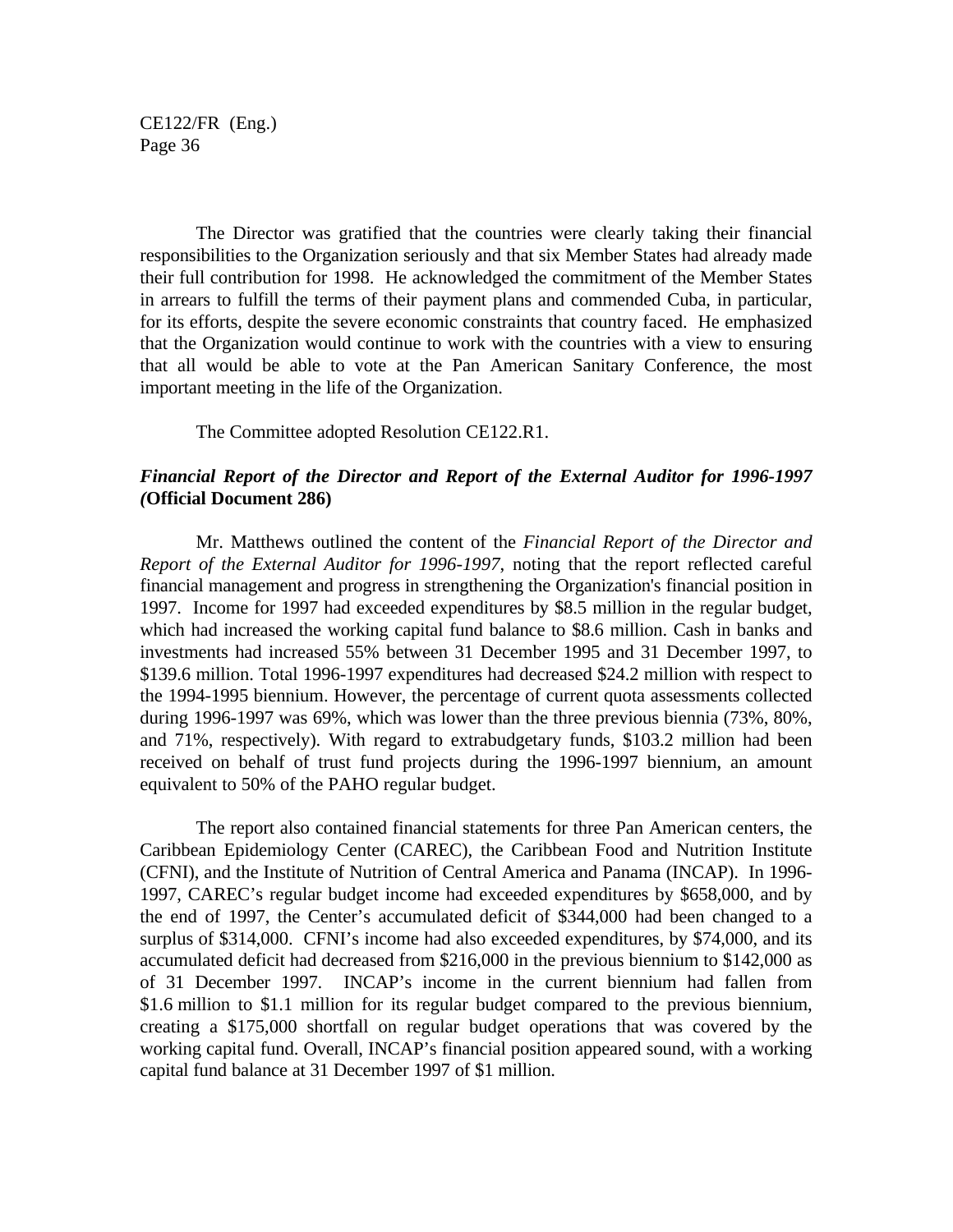The Director was gratified that the countries were clearly taking their financial responsibilities to the Organization seriously and that six Member States had already made their full contribution for 1998. He acknowledged the commitment of the Member States in arrears to fulfill the terms of their payment plans and commended Cuba, in particular, for its efforts, despite the severe economic constraints that country faced. He emphasized that the Organization would continue to work with the countries with a view to ensuring that all would be able to vote at the Pan American Sanitary Conference, the most important meeting in the life of the Organization.

The Committee adopted Resolution CE122.R1.

### *Financial Report of the Director and Report of the External Auditor for 1996-1997 (***Official Document 286)**

Mr. Matthews outlined the content of the *Financial Report of the Director and Report of the External Auditor for 1996-1997*, noting that the report reflected careful financial management and progress in strengthening the Organization's financial position in 1997. Income for 1997 had exceeded expenditures by $8.5 million in the regular budget, which had increased the working capital fund balance to $8.6 million. Cash in banks and investments had increased 55% between 31 December 1995 and 31 December 1997, to $139.6 million. Total 1996-1997 expenditures had decreased $24.2 million with respect to the 1994-1995 biennium. However, the percentage of current quota assessments collected during 1996-1997 was 69%, which was lower than the three previous biennia (73%, 80%, and 71%, respectively). With regard to extrabudgetary funds, $103.2 million had been received on behalf of trust fund projects during the 1996-1997 biennium, an amount equivalent to 50% of the PAHO regular budget.

The report also contained financial statements for three Pan American centers, the Caribbean Epidemiology Center (CAREC), the Caribbean Food and Nutrition Institute (CFNI), and the Institute of Nutrition of Central America and Panama (INCAP). In 1996-1997, CAREC's regular budget income had exceeded expenditures by $658,000, and by the end of 1997, the Center's accumulated deficit of $344,000 had been changed to a surplus of $314,000. CFNI's income had also exceeded expenditures, by $74,000, and its accumulated deficit had decreased from $216,000 in the previous biennium to $142,000 as of 31 December 1997. INCAP's income in the current biennium had fallen from $1.6 million to $1.1 million for its regular budget compared to the previous biennium, creating a $175,000 shortfall on regular budget operations that was covered by the working capital fund. Overall, INCAP's financial position appeared sound, with a working capital fund balance at 31 December 1997 of $1 million.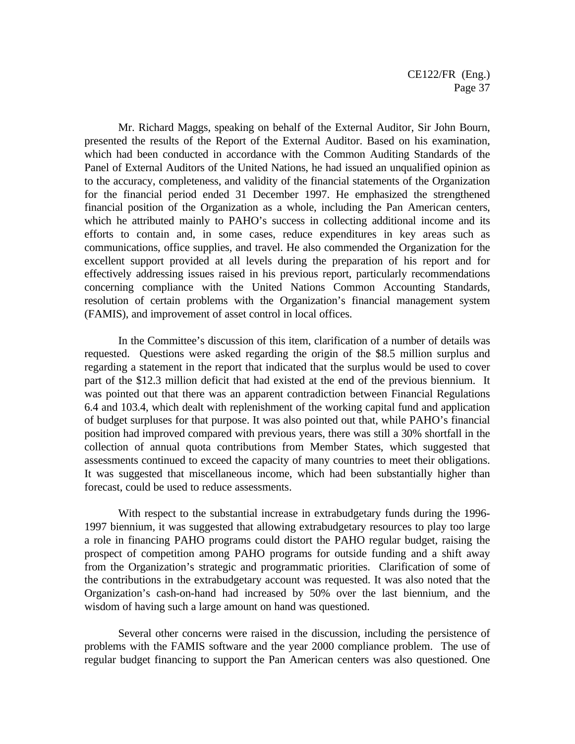Mr. Richard Maggs, speaking on behalf of the External Auditor, Sir John Bourn, presented the results of the Report of the External Auditor. Based on his examination, which had been conducted in accordance with the Common Auditing Standards of the Panel of External Auditors of the United Nations, he had issued an unqualified opinion as to the accuracy, completeness, and validity of the financial statements of the Organization for the financial period ended 31 December 1997. He emphasized the strengthened financial position of the Organization as a whole, including the Pan American centers, which he attributed mainly to PAHO's success in collecting additional income and its efforts to contain and, in some cases, reduce expenditures in key areas such as communications, office supplies, and travel. He also commended the Organization for the excellent support provided at all levels during the preparation of his report and for effectively addressing issues raised in his previous report, particularly recommendations concerning compliance with the United Nations Common Accounting Standards, resolution of certain problems with the Organization's financial management system (FAMIS), and improvement of asset control in local offices.

In the Committee's discussion of this item, clarification of a number of details was requested. Questions were asked regarding the origin of the $8.5 million surplus and regarding a statement in the report that indicated that the surplus would be used to cover part of the $12.3 million deficit that had existed at the end of the previous biennium. It was pointed out that there was an apparent contradiction between Financial Regulations 6.4 and 103.4, which dealt with replenishment of the working capital fund and application of budget surpluses for that purpose. It was also pointed out that, while PAHO's financial position had improved compared with previous years, there was still a 30% shortfall in the collection of annual quota contributions from Member States, which suggested that assessments continued to exceed the capacity of many countries to meet their obligations. It was suggested that miscellaneous income, which had been substantially higher than forecast, could be used to reduce assessments.

With respect to the substantial increase in extrabudgetary funds during the 1996-1997 biennium, it was suggested that allowing extrabudgetary resources to play too large a role in financing PAHO programs could distort the PAHO regular budget, raising the prospect of competition among PAHO programs for outside funding and a shift away from the Organization's strategic and programmatic priorities. Clarification of some of the contributions in the extrabudgetary account was requested. It was also noted that the Organization's cash-on-hand had increased by 50% over the last biennium, and the wisdom of having such a large amount on hand was questioned.

Several other concerns were raised in the discussion, including the persistence of problems with the FAMIS software and the year 2000 compliance problem. The use of regular budget financing to support the Pan American centers was also questioned. One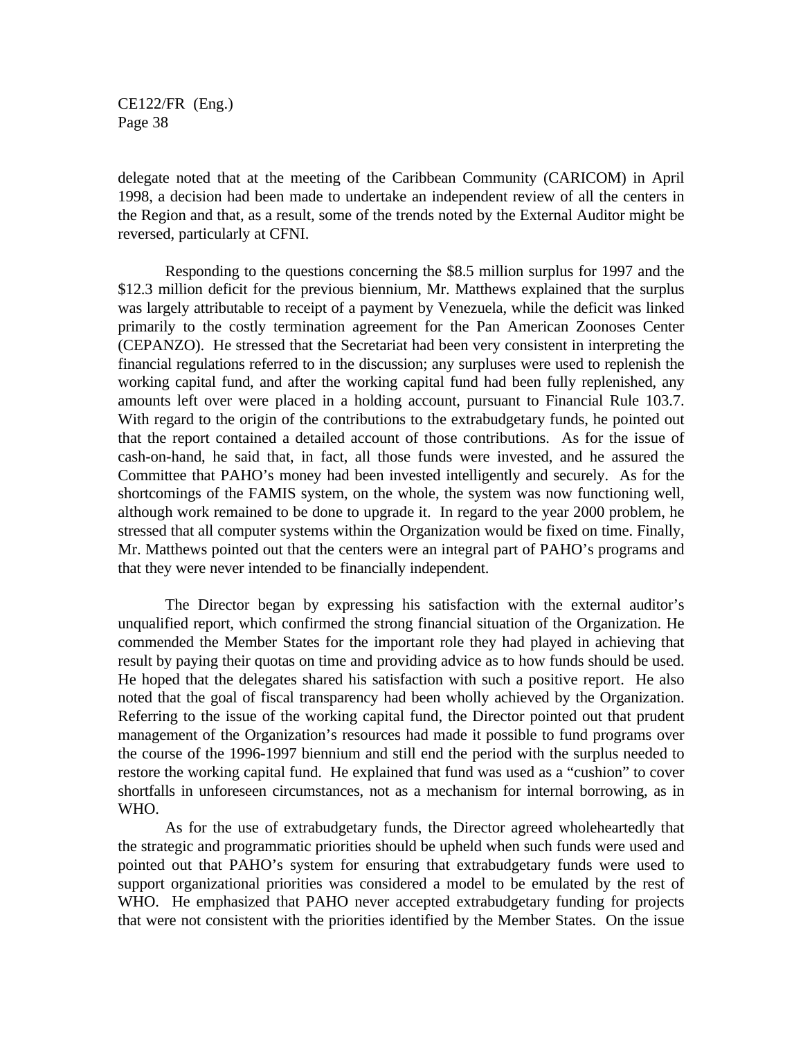delegate noted that at the meeting of the Caribbean Community (CARICOM) in April 1998, a decision had been made to undertake an independent review of all the centers in the Region and that, as a result, some of the trends noted by the External Auditor might be reversed, particularly at CFNI.

Responding to the questions concerning the $8.5 million surplus for 1997 and the $12.3 million deficit for the previous biennium, Mr. Matthews explained that the surplus was largely attributable to receipt of a payment by Venezuela, while the deficit was linked primarily to the costly termination agreement for the Pan American Zoonoses Center (CEPANZO). He stressed that the Secretariat had been very consistent in interpreting the financial regulations referred to in the discussion; any surpluses were used to replenish the working capital fund, and after the working capital fund had been fully replenished, any amounts left over were placed in a holding account, pursuant to Financial Rule 103.7. With regard to the origin of the contributions to the extrabudgetary funds, he pointed out that the report contained a detailed account of those contributions. As for the issue of cash-on-hand, he said that, in fact, all those funds were invested, and he assured the Committee that PAHO's money had been invested intelligently and securely. As for the shortcomings of the FAMIS system, on the whole, the system was now functioning well, although work remained to be done to upgrade it. In regard to the year 2000 problem, he stressed that all computer systems within the Organization would be fixed on time. Finally, Mr. Matthews pointed out that the centers were an integral part of PAHO's programs and that they were never intended to be financially independent.

The Director began by expressing his satisfaction with the external auditor's unqualified report, which confirmed the strong financial situation of the Organization. He commended the Member States for the important role they had played in achieving that result by paying their quotas on time and providing advice as to how funds should be used. He hoped that the delegates shared his satisfaction with such a positive report. He also noted that the goal of fiscal transparency had been wholly achieved by the Organization. Referring to the issue of the working capital fund, the Director pointed out that prudent management of the Organization's resources had made it possible to fund programs over the course of the 1996-1997 biennium and still end the period with the surplus needed to restore the working capital fund. He explained that fund was used as a "cushion" to cover shortfalls in unforeseen circumstances, not as a mechanism for internal borrowing, as in WHO.

As for the use of extrabudgetary funds, the Director agreed wholeheartedly that the strategic and programmatic priorities should be upheld when such funds were used and pointed out that PAHO's system for ensuring that extrabudgetary funds were used to support organizational priorities was considered a model to be emulated by the rest of WHO. He emphasized that PAHO never accepted extrabudgetary funding for projects that were not consistent with the priorities identified by the Member States. On the issue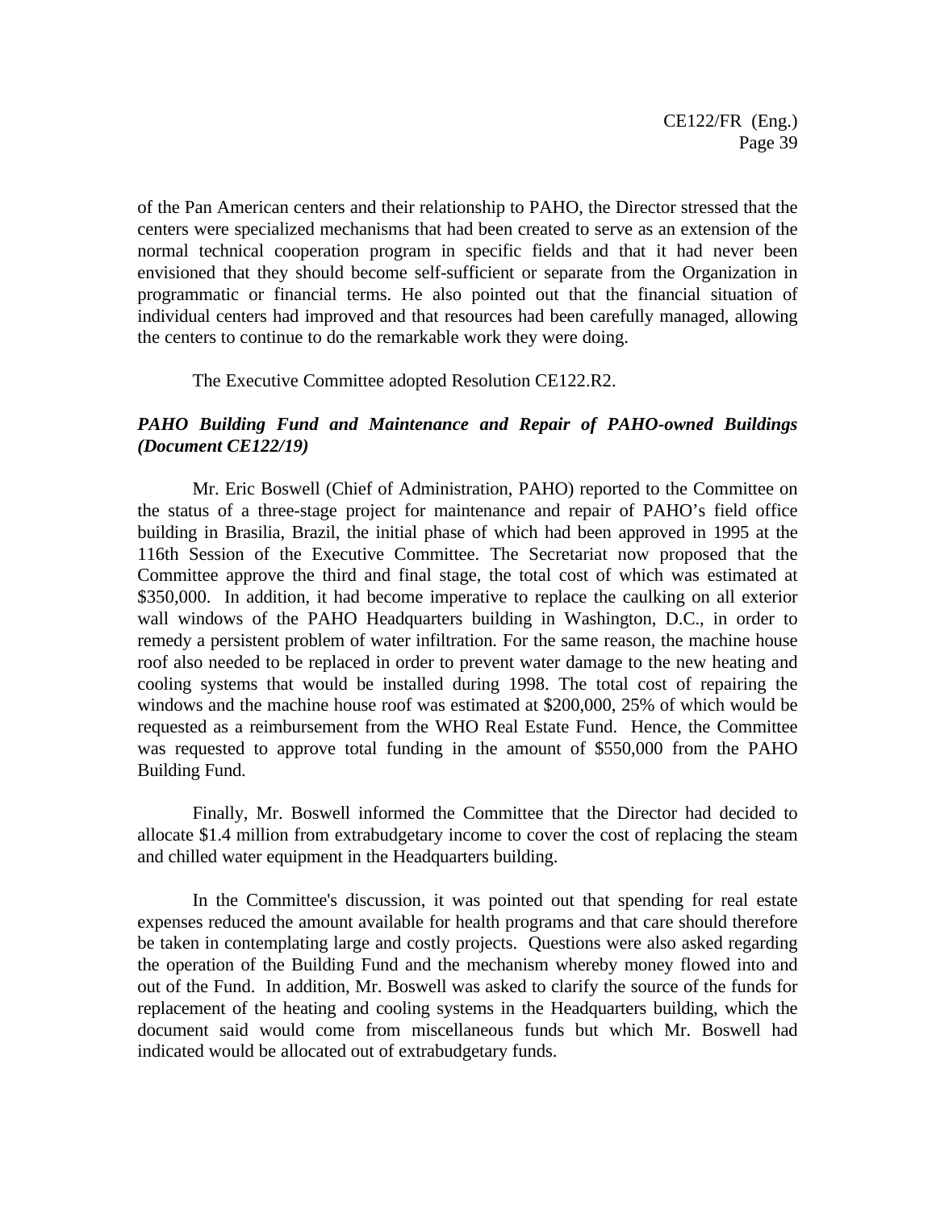of the Pan American centers and their relationship to PAHO, the Director stressed that the centers were specialized mechanisms that had been created to serve as an extension of the normal technical cooperation program in specific fields and that it had never been envisioned that they should become self-sufficient or separate from the Organization in programmatic or financial terms. He also pointed out that the financial situation of individual centers had improved and that resources had been carefully managed, allowing the centers to continue to do the remarkable work they were doing.

The Executive Committee adopted Resolution CE122.R2.

***PAHO Building Fund and Maintenance and Repair of PAHO-owned Buildings (Document CE122/19)***

Mr. Eric Boswell (Chief of Administration, PAHO) reported to the Committee on the status of a three-stage project for maintenance and repair of PAHO's field office building in Brasilia, Brazil, the initial phase of which had been approved in 1995 at the 116th Session of the Executive Committee. The Secretariat now proposed that the Committee approve the third and final stage, the total cost of which was estimated at \$350,000. In addition, it had become imperative to replace the caulking on all exterior wall windows of the PAHO Headquarters building in Washington, D.C., in order to remedy a persistent problem of water infiltration. For the same reason, the machine house roof also needed to be replaced in order to prevent water damage to the new heating and cooling systems that would be installed during 1998. The total cost of repairing the windows and the machine house roof was estimated at \$200,000, 25% of which would be requested as a reimbursement from the WHO Real Estate Fund. Hence, the Committee was requested to approve total funding in the amount of \$550,000 from the PAHO Building Fund.

Finally, Mr. Boswell informed the Committee that the Director had decided to allocate \$1.4 million from extrabudgetary income to cover the cost of replacing the steam and chilled water equipment in the Headquarters building.

In the Committee's discussion, it was pointed out that spending for real estate expenses reduced the amount available for health programs and that care should therefore be taken in contemplating large and costly projects. Questions were also asked regarding the operation of the Building Fund and the mechanism whereby money flowed into and out of the Fund. In addition, Mr. Boswell was asked to clarify the source of the funds for replacement of the heating and cooling systems in the Headquarters building, which the document said would come from miscellaneous funds but which Mr. Boswell had indicated would be allocated out of extrabudgetary funds.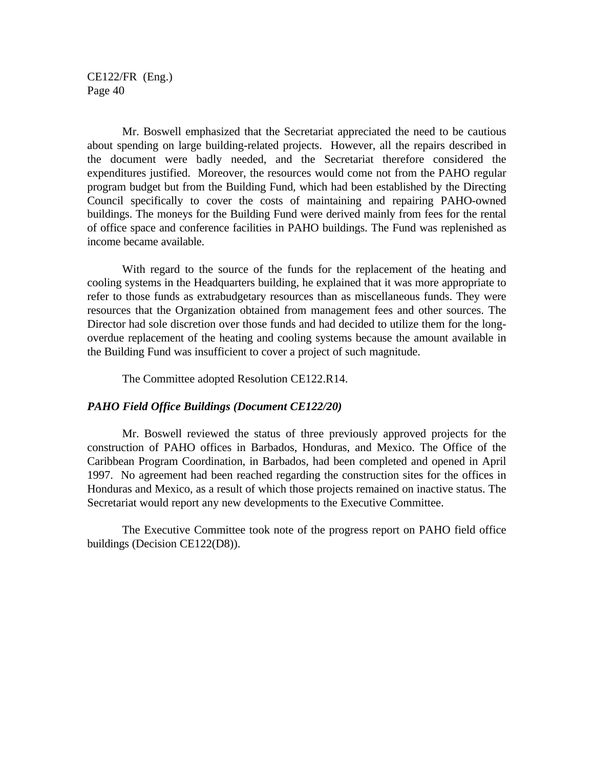Mr. Boswell emphasized that the Secretariat appreciated the need to be cautious about spending on large building-related projects. However, all the repairs described in the document were badly needed, and the Secretariat therefore considered the expenditures justified. Moreover, the resources would come not from the PAHO regular program budget but from the Building Fund, which had been established by the Directing Council specifically to cover the costs of maintaining and repairing PAHO-owned buildings. The moneys for the Building Fund were derived mainly from fees for the rental of office space and conference facilities in PAHO buildings. The Fund was replenished as income became available.

With regard to the source of the funds for the replacement of the heating and cooling systems in the Headquarters building, he explained that it was more appropriate to refer to those funds as extrabudgetary resources than as miscellaneous funds. They were resources that the Organization obtained from management fees and other sources. The Director had sole discretion over those funds and had decided to utilize them for the long-overdue replacement of the heating and cooling systems because the amount available in the Building Fund was insufficient to cover a project of such magnitude.

The Committee adopted Resolution CE122.R14.

### *PAHO Field Office Buildings (Document CE122/20)*

Mr. Boswell reviewed the status of three previously approved projects for the construction of PAHO offices in Barbados, Honduras, and Mexico. The Office of the Caribbean Program Coordination, in Barbados, had been completed and opened in April 1997. No agreement had been reached regarding the construction sites for the offices in Honduras and Mexico, as a result of which those projects remained on inactive status. The Secretariat would report any new developments to the Executive Committee.

The Executive Committee took note of the progress report on PAHO field office buildings (Decision CE122(D8)).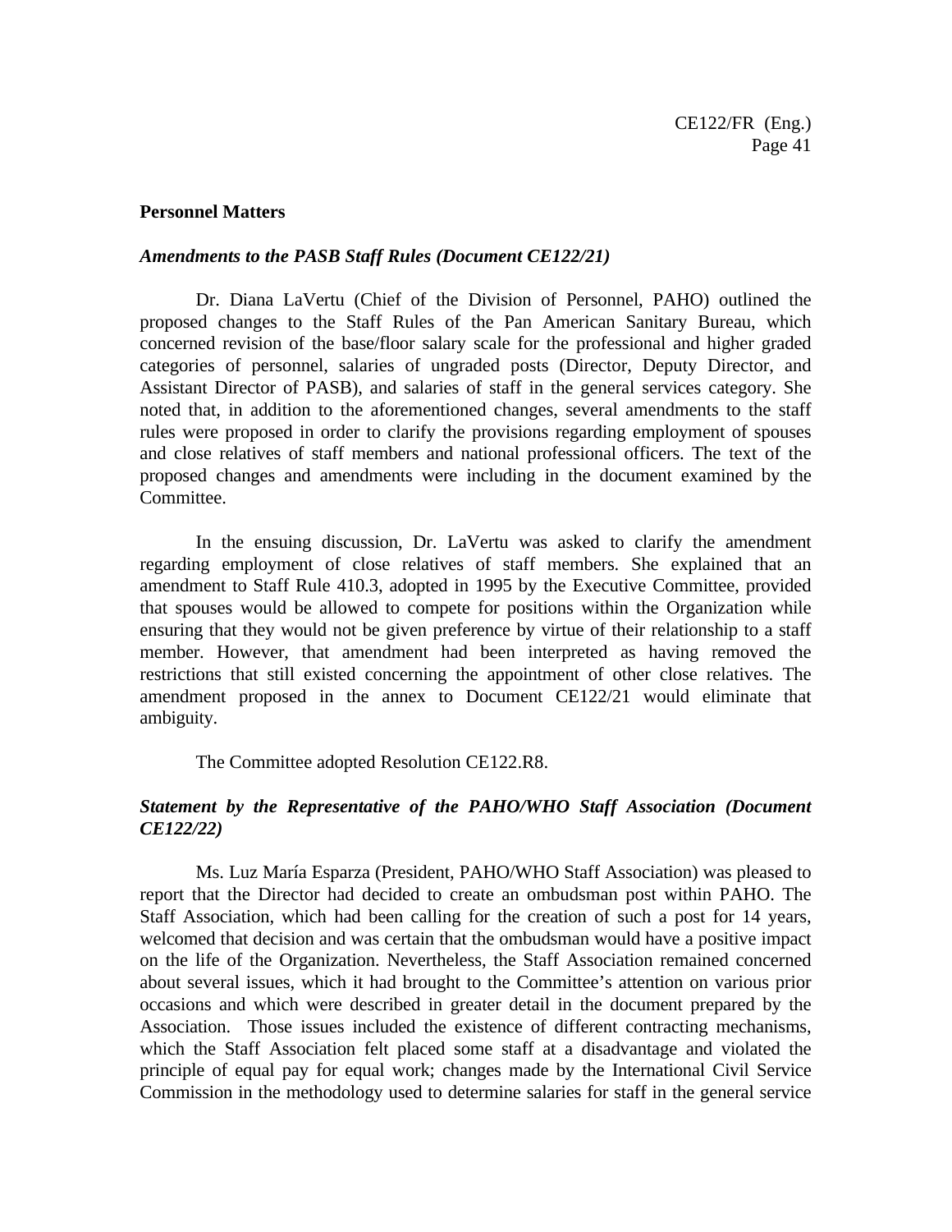**Personnel Matters**

***Amendments to the PASB Staff Rules (Document CE122/21)***

Dr. Diana LaVertu (Chief of the Division of Personnel, PAHO) outlined the proposed changes to the Staff Rules of the Pan American Sanitary Bureau, which concerned revision of the base/floor salary scale for the professional and higher graded categories of personnel, salaries of ungraded posts (Director, Deputy Director, and Assistant Director of PASB), and salaries of staff in the general services category. She noted that, in addition to the aforementioned changes, several amendments to the staff rules were proposed in order to clarify the provisions regarding employment of spouses and close relatives of staff members and national professional officers. The text of the proposed changes and amendments were including in the document examined by the Committee.

In the ensuing discussion, Dr. LaVertu was asked to clarify the amendment regarding employment of close relatives of staff members. She explained that an amendment to Staff Rule 410.3, adopted in 1995 by the Executive Committee, provided that spouses would be allowed to compete for positions within the Organization while ensuring that they would not be given preference by virtue of their relationship to a staff member. However, that amendment had been interpreted as having removed the restrictions that still existed concerning the appointment of other close relatives. The amendment proposed in the annex to Document CE122/21 would eliminate that ambiguity.

The Committee adopted Resolution CE122.R8.

***Statement by the Representative of the PAHO/WHO Staff Association (Document CE122/22)***

Ms. Luz María Esparza (President, PAHO/WHO Staff Association) was pleased to report that the Director had decided to create an ombudsman post within PAHO. The Staff Association, which had been calling for the creation of such a post for 14 years, welcomed that decision and was certain that the ombudsman would have a positive impact on the life of the Organization. Nevertheless, the Staff Association remained concerned about several issues, which it had brought to the Committee's attention on various prior occasions and which were described in greater detail in the document prepared by the Association. Those issues included the existence of different contracting mechanisms, which the Staff Association felt placed some staff at a disadvantage and violated the principle of equal pay for equal work; changes made by the International Civil Service Commission in the methodology used to determine salaries for staff in the general service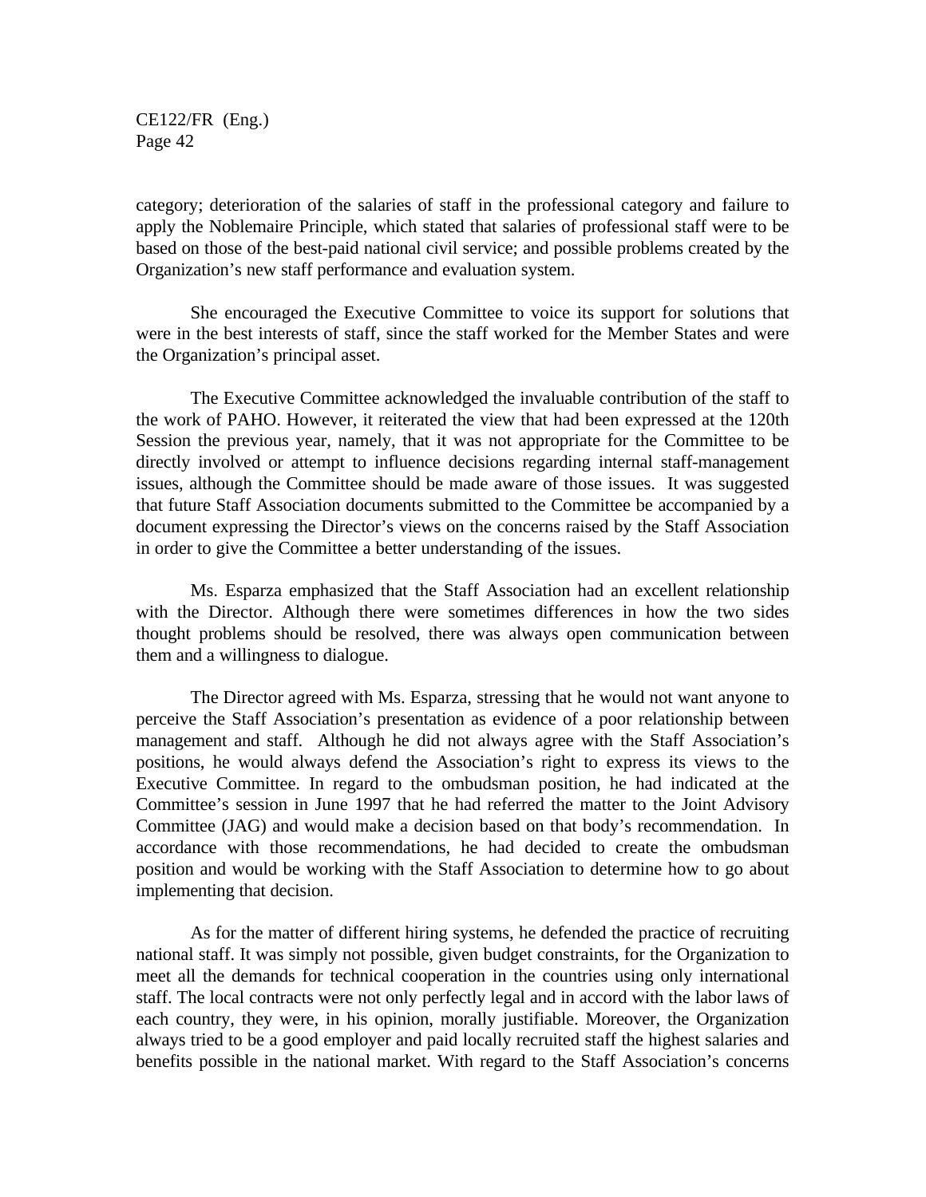category; deterioration of the salaries of staff in the professional category and failure to apply the Noblemaire Principle, which stated that salaries of professional staff were to be based on those of the best-paid national civil service; and possible problems created by the Organization's new staff performance and evaluation system.

She encouraged the Executive Committee to voice its support for solutions that were in the best interests of staff, since the staff worked for the Member States and were the Organization's principal asset.

The Executive Committee acknowledged the invaluable contribution of the staff to the work of PAHO. However, it reiterated the view that had been expressed at the 120th Session the previous year, namely, that it was not appropriate for the Committee to be directly involved or attempt to influence decisions regarding internal staff-management issues, although the Committee should be made aware of those issues. It was suggested that future Staff Association documents submitted to the Committee be accompanied by a document expressing the Director's views on the concerns raised by the Staff Association in order to give the Committee a better understanding of the issues.

Ms. Esparza emphasized that the Staff Association had an excellent relationship with the Director. Although there were sometimes differences in how the two sides thought problems should be resolved, there was always open communication between them and a willingness to dialogue.

The Director agreed with Ms. Esparza, stressing that he would not want anyone to perceive the Staff Association's presentation as evidence of a poor relationship between management and staff. Although he did not always agree with the Staff Association's positions, he would always defend the Association's right to express its views to the Executive Committee. In regard to the ombudsman position, he had indicated at the Committee's session in June 1997 that he had referred the matter to the Joint Advisory Committee (JAG) and would make a decision based on that body's recommendation. In accordance with those recommendations, he had decided to create the ombudsman position and would be working with the Staff Association to determine how to go about implementing that decision.

As for the matter of different hiring systems, he defended the practice of recruiting national staff. It was simply not possible, given budget constraints, for the Organization to meet all the demands for technical cooperation in the countries using only international staff. The local contracts were not only perfectly legal and in accord with the labor laws of each country, they were, in his opinion, morally justifiable. Moreover, the Organization always tried to be a good employer and paid locally recruited staff the highest salaries and benefits possible in the national market. With regard to the Staff Association's concerns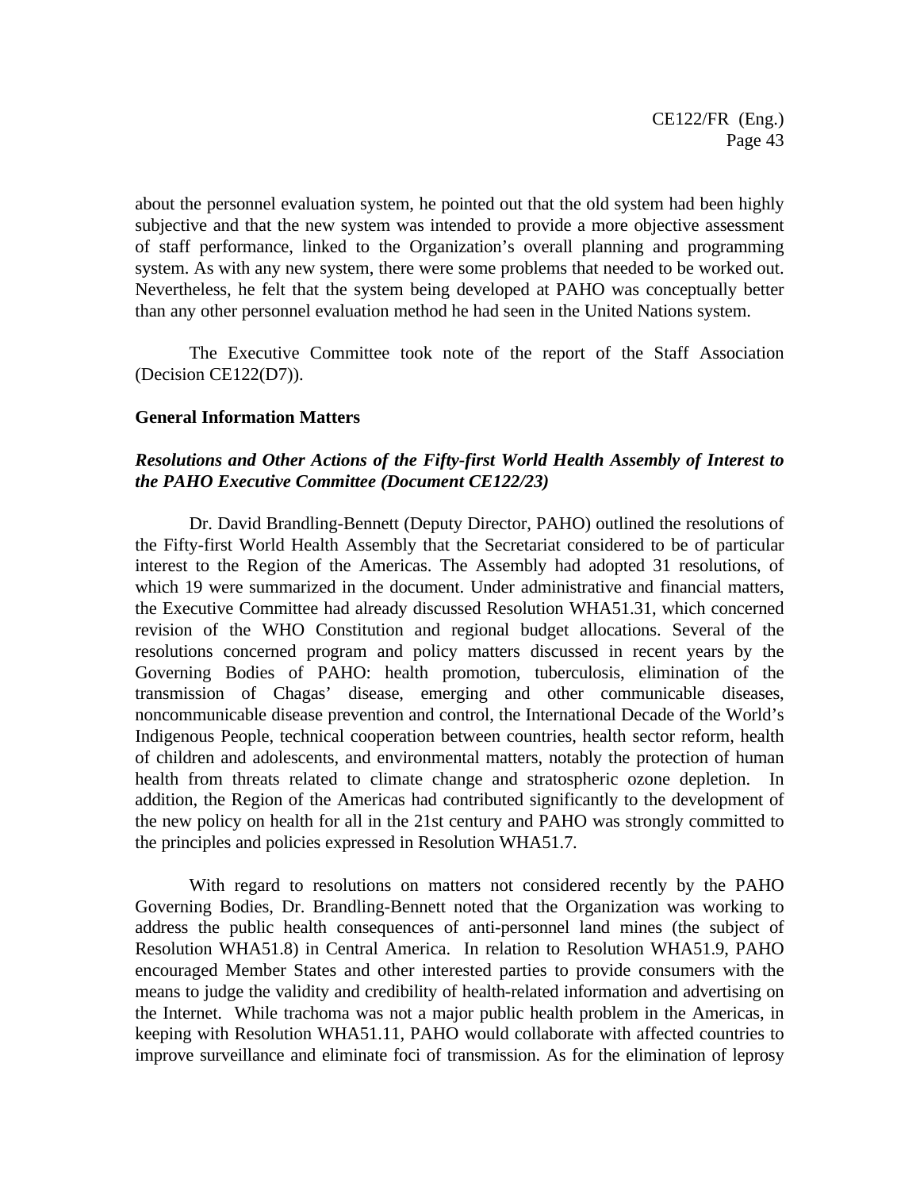about the personnel evaluation system, he pointed out that the old system had been highly subjective and that the new system was intended to provide a more objective assessment of staff performance, linked to the Organization's overall planning and programming system. As with any new system, there were some problems that needed to be worked out. Nevertheless, he felt that the system being developed at PAHO was conceptually better than any other personnel evaluation method he had seen in the United Nations system.

The Executive Committee took note of the report of the Staff Association (Decision CE122(D7)).

**General Information Matters**

***Resolutions and Other Actions of the Fifty-first World Health Assembly of Interest to the PAHO Executive Committee (Document CE122/23)***

Dr. David Brandling-Bennett (Deputy Director, PAHO) outlined the resolutions of the Fifty-first World Health Assembly that the Secretariat considered to be of particular interest to the Region of the Americas. The Assembly had adopted 31 resolutions, of which 19 were summarized in the document. Under administrative and financial matters, the Executive Committee had already discussed Resolution WHA51.31, which concerned revision of the WHO Constitution and regional budget allocations. Several of the resolutions concerned program and policy matters discussed in recent years by the Governing Bodies of PAHO: health promotion, tuberculosis, elimination of the transmission of Chagas' disease, emerging and other communicable diseases, noncommunicable disease prevention and control, the International Decade of the World's Indigenous People, technical cooperation between countries, health sector reform, health of children and adolescents, and environmental matters, notably the protection of human health from threats related to climate change and stratospheric ozone depletion. In addition, the Region of the Americas had contributed significantly to the development of the new policy on health for all in the 21st century and PAHO was strongly committed to the principles and policies expressed in Resolution WHA51.7.

With regard to resolutions on matters not considered recently by the PAHO Governing Bodies, Dr. Brandling-Bennett noted that the Organization was working to address the public health consequences of anti-personnel land mines (the subject of Resolution WHA51.8) in Central America. In relation to Resolution WHA51.9, PAHO encouraged Member States and other interested parties to provide consumers with the means to judge the validity and credibility of health-related information and advertising on the Internet. While trachoma was not a major public health problem in the Americas, in keeping with Resolution WHA51.11, PAHO would collaborate with affected countries to improve surveillance and eliminate foci of transmission. As for the elimination of leprosy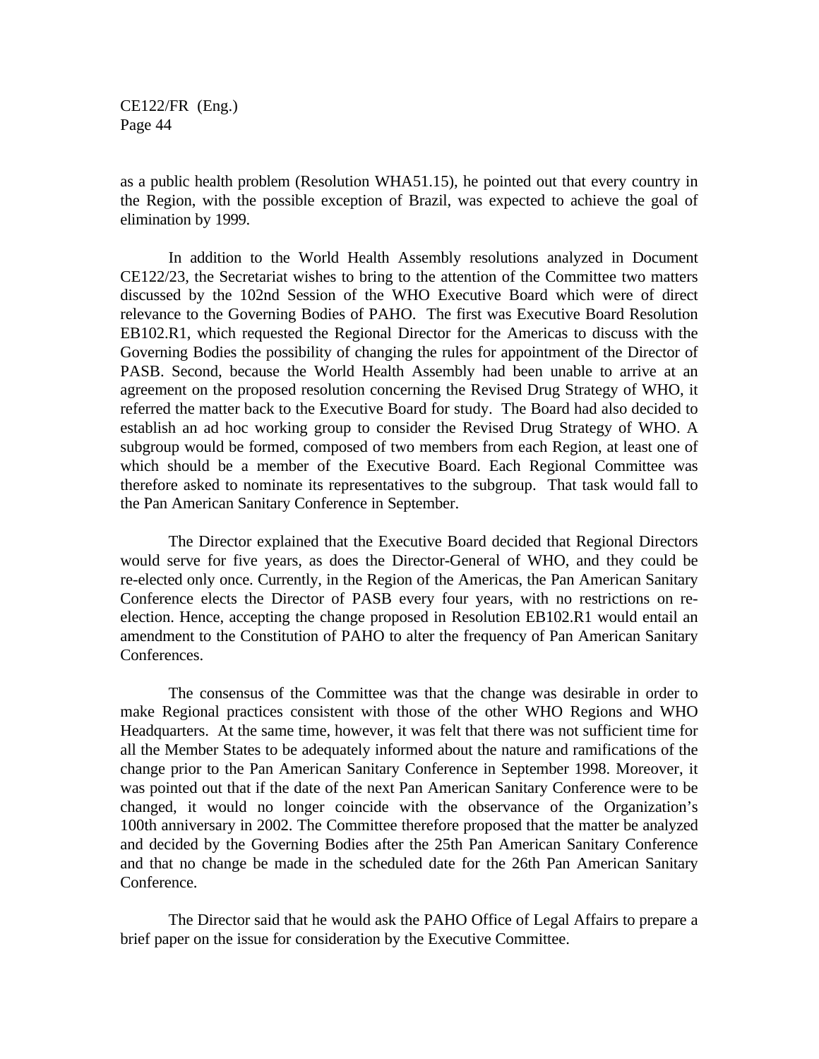as a public health problem (Resolution WHA51.15), he pointed out that every country in the Region, with the possible exception of Brazil, was expected to achieve the goal of elimination by 1999.

In addition to the World Health Assembly resolutions analyzed in Document CE122/23, the Secretariat wishes to bring to the attention of the Committee two matters discussed by the 102nd Session of the WHO Executive Board which were of direct relevance to the Governing Bodies of PAHO. The first was Executive Board Resolution EB102.R1, which requested the Regional Director for the Americas to discuss with the Governing Bodies the possibility of changing the rules for appointment of the Director of PASB. Second, because the World Health Assembly had been unable to arrive at an agreement on the proposed resolution concerning the Revised Drug Strategy of WHO, it referred the matter back to the Executive Board for study. The Board had also decided to establish an ad hoc working group to consider the Revised Drug Strategy of WHO. A subgroup would be formed, composed of two members from each Region, at least one of which should be a member of the Executive Board. Each Regional Committee was therefore asked to nominate its representatives to the subgroup. That task would fall to the Pan American Sanitary Conference in September.

The Director explained that the Executive Board decided that Regional Directors would serve for five years, as does the Director-General of WHO, and they could be re-elected only once. Currently, in the Region of the Americas, the Pan American Sanitary Conference elects the Director of PASB every four years, with no restrictions on re-election. Hence, accepting the change proposed in Resolution EB102.R1 would entail an amendment to the Constitution of PAHO to alter the frequency of Pan American Sanitary Conferences.

The consensus of the Committee was that the change was desirable in order to make Regional practices consistent with those of the other WHO Regions and WHO Headquarters. At the same time, however, it was felt that there was not sufficient time for all the Member States to be adequately informed about the nature and ramifications of the change prior to the Pan American Sanitary Conference in September 1998. Moreover, it was pointed out that if the date of the next Pan American Sanitary Conference were to be changed, it would no longer coincide with the observance of the Organization's 100th anniversary in 2002. The Committee therefore proposed that the matter be analyzed and decided by the Governing Bodies after the 25th Pan American Sanitary Conference and that no change be made in the scheduled date for the 26th Pan American Sanitary Conference.

The Director said that he would ask the PAHO Office of Legal Affairs to prepare a brief paper on the issue for consideration by the Executive Committee.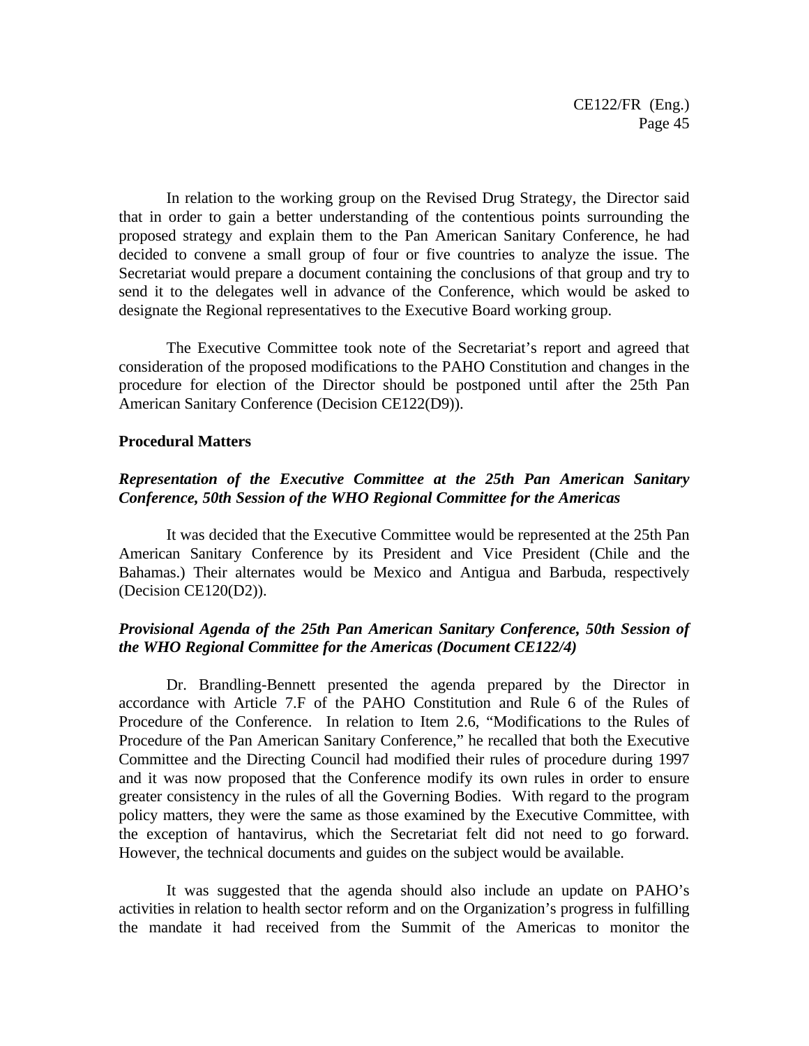In relation to the working group on the Revised Drug Strategy, the Director said that in order to gain a better understanding of the contentious points surrounding the proposed strategy and explain them to the Pan American Sanitary Conference, he had decided to convene a small group of four or five countries to analyze the issue. The Secretariat would prepare a document containing the conclusions of that group and try to send it to the delegates well in advance of the Conference, which would be asked to designate the Regional representatives to the Executive Board working group.

The Executive Committee took note of the Secretariat's report and agreed that consideration of the proposed modifications to the PAHO Constitution and changes in the procedure for election of the Director should be postponed until after the 25th Pan American Sanitary Conference (Decision CE122(D9)).

**Procedural Matters**

***Representation of the Executive Committee at the 25th Pan American Sanitary Conference, 50th Session of the WHO Regional Committee for the Americas***

It was decided that the Executive Committee would be represented at the 25th Pan American Sanitary Conference by its President and Vice President (Chile and the Bahamas.) Their alternates would be Mexico and Antigua and Barbuda, respectively (Decision CE120(D2)).

***Provisional Agenda of the 25th Pan American Sanitary Conference, 50th Session of the WHO Regional Committee for the Americas (Document CE122/4)***

Dr. Brandling-Bennett presented the agenda prepared by the Director in accordance with Article 7.F of the PAHO Constitution and Rule 6 of the Rules of Procedure of the Conference. In relation to Item 2.6, "Modifications to the Rules of Procedure of the Pan American Sanitary Conference," he recalled that both the Executive Committee and the Directing Council had modified their rules of procedure during 1997 and it was now proposed that the Conference modify its own rules in order to ensure greater consistency in the rules of all the Governing Bodies. With regard to the program policy matters, they were the same as those examined by the Executive Committee, with the exception of hantavirus, which the Secretariat felt did not need to go forward. However, the technical documents and guides on the subject would be available.

It was suggested that the agenda should also include an update on PAHO's activities in relation to health sector reform and on the Organization's progress in fulfilling the mandate it had received from the Summit of the Americas to monitor the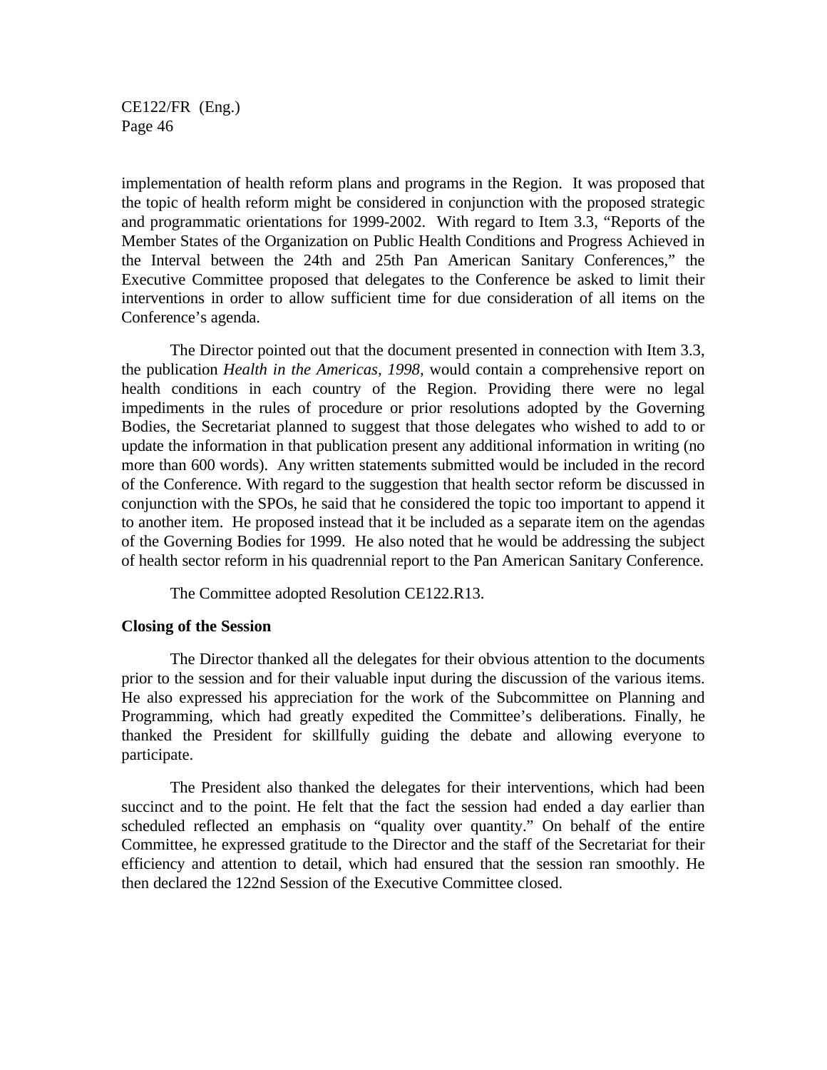implementation of health reform plans and programs in the Region. It was proposed that the topic of health reform might be considered in conjunction with the proposed strategic and programmatic orientations for 1999-2002. With regard to Item 3.3, "Reports of the Member States of the Organization on Public Health Conditions and Progress Achieved in the Interval between the 24th and 25th Pan American Sanitary Conferences," the Executive Committee proposed that delegates to the Conference be asked to limit their interventions in order to allow sufficient time for due consideration of all items on the Conference's agenda.

The Director pointed out that the document presented in connection with Item 3.3, the publication *Health in the Americas, 1998,* would contain a comprehensive report on health conditions in each country of the Region. Providing there were no legal impediments in the rules of procedure or prior resolutions adopted by the Governing Bodies, the Secretariat planned to suggest that those delegates who wished to add to or update the information in that publication present any additional information in writing (no more than 600 words). Any written statements submitted would be included in the record of the Conference. With regard to the suggestion that health sector reform be discussed in conjunction with the SPOs, he said that he considered the topic too important to append it to another item. He proposed instead that it be included as a separate item on the agendas of the Governing Bodies for 1999. He also noted that he would be addressing the subject of health sector reform in his quadrennial report to the Pan American Sanitary Conference.

The Committee adopted Resolution CE122.R13.

**Closing of the Session**

The Director thanked all the delegates for their obvious attention to the documents prior to the session and for their valuable input during the discussion of the various items. He also expressed his appreciation for the work of the Subcommittee on Planning and Programming, which had greatly expedited the Committee's deliberations. Finally, he thanked the President for skillfully guiding the debate and allowing everyone to participate.

The President also thanked the delegates for their interventions, which had been succinct and to the point. He felt that the fact the session had ended a day earlier than scheduled reflected an emphasis on "quality over quantity." On behalf of the entire Committee, he expressed gratitude to the Director and the staff of the Secretariat for their efficiency and attention to detail, which had ensured that the session ran smoothly. He then declared the 122nd Session of the Executive Committee closed.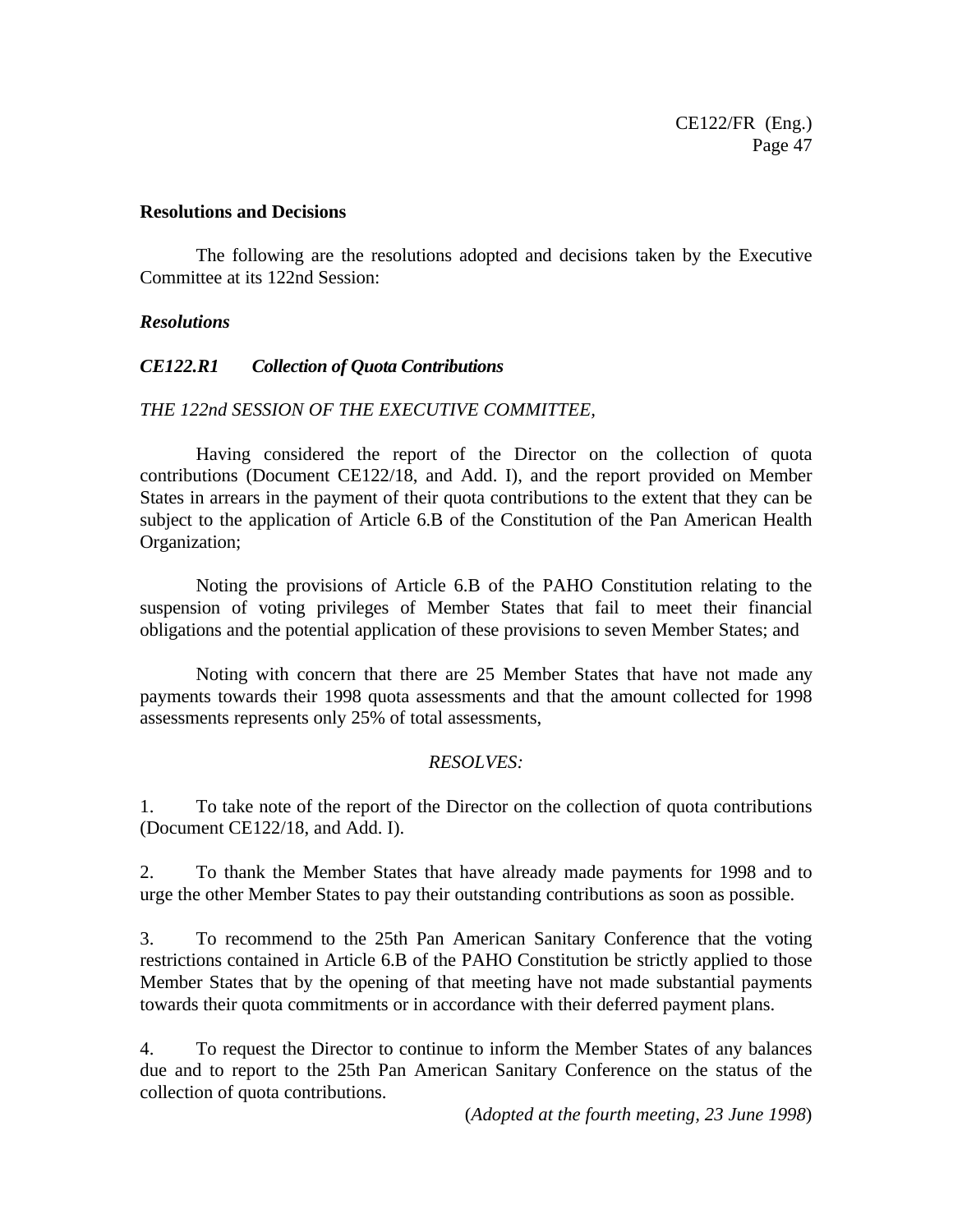## Resolutions and Decisions

The following are the resolutions adopted and decisions taken by the Executive Committee at its 122nd Session:

### *Resolutions*

### *CE122.R1 Collection of Quota Contributions*

*THE 122nd SESSION OF THE EXECUTIVE COMMITTEE,*

Having considered the report of the Director on the collection of quota contributions (Document CE122/18, and Add. I), and the report provided on Member States in arrears in the payment of their quota contributions to the extent that they can be subject to the application of Article 6.B of the Constitution of the Pan American Health Organization;

Noting the provisions of Article 6.B of the PAHO Constitution relating to the suspension of voting privileges of Member States that fail to meet their financial obligations and the potential application of these provisions to seven Member States; and

Noting with concern that there are 25 Member States that have not made any payments towards their 1998 quota assessments and that the amount collected for 1998 assessments represents only 25% of total assessments,

*RESOLVES:*

1. To take note of the report of the Director on the collection of quota contributions (Document CE122/18, and Add. I).

2. To thank the Member States that have already made payments for 1998 and to urge the other Member States to pay their outstanding contributions as soon as possible.

3. To recommend to the 25th Pan American Sanitary Conference that the voting restrictions contained in Article 6.B of the PAHO Constitution be strictly applied to those Member States that by the opening of that meeting have not made substantial payments towards their quota commitments or in accordance with their deferred payment plans.

4. To request the Director to continue to inform the Member States of any balances due and to report to the 25th Pan American Sanitary Conference on the status of the collection of quota contributions.

(*Adopted at the fourth meeting, 23 June 1998*)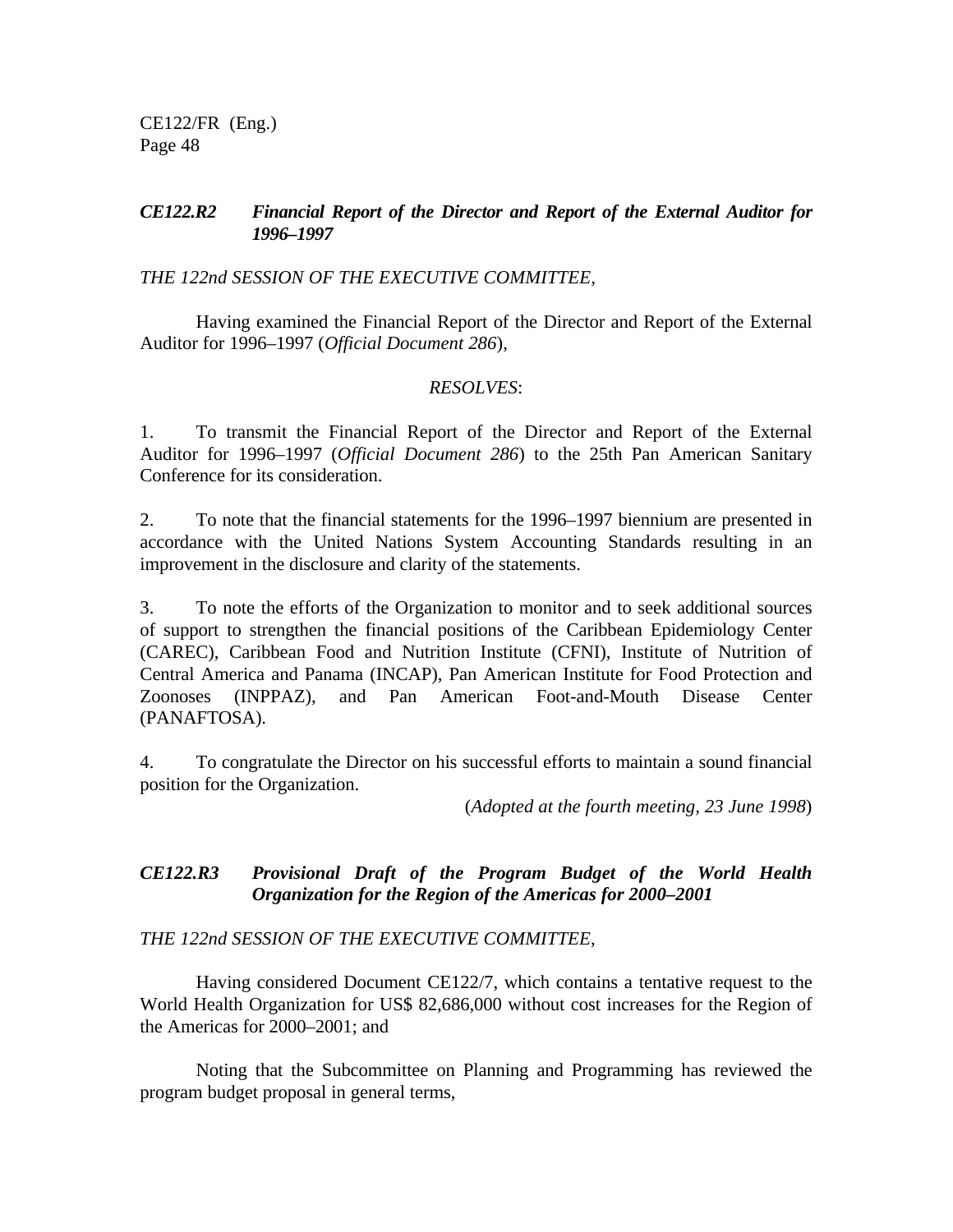### *CE122.R2 Financial Report of the Director and Report of the External Auditor for 1996–1997*

*THE 122nd SESSION OF THE EXECUTIVE COMMITTEE,*

Having examined the Financial Report of the Director and Report of the External Auditor for 1996–1997 (*Official Document 286*),

*RESOLVES*:

1. To transmit the Financial Report of the Director and Report of the External Auditor for 1996–1997 (*Official Document 286*) to the 25th Pan American Sanitary Conference for its consideration.

2. To note that the financial statements for the 1996–1997 biennium are presented in accordance with the United Nations System Accounting Standards resulting in an improvement in the disclosure and clarity of the statements.

3. To note the efforts of the Organization to monitor and to seek additional sources of support to strengthen the financial positions of the Caribbean Epidemiology Center (CAREC), Caribbean Food and Nutrition Institute (CFNI), Institute of Nutrition of Central America and Panama (INCAP), Pan American Institute for Food Protection and Zoonoses (INPPAZ), and Pan American Foot-and-Mouth Disease Center (PANAFTOSA).

4. To congratulate the Director on his successful efforts to maintain a sound financial position for the Organization.

(*Adopted at the fourth meeting, 23 June 1998*)

### *CE122.R3 Provisional Draft of the Program Budget of the World Health Organization for the Region of the Americas for 2000–2001*

*THE 122nd SESSION OF THE EXECUTIVE COMMITTEE,*

Having considered Document CE122/7, which contains a tentative request to the World Health Organization for US$ 82,686,000 without cost increases for the Region of the Americas for 2000–2001; and

Noting that the Subcommittee on Planning and Programming has reviewed the program budget proposal in general terms,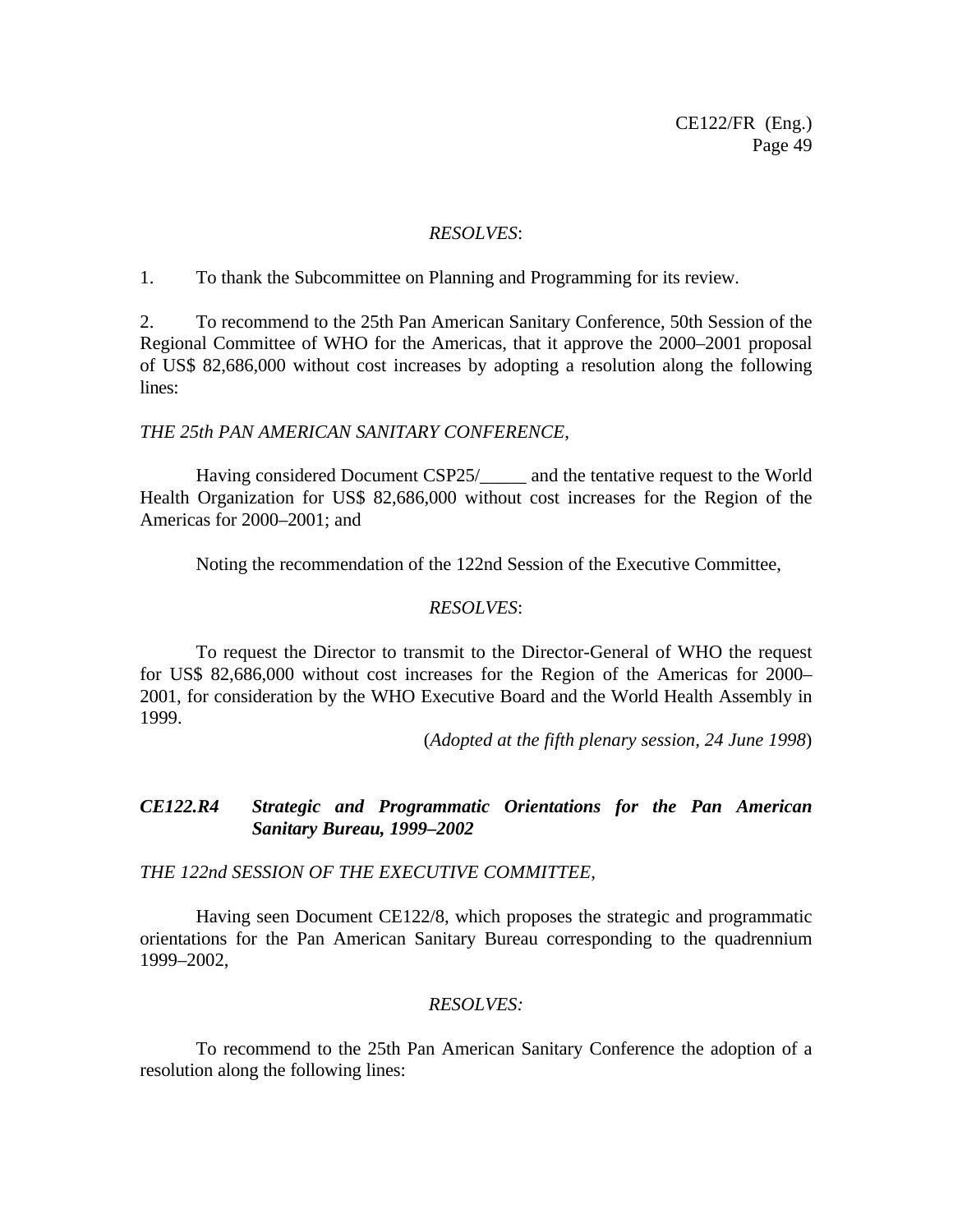*RESOLVES*:

1. To thank the Subcommittee on Planning and Programming for its review.

2. To recommend to the 25th Pan American Sanitary Conference, 50th Session of the Regional Committee of WHO for the Americas, that it approve the 2000–2001 proposal of US$ 82,686,000 without cost increases by adopting a resolution along the following lines:

*THE 25th PAN AMERICAN SANITARY CONFERENCE,*

Having considered Document CSP25/_____ and the tentative request to the World Health Organization for US$ 82,686,000 without cost increases for the Region of the Americas for 2000–2001; and

Noting the recommendation of the 122nd Session of the Executive Committee,

*RESOLVES*:

To request the Director to transmit to the Director-General of WHO the request for US$ 82,686,000 without cost increases for the Region of the Americas for 2000–2001, for consideration by the WHO Executive Board and the World Health Assembly in 1999.

(*Adopted at the fifth plenary session, 24 June 1998*)

### *CE122.R4 Strategic and Programmatic Orientations for the Pan American Sanitary Bureau, 1999–2002*

*THE 122nd SESSION OF THE EXECUTIVE COMMITTEE,*

Having seen Document CE122/8, which proposes the strategic and programmatic orientations for the Pan American Sanitary Bureau corresponding to the quadrennium 1999–2002,

*RESOLVES:*

To recommend to the 25th Pan American Sanitary Conference the adoption of a resolution along the following lines: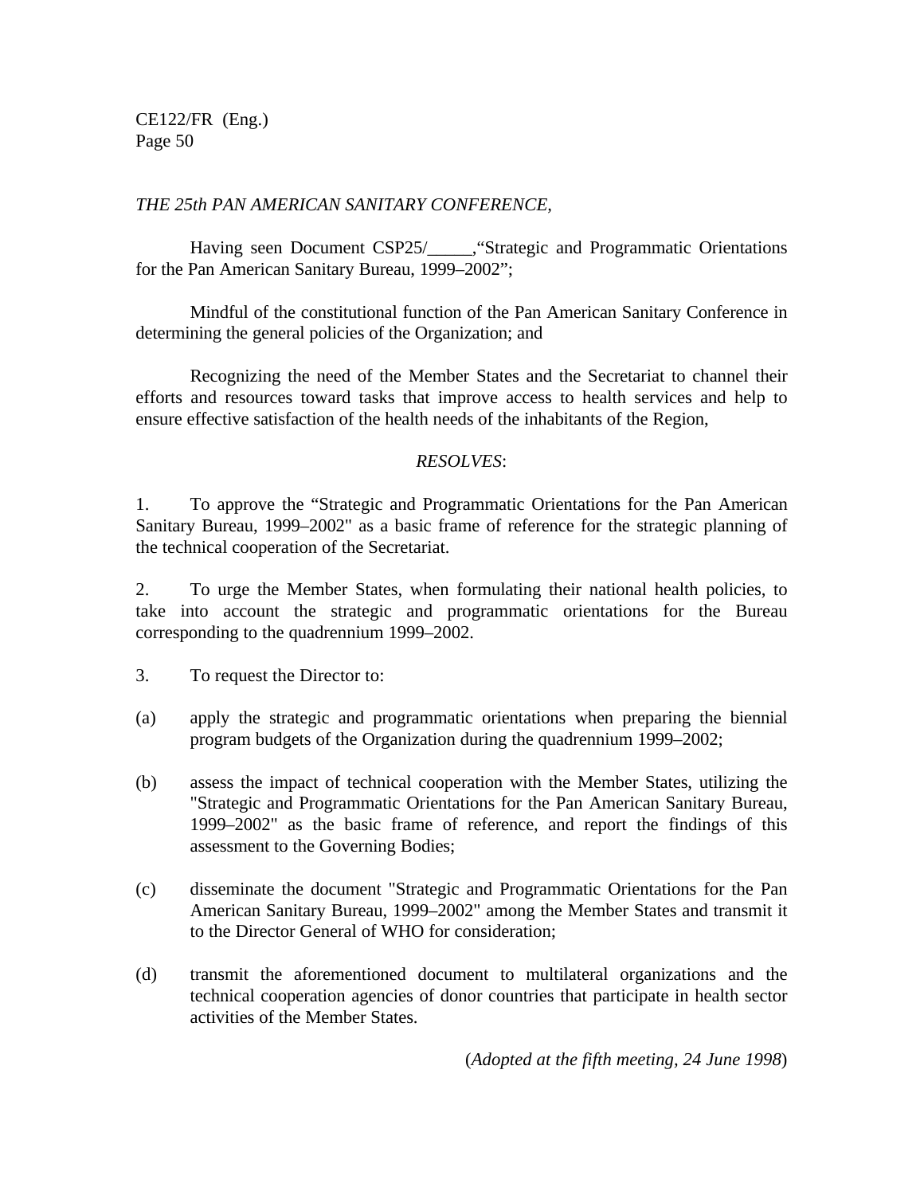*THE 25th PAN AMERICAN SANITARY CONFERENCE,*

Having seen Document CSP25/_____,"Strategic and Programmatic Orientations for the Pan American Sanitary Bureau, 1999–2002";

Mindful of the constitutional function of the Pan American Sanitary Conference in determining the general policies of the Organization; and

Recognizing the need of the Member States and the Secretariat to channel their efforts and resources toward tasks that improve access to health services and help to ensure effective satisfaction of the health needs of the inhabitants of the Region,

*RESOLVES*:

1. To approve the "Strategic and Programmatic Orientations for the Pan American Sanitary Bureau, 1999–2002" as a basic frame of reference for the strategic planning of the technical cooperation of the Secretariat.

2. To urge the Member States, when formulating their national health policies, to take into account the strategic and programmatic orientations for the Bureau corresponding to the quadrennium 1999–2002.

3. To request the Director to:

(a) apply the strategic and programmatic orientations when preparing the biennial program budgets of the Organization during the quadrennium 1999–2002;

(b) assess the impact of technical cooperation with the Member States, utilizing the "Strategic and Programmatic Orientations for the Pan American Sanitary Bureau, 1999–2002" as the basic frame of reference, and report the findings of this assessment to the Governing Bodies;

(c) disseminate the document "Strategic and Programmatic Orientations for the Pan American Sanitary Bureau, 1999–2002" among the Member States and transmit it to the Director General of WHO for consideration;

(d) transmit the aforementioned document to multilateral organizations and the technical cooperation agencies of donor countries that participate in health sector activities of the Member States.

(*Adopted at the fifth meeting, 24 June 1998*)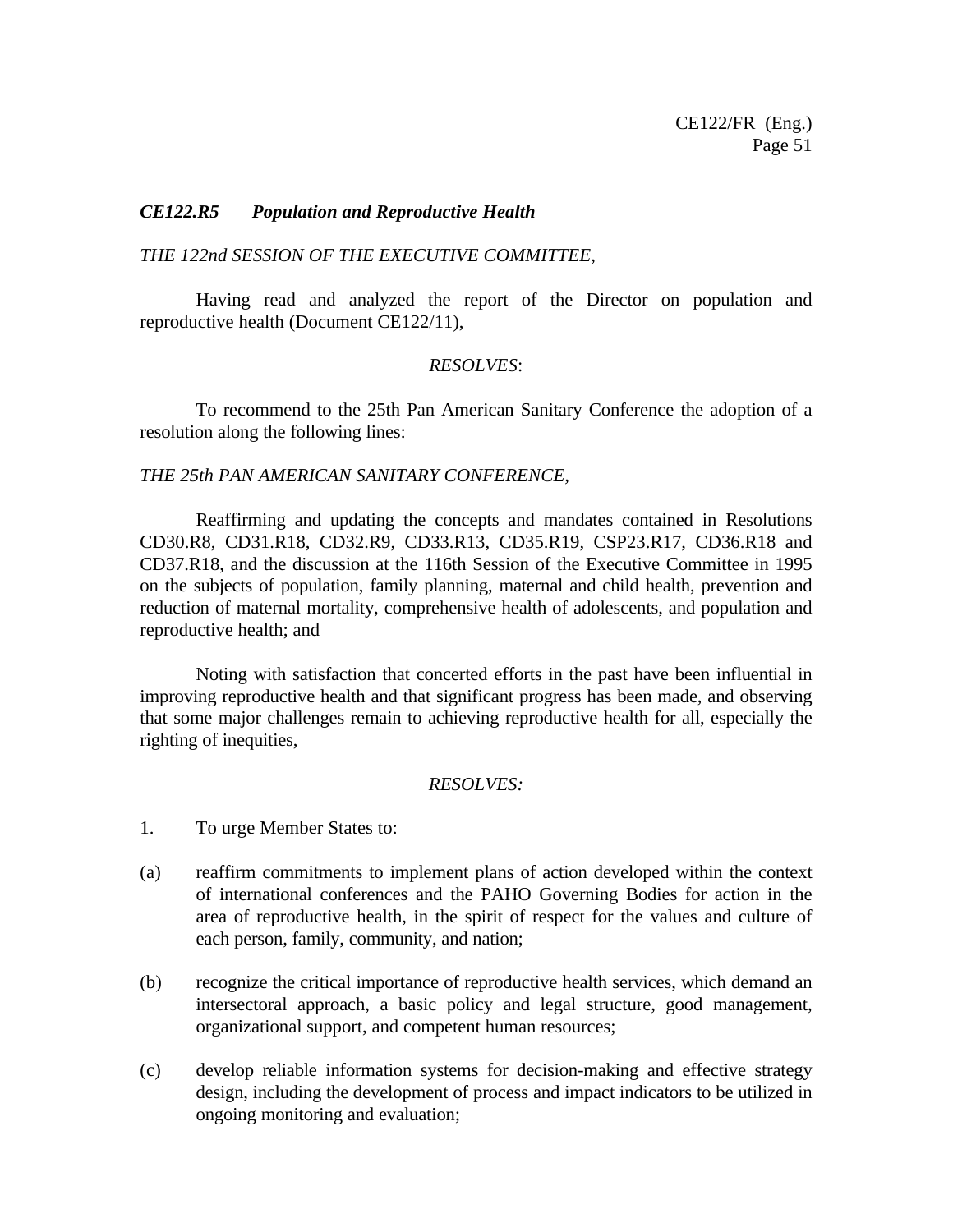***CE122.R5 Population and Reproductive Health***

*THE 122nd SESSION OF THE EXECUTIVE COMMITTEE,*

Having read and analyzed the report of the Director on population and reproductive health (Document CE122/11),

*RESOLVES*:

To recommend to the 25th Pan American Sanitary Conference the adoption of a resolution along the following lines:

*THE 25th PAN AMERICAN SANITARY CONFERENCE,*

Reaffirming and updating the concepts and mandates contained in Resolutions CD30.R8, CD31.R18, CD32.R9, CD33.R13, CD35.R19, CSP23.R17, CD36.R18 and CD37.R18, and the discussion at the 116th Session of the Executive Committee in 1995 on the subjects of population, family planning, maternal and child health, prevention and reduction of maternal mortality, comprehensive health of adolescents, and population and reproductive health; and

Noting with satisfaction that concerted efforts in the past have been influential in improving reproductive health and that significant progress has been made, and observing that some major challenges remain to achieving reproductive health for all, especially the righting of inequities,

*RESOLVES:*

1. To urge Member States to:

(a) reaffirm commitments to implement plans of action developed within the context of international conferences and the PAHO Governing Bodies for action in the area of reproductive health, in the spirit of respect for the values and culture of each person, family, community, and nation;

(b) recognize the critical importance of reproductive health services, which demand an intersectoral approach, a basic policy and legal structure, good management, organizational support, and competent human resources;

(c) develop reliable information systems for decision-making and effective strategy design, including the development of process and impact indicators to be utilized in ongoing monitoring and evaluation;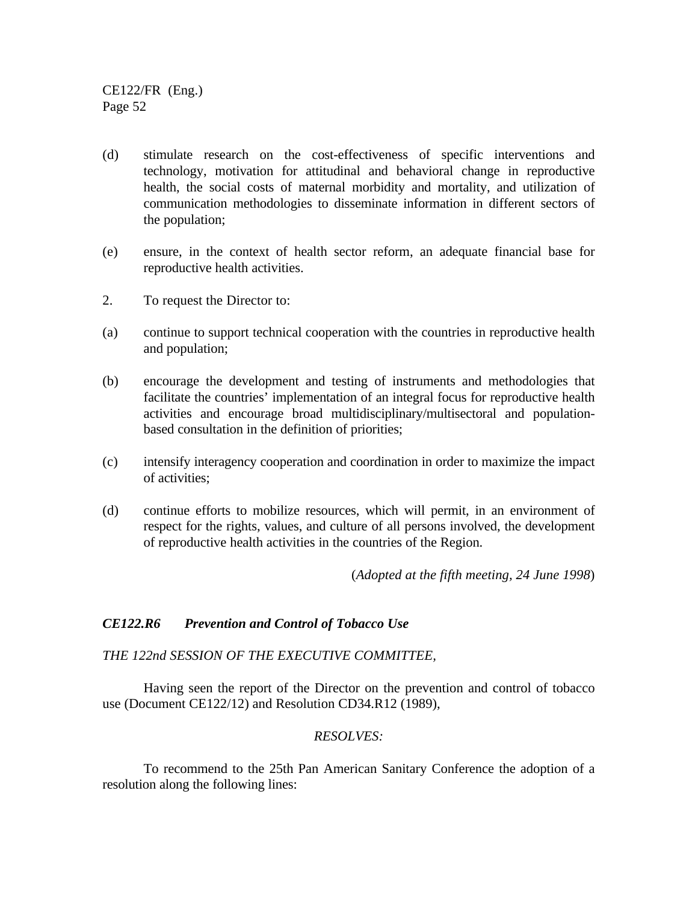(d) stimulate research on the cost-effectiveness of specific interventions and technology, motivation for attitudinal and behavioral change in reproductive health, the social costs of maternal morbidity and mortality, and utilization of communication methodologies to disseminate information in different sectors of the population;

(e) ensure, in the context of health sector reform, an adequate financial base for reproductive health activities.

2. To request the Director to:

(a) continue to support technical cooperation with the countries in reproductive health and population;

(b) encourage the development and testing of instruments and methodologies that facilitate the countries' implementation of an integral focus for reproductive health activities and encourage broad multidisciplinary/multisectoral and population-based consultation in the definition of priorities;

(c) intensify interagency cooperation and coordination in order to maximize the impact of activities;

(d) continue efforts to mobilize resources, which will permit, in an environment of respect for the rights, values, and culture of all persons involved, the development of reproductive health activities in the countries of the Region.

(*Adopted at the fifth meeting, 24 June 1998*)

### *CE122.R6 Prevention and Control of Tobacco Use*

*THE 122nd SESSION OF THE EXECUTIVE COMMITTEE,*

Having seen the report of the Director on the prevention and control of tobacco use (Document CE122/12) and Resolution CD34.R12 (1989),

*RESOLVES:*

To recommend to the 25th Pan American Sanitary Conference the adoption of a resolution along the following lines: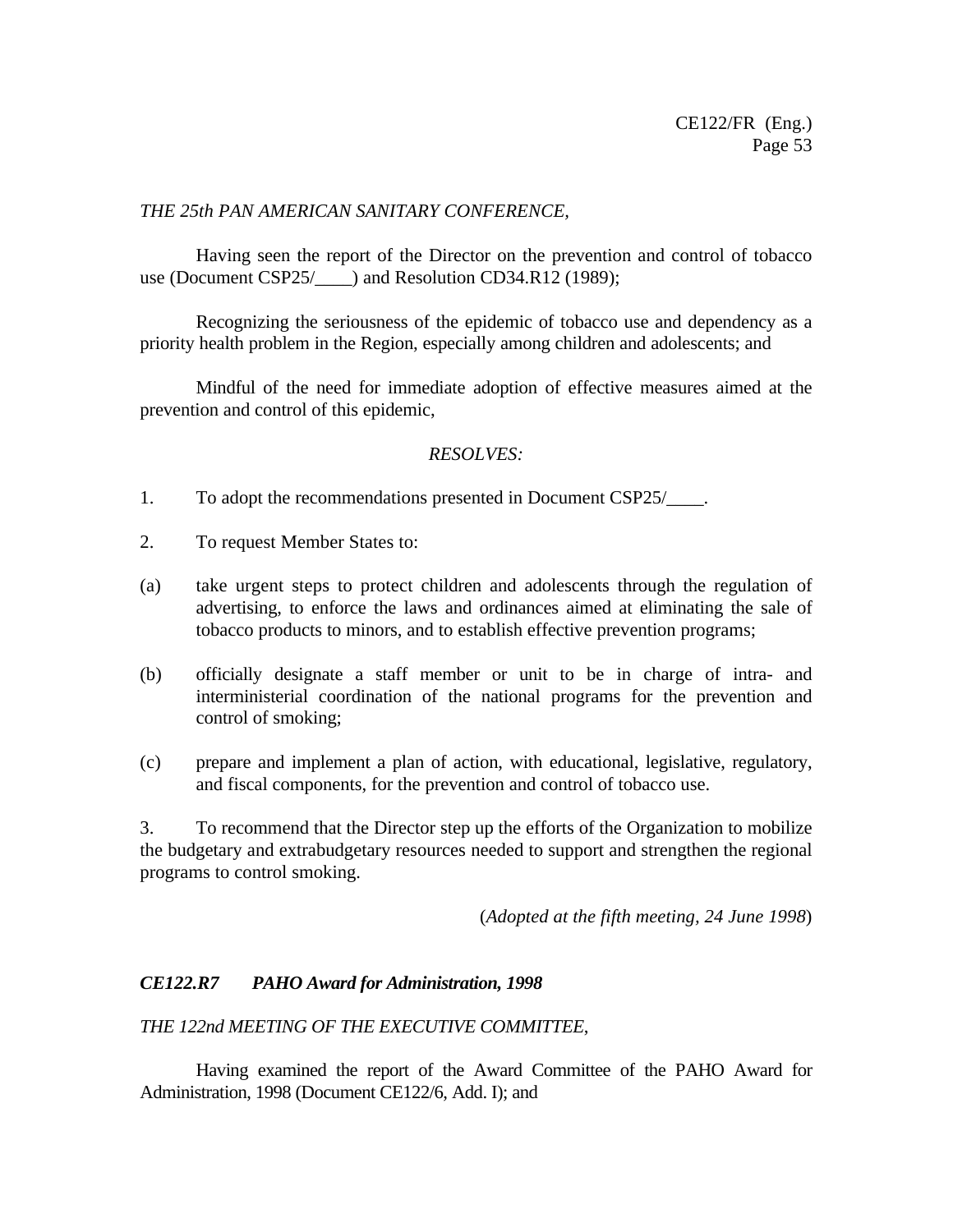*THE 25th PAN AMERICAN SANITARY CONFERENCE,*

Having seen the report of the Director on the prevention and control of tobacco use (Document CSP25/____) and Resolution CD34.R12 (1989);

Recognizing the seriousness of the epidemic of tobacco use and dependency as a priority health problem in the Region, especially among children and adolescents; and

Mindful of the need for immediate adoption of effective measures aimed at the prevention and control of this epidemic,

*RESOLVES:*

1. To adopt the recommendations presented in Document CSP25/____.

2. To request Member States to:

(a) take urgent steps to protect children and adolescents through the regulation of advertising, to enforce the laws and ordinances aimed at eliminating the sale of tobacco products to minors, and to establish effective prevention programs;

(b) officially designate a staff member or unit to be in charge of intra- and interministerial coordination of the national programs for the prevention and control of smoking;

(c) prepare and implement a plan of action, with educational, legislative, regulatory, and fiscal components, for the prevention and control of tobacco use.

3. To recommend that the Director step up the efforts of the Organization to mobilize the budgetary and extrabudgetary resources needed to support and strengthen the regional programs to control smoking.

(*Adopted at the fifth meeting, 24 June 1998*)

***CE122.R7 PAHO Award for Administration, 1998***

*THE 122nd MEETING OF THE EXECUTIVE COMMITTEE,*

Having examined the report of the Award Committee of the PAHO Award for Administration, 1998 (Document CE122/6, Add. I); and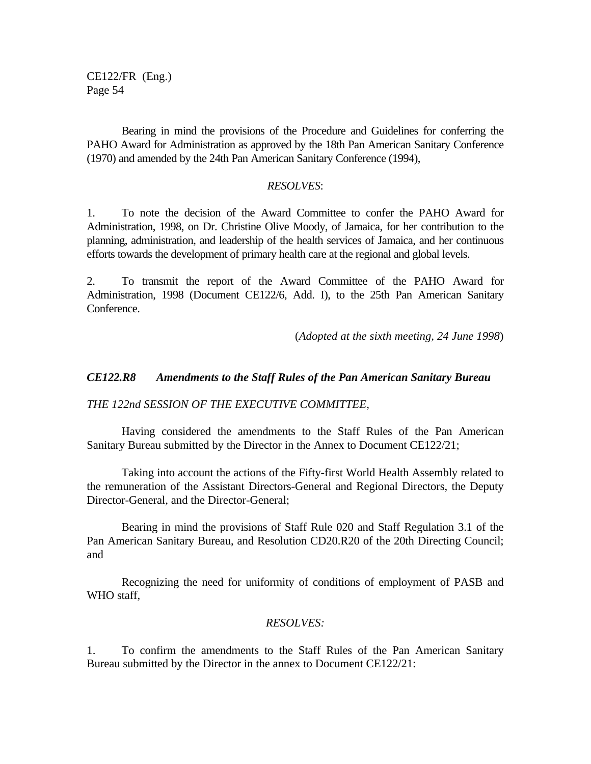Bearing in mind the provisions of the Procedure and Guidelines for conferring the PAHO Award for Administration as approved by the 18th Pan American Sanitary Conference (1970) and amended by the 24th Pan American Sanitary Conference (1994),

*RESOLVES*:

1. To note the decision of the Award Committee to confer the PAHO Award for Administration, 1998, on Dr. Christine Olive Moody, of Jamaica, for her contribution to the planning, administration, and leadership of the health services of Jamaica, and her continuous efforts towards the development of primary health care at the regional and global levels.

2. To transmit the report of the Award Committee of the PAHO Award for Administration, 1998 (Document CE122/6, Add. I), to the 25th Pan American Sanitary Conference.

(*Adopted at the sixth meeting, 24 June 1998*)

### *CE122.R8 Amendments to the Staff Rules of the Pan American Sanitary Bureau*

*THE 122nd SESSION OF THE EXECUTIVE COMMITTEE,*

Having considered the amendments to the Staff Rules of the Pan American Sanitary Bureau submitted by the Director in the Annex to Document CE122/21;

Taking into account the actions of the Fifty-first World Health Assembly related to the remuneration of the Assistant Directors-General and Regional Directors, the Deputy Director-General, and the Director-General;

Bearing in mind the provisions of Staff Rule 020 and Staff Regulation 3.1 of the Pan American Sanitary Bureau, and Resolution CD20.R20 of the 20th Directing Council; and

Recognizing the need for uniformity of conditions of employment of PASB and WHO staff,

*RESOLVES:*

1. To confirm the amendments to the Staff Rules of the Pan American Sanitary Bureau submitted by the Director in the annex to Document CE122/21: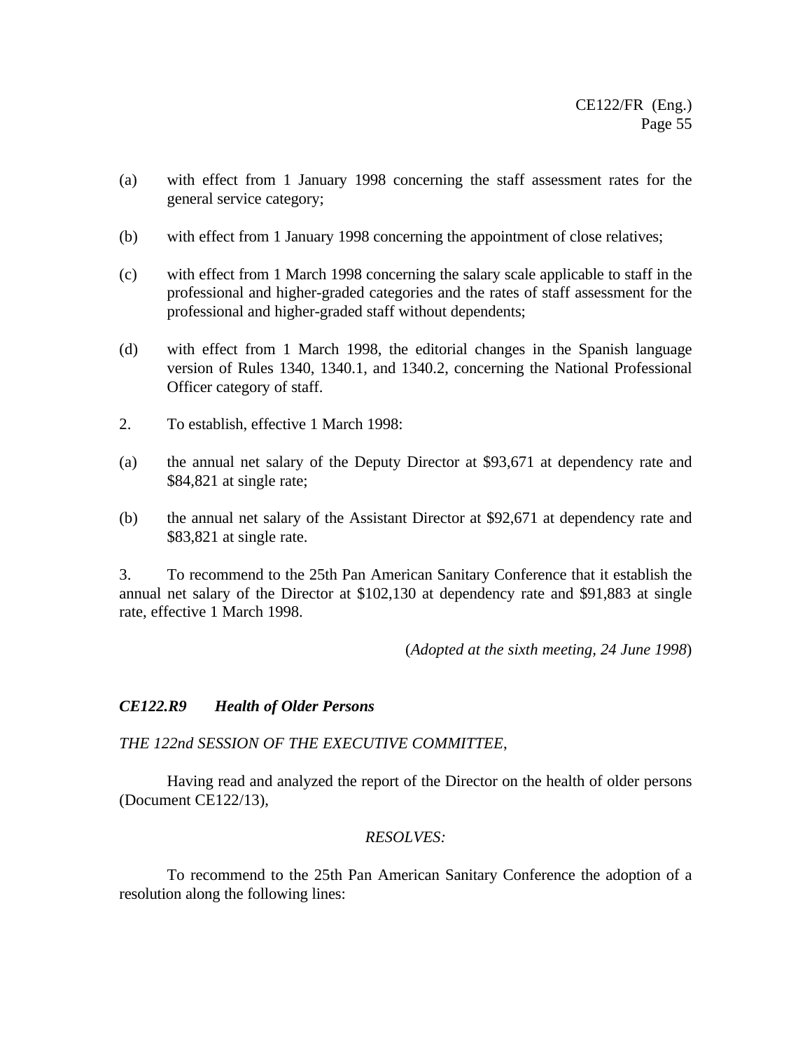(a) with effect from 1 January 1998 concerning the staff assessment rates for the general service category;

(b) with effect from 1 January 1998 concerning the appointment of close relatives;

(c) with effect from 1 March 1998 concerning the salary scale applicable to staff in the professional and higher-graded categories and the rates of staff assessment for the professional and higher-graded staff without dependents;

(d) with effect from 1 March 1998, the editorial changes in the Spanish language version of Rules 1340, 1340.1, and 1340.2, concerning the National Professional Officer category of staff.

2. To establish, effective 1 March 1998:

(a) the annual net salary of the Deputy Director at $93,671 at dependency rate and $84,821 at single rate;

(b) the annual net salary of the Assistant Director at $92,671 at dependency rate and $83,821 at single rate.

3. To recommend to the 25th Pan American Sanitary Conference that it establish the annual net salary of the Director at $102,130 at dependency rate and $91,883 at single rate, effective 1 March 1998.

(*Adopted at the sixth meeting, 24 June 1998*)

### *CE122.R9 Health of Older Persons*

*THE 122nd SESSION OF THE EXECUTIVE COMMITTEE*,

Having read and analyzed the report of the Director on the health of older persons (Document CE122/13),

*RESOLVES:*

To recommend to the 25th Pan American Sanitary Conference the adoption of a resolution along the following lines: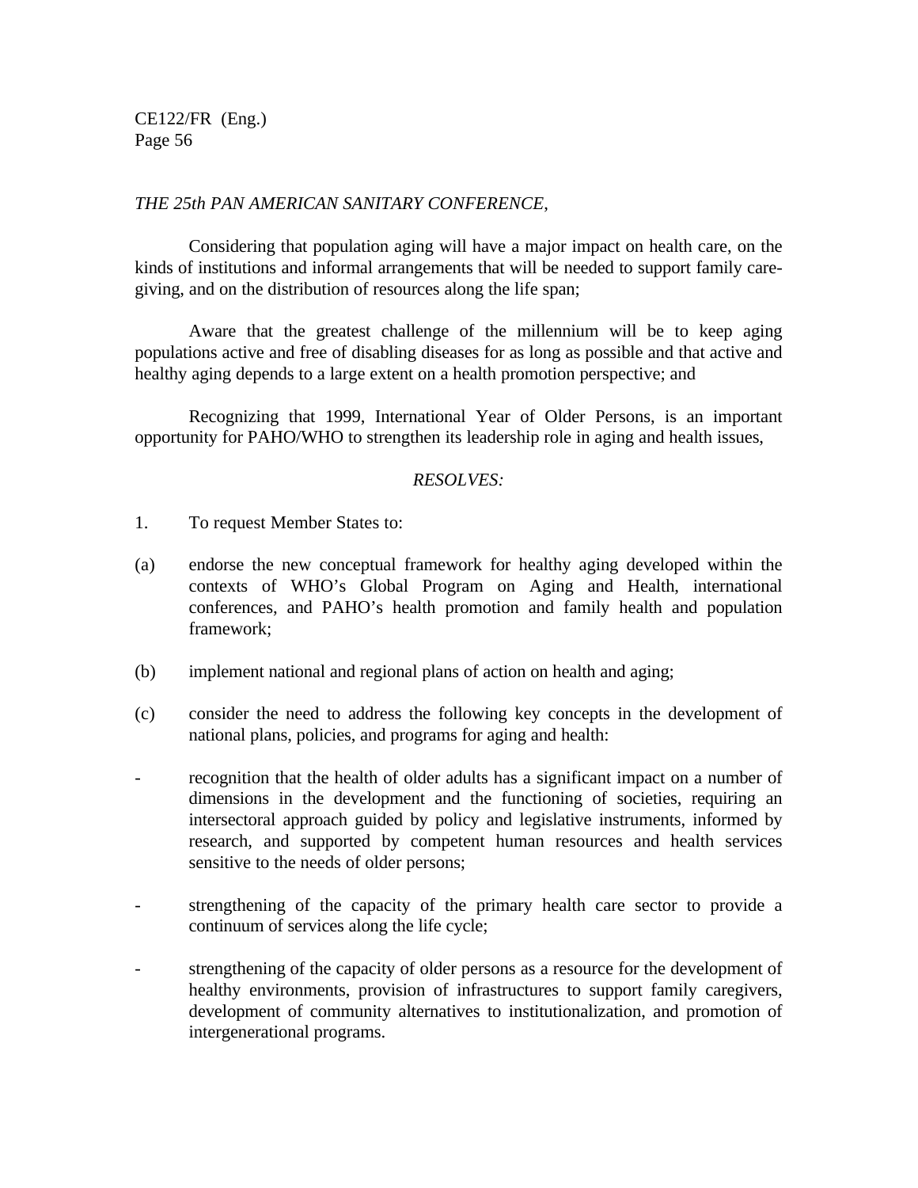*THE 25th PAN AMERICAN SANITARY CONFERENCE*,

Considering that population aging will have a major impact on health care, on the kinds of institutions and informal arrangements that will be needed to support family care-giving, and on the distribution of resources along the life span;

Aware that the greatest challenge of the millennium will be to keep aging populations active and free of disabling diseases for as long as possible and that active and healthy aging depends to a large extent on a health promotion perspective; and

Recognizing that 1999, International Year of Older Persons, is an important opportunity for PAHO/WHO to strengthen its leadership role in aging and health issues,

*RESOLVES:*

1. To request Member States to:

(a) endorse the new conceptual framework for healthy aging developed within the contexts of WHO's Global Program on Aging and Health, international conferences, and PAHO's health promotion and family health and population framework;

(b) implement national and regional plans of action on health and aging;

(c) consider the need to address the following key concepts in the development of national plans, policies, and programs for aging and health:

- recognition that the health of older adults has a significant impact on a number of dimensions in the development and the functioning of societies, requiring an intersectoral approach guided by policy and legislative instruments, informed by research, and supported by competent human resources and health services sensitive to the needs of older persons;

- strengthening of the capacity of the primary health care sector to provide a continuum of services along the life cycle;

- strengthening of the capacity of older persons as a resource for the development of healthy environments, provision of infrastructures to support family caregivers, development of community alternatives to institutionalization, and promotion of intergenerational programs.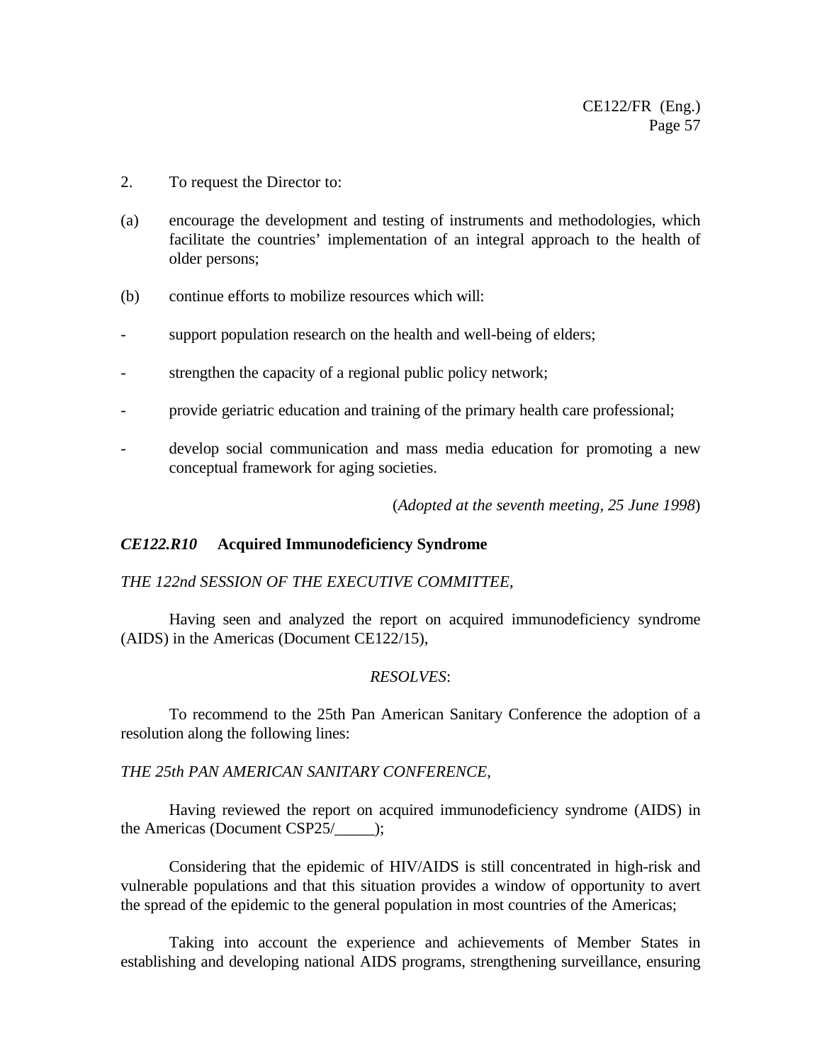2. To request the Director to:

(a) encourage the development and testing of instruments and methodologies, which facilitate the countries' implementation of an integral approach to the health of older persons;

(b) continue efforts to mobilize resources which will:

- support population research on the health and well-being of elders;

- strengthen the capacity of a regional public policy network;

- provide geriatric education and training of the primary health care professional;

- develop social communication and mass media education for promoting a new conceptual framework for aging societies.

(*Adopted at the seventh meeting, 25 June 1998*)

### *CE122.R10* **Acquired Immunodeficiency Syndrome**

*THE 122nd SESSION OF THE EXECUTIVE COMMITTEE*,

Having seen and analyzed the report on acquired immunodeficiency syndrome (AIDS) in the Americas (Document CE122/15),

*RESOLVES*:

To recommend to the 25th Pan American Sanitary Conference the adoption of a resolution along the following lines:

*THE 25th PAN AMERICAN SANITARY CONFERENCE*,

Having reviewed the report on acquired immunodeficiency syndrome (AIDS) in the Americas (Document CSP25/_____);

Considering that the epidemic of HIV/AIDS is still concentrated in high-risk and vulnerable populations and that this situation provides a window of opportunity to avert the spread of the epidemic to the general population in most countries of the Americas;

Taking into account the experience and achievements of Member States in establishing and developing national AIDS programs, strengthening surveillance, ensuring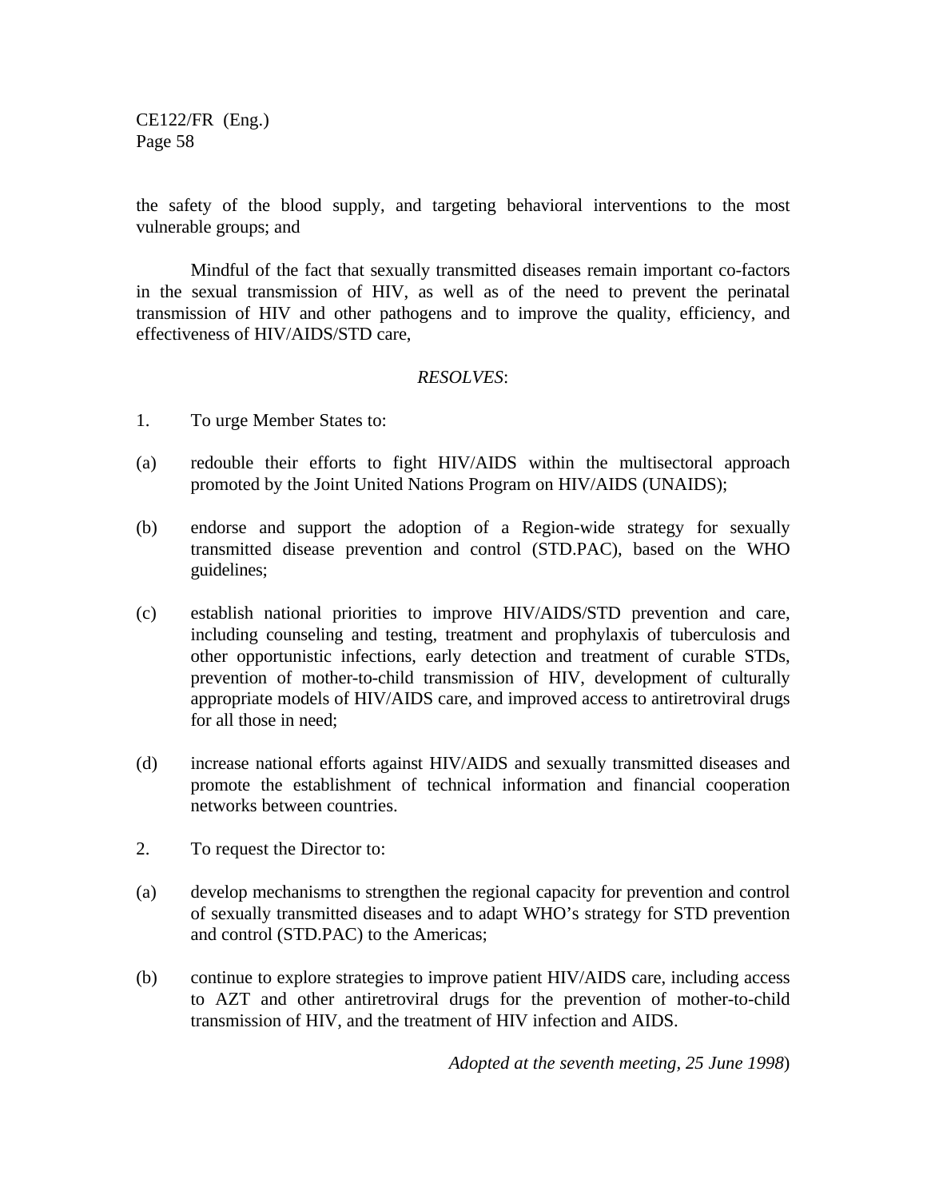the safety of the blood supply, and targeting behavioral interventions to the most vulnerable groups; and

Mindful of the fact that sexually transmitted diseases remain important co-factors in the sexual transmission of HIV, as well as of the need to prevent the perinatal transmission of HIV and other pathogens and to improve the quality, efficiency, and effectiveness of HIV/AIDS/STD care,

*RESOLVES*:

1. To urge Member States to:

(a) redouble their efforts to fight HIV/AIDS within the multisectoral approach promoted by the Joint United Nations Program on HIV/AIDS (UNAIDS);

(b) endorse and support the adoption of a Region-wide strategy for sexually transmitted disease prevention and control (STD.PAC), based on the WHO guidelines;

(c) establish national priorities to improve HIV/AIDS/STD prevention and care, including counseling and testing, treatment and prophylaxis of tuberculosis and other opportunistic infections, early detection and treatment of curable STDs, prevention of mother-to-child transmission of HIV, development of culturally appropriate models of HIV/AIDS care, and improved access to antiretroviral drugs for all those in need;

(d) increase national efforts against HIV/AIDS and sexually transmitted diseases and promote the establishment of technical information and financial cooperation networks between countries.

2. To request the Director to:

(a) develop mechanisms to strengthen the regional capacity for prevention and control of sexually transmitted diseases and to adapt WHO's strategy for STD prevention and control (STD.PAC) to the Americas;

(b) continue to explore strategies to improve patient HIV/AIDS care, including access to AZT and other antiretroviral drugs for the prevention of mother-to-child transmission of HIV, and the treatment of HIV infection and AIDS.

*Adopted at the seventh meeting, 25 June 1998*)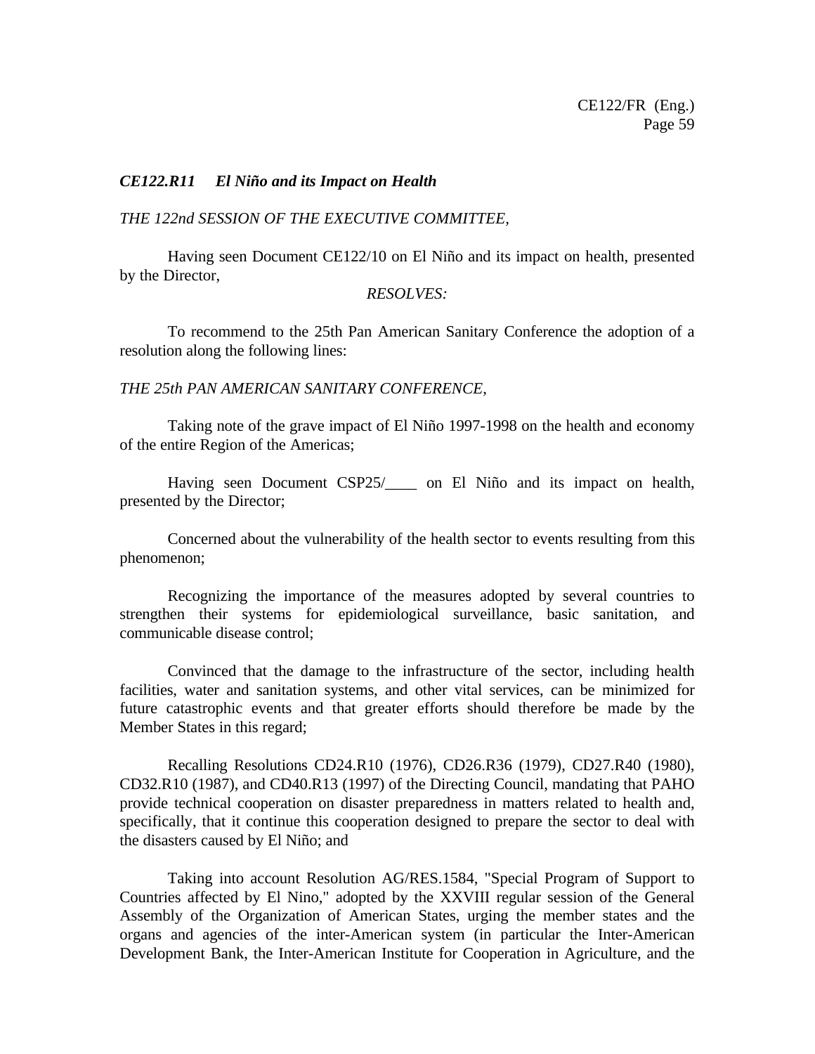***CE122.R11 El Niño and its Impact on Health***

*THE 122nd SESSION OF THE EXECUTIVE COMMITTEE,*

Having seen Document CE122/10 on El Niño and its impact on health, presented by the Director,

*RESOLVES:*

To recommend to the 25th Pan American Sanitary Conference the adoption of a resolution along the following lines:

*THE 25th PAN AMERICAN SANITARY CONFERENCE,*

Taking note of the grave impact of El Niño 1997-1998 on the health and economy of the entire Region of the Americas;

Having seen Document CSP25/____ on El Niño and its impact on health, presented by the Director;

Concerned about the vulnerability of the health sector to events resulting from this phenomenon;

Recognizing the importance of the measures adopted by several countries to strengthen their systems for epidemiological surveillance, basic sanitation, and communicable disease control;

Convinced that the damage to the infrastructure of the sector, including health facilities, water and sanitation systems, and other vital services, can be minimized for future catastrophic events and that greater efforts should therefore be made by the Member States in this regard;

Recalling Resolutions CD24.R10 (1976), CD26.R36 (1979), CD27.R40 (1980), CD32.R10 (1987), and CD40.R13 (1997) of the Directing Council, mandating that PAHO provide technical cooperation on disaster preparedness in matters related to health and, specifically, that it continue this cooperation designed to prepare the sector to deal with the disasters caused by El Niño; and

Taking into account Resolution AG/RES.1584, "Special Program of Support to Countries affected by El Nino," adopted by the XXVIII regular session of the General Assembly of the Organization of American States, urging the member states and the organs and agencies of the inter-American system (in particular the Inter-American Development Bank, the Inter-American Institute for Cooperation in Agriculture, and the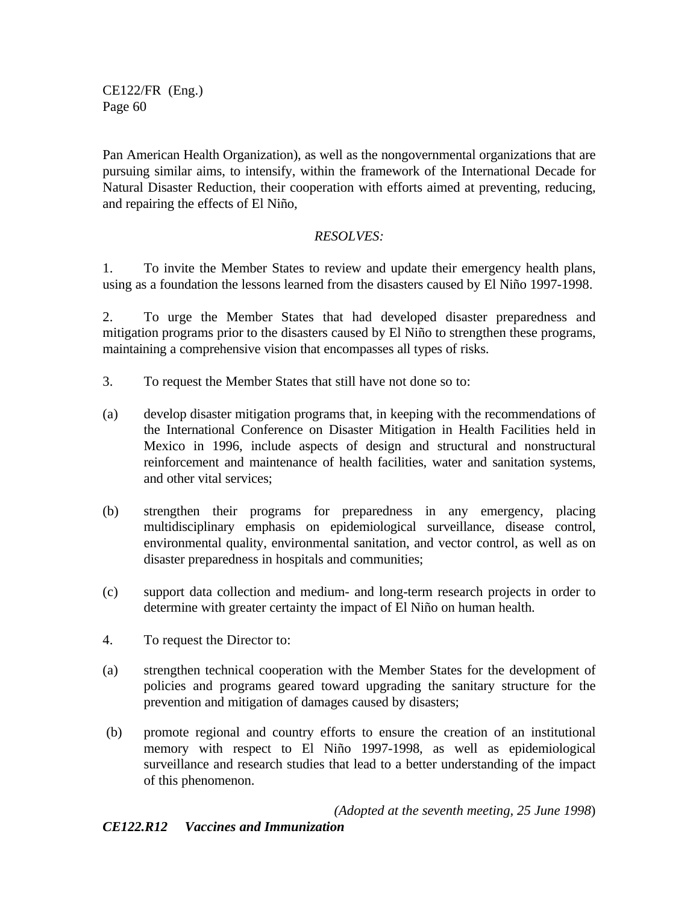Pan American Health Organization), as well as the nongovernmental organizations that are pursuing similar aims, to intensify, within the framework of the International Decade for Natural Disaster Reduction, their cooperation with efforts aimed at preventing, reducing, and repairing the effects of El Niño,

*RESOLVES:*

1. To invite the Member States to review and update their emergency health plans, using as a foundation the lessons learned from the disasters caused by El Niño 1997-1998.

2. To urge the Member States that had developed disaster preparedness and mitigation programs prior to the disasters caused by El Niño to strengthen these programs, maintaining a comprehensive vision that encompasses all types of risks.

3. To request the Member States that still have not done so to:

(a) develop disaster mitigation programs that, in keeping with the recommendations of the International Conference on Disaster Mitigation in Health Facilities held in Mexico in 1996, include aspects of design and structural and nonstructural reinforcement and maintenance of health facilities, water and sanitation systems, and other vital services;

(b) strengthen their programs for preparedness in any emergency, placing multidisciplinary emphasis on epidemiological surveillance, disease control, environmental quality, environmental sanitation, and vector control, as well as on disaster preparedness in hospitals and communities;

(c) support data collection and medium- and long-term research projects in order to determine with greater certainty the impact of El Niño on human health.

4. To request the Director to:

(a) strengthen technical cooperation with the Member States for the development of policies and programs geared toward upgrading the sanitary structure for the prevention and mitigation of damages caused by disasters;

(b) promote regional and country efforts to ensure the creation of an institutional memory with respect to El Niño 1997-1998, as well as epidemiological surveillance and research studies that lead to a better understanding of the impact of this phenomenon.

(*Adopted at the seventh meeting, 25 June 1998*)

***CE122.R12 Vaccines and Immunization***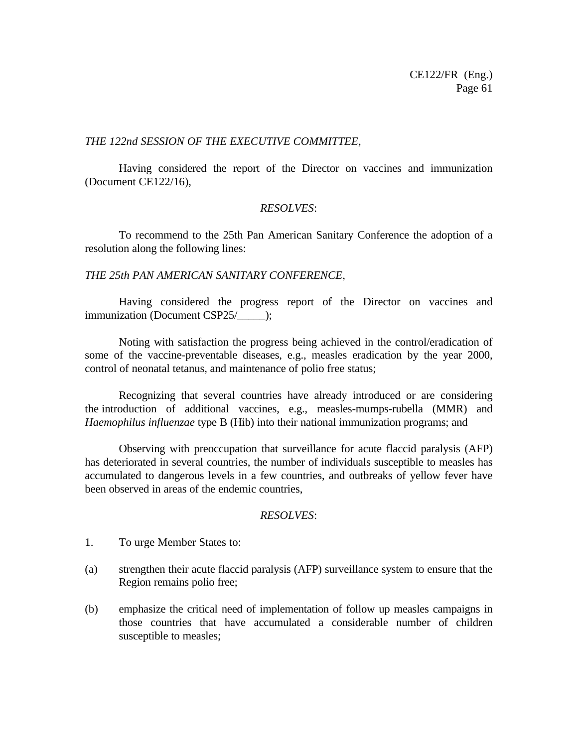*THE 122nd SESSION OF THE EXECUTIVE COMMITTEE*,

Having considered the report of the Director on vaccines and immunization (Document CE122/16),

*RESOLVES*:

To recommend to the 25th Pan American Sanitary Conference the adoption of a resolution along the following lines:

*THE 25th PAN AMERICAN SANITARY CONFERENCE*,

Having considered the progress report of the Director on vaccines and immunization (Document CSP25/_____);

Noting with satisfaction the progress being achieved in the control/eradication of some of the vaccine-preventable diseases, e.g., measles eradication by the year 2000, control of neonatal tetanus, and maintenance of polio free status;

Recognizing that several countries have already introduced or are considering the introduction of additional vaccines, e.g., measles-mumps-rubella (MMR) and *Haemophilus influenzae* type B (Hib) into their national immunization programs; and

Observing with preoccupation that surveillance for acute flaccid paralysis (AFP) has deteriorated in several countries, the number of individuals susceptible to measles has accumulated to dangerous levels in a few countries, and outbreaks of yellow fever have been observed in areas of the endemic countries,

*RESOLVES*:

1. To urge Member States to:

(a) strengthen their acute flaccid paralysis (AFP) surveillance system to ensure that the Region remains polio free;

(b) emphasize the critical need of implementation of follow up measles campaigns in those countries that have accumulated a considerable number of children susceptible to measles;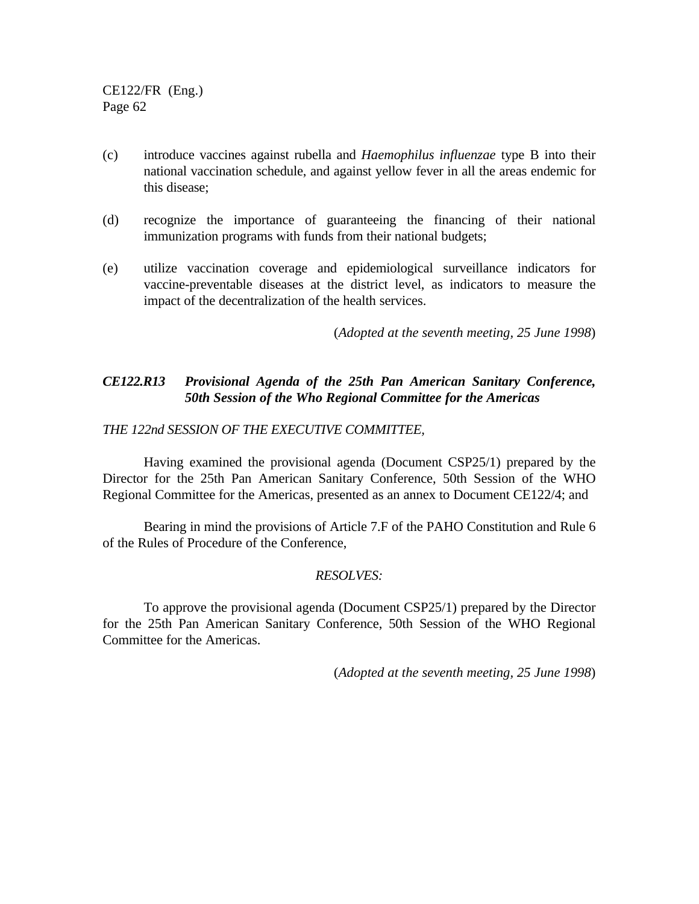(c) introduce vaccines against rubella and *Haemophilus influenzae* type B into their national vaccination schedule, and against yellow fever in all the areas endemic for this disease;

(d) recognize the importance of guaranteeing the financing of their national immunization programs with funds from their national budgets;

(e) utilize vaccination coverage and epidemiological surveillance indicators for vaccine-preventable diseases at the district level, as indicators to measure the impact of the decentralization of the health services.

(*Adopted at the seventh meeting, 25 June 1998*)

### ***CE122.R13 Provisional Agenda of the 25th Pan American Sanitary Conference, 50th Session of the Who Regional Committee for the Americas***

*THE 122nd SESSION OF THE EXECUTIVE COMMITTEE,*

Having examined the provisional agenda (Document CSP25/1) prepared by the Director for the 25th Pan American Sanitary Conference, 50th Session of the WHO Regional Committee for the Americas, presented as an annex to Document CE122/4; and

Bearing in mind the provisions of Article 7.F of the PAHO Constitution and Rule 6 of the Rules of Procedure of the Conference,

*RESOLVES:*

To approve the provisional agenda (Document CSP25/1) prepared by the Director for the 25th Pan American Sanitary Conference, 50th Session of the WHO Regional Committee for the Americas.

(*Adopted at the seventh meeting, 25 June 1998*)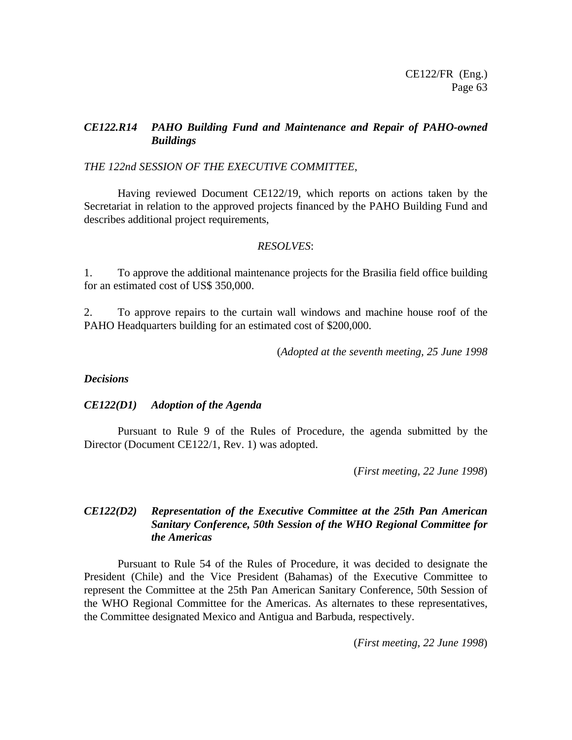### *CE122.R14 PAHO Building Fund and Maintenance and Repair of PAHO-owned Buildings*

*THE 122nd SESSION OF THE EXECUTIVE COMMITTEE*,

Having reviewed Document CE122/19, which reports on actions taken by the Secretariat in relation to the approved projects financed by the PAHO Building Fund and describes additional project requirements,

*RESOLVES*:

1. To approve the additional maintenance projects for the Brasilia field office building for an estimated cost of US$ 350,000.

2. To approve repairs to the curtain wall windows and machine house roof of the PAHO Headquarters building for an estimated cost of $200,000.

(*Adopted at the seventh meeting, 25 June 1998*

## *Decisions*

### *CE122(D1) Adoption of the Agenda*

Pursuant to Rule 9 of the Rules of Procedure, the agenda submitted by the Director (Document CE122/1, Rev. 1) was adopted.

(*First meeting, 22 June 1998*)

### *CE122(D2) Representation of the Executive Committee at the 25th Pan American Sanitary Conference, 50th Session of the WHO Regional Committee for the Americas*

Pursuant to Rule 54 of the Rules of Procedure, it was decided to designate the President (Chile) and the Vice President (Bahamas) of the Executive Committee to represent the Committee at the 25th Pan American Sanitary Conference, 50th Session of the WHO Regional Committee for the Americas. As alternates to these representatives, the Committee designated Mexico and Antigua and Barbuda, respectively.

(*First meeting, 22 June 1998*)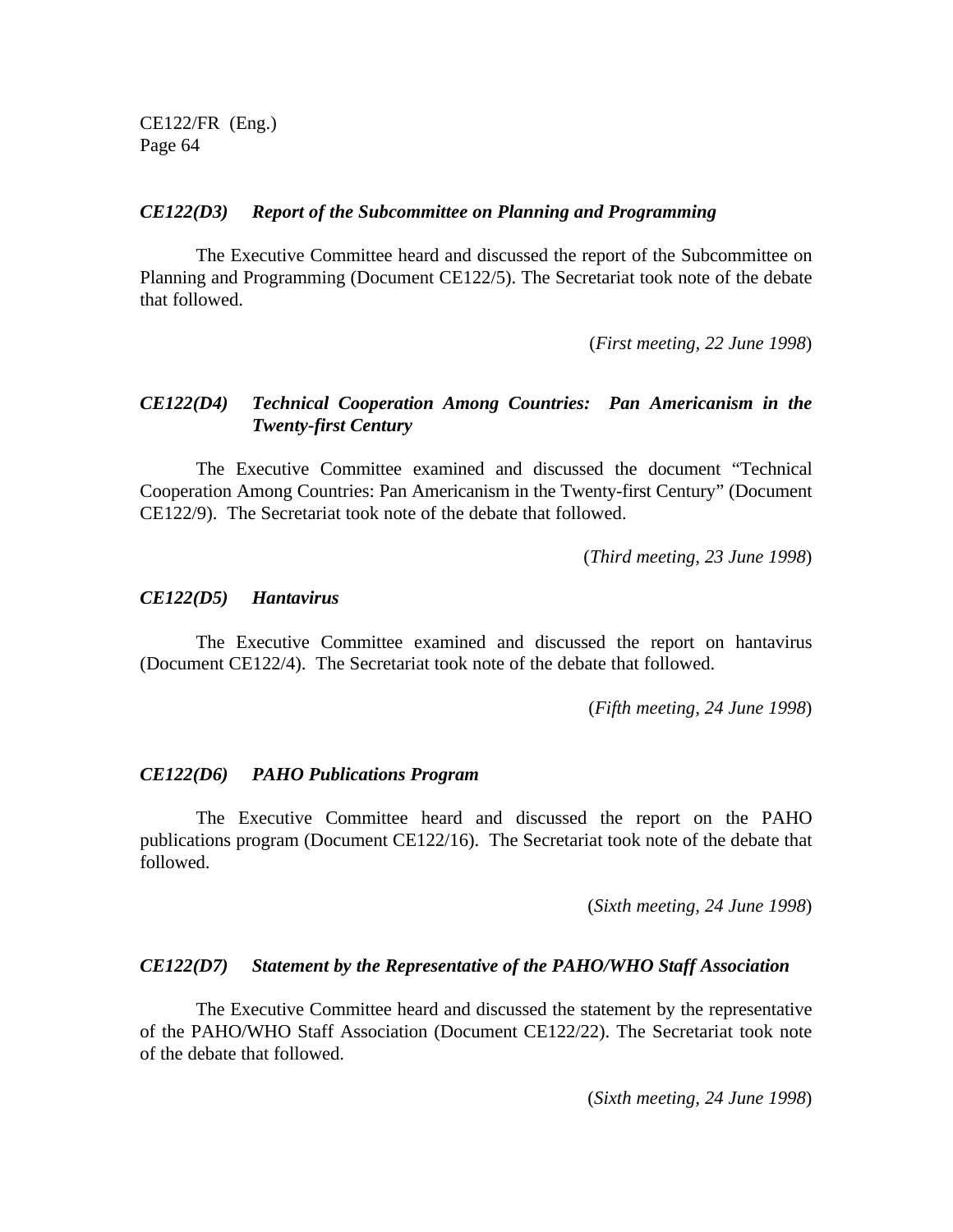### *CE122(D3) Report of the Subcommittee on Planning and Programming*

The Executive Committee heard and discussed the report of the Subcommittee on Planning and Programming (Document CE122/5). The Secretariat took note of the debate that followed.

(*First meeting, 22 June 1998*)

### *CE122(D4) Technical Cooperation Among Countries: Pan Americanism in the Twenty-first Century*

The Executive Committee examined and discussed the document "Technical Cooperation Among Countries: Pan Americanism in the Twenty-first Century" (Document CE122/9). The Secretariat took note of the debate that followed.

(*Third meeting, 23 June 1998*)

### *CE122(D5) Hantavirus*

The Executive Committee examined and discussed the report on hantavirus (Document CE122/4). The Secretariat took note of the debate that followed.

(*Fifth meeting, 24 June 1998*)

### *CE122(D6) PAHO Publications Program*

The Executive Committee heard and discussed the report on the PAHO publications program (Document CE122/16). The Secretariat took note of the debate that followed.

(*Sixth meeting, 24 June 1998*)

### *CE122(D7) Statement by the Representative of the PAHO/WHO Staff Association*

The Executive Committee heard and discussed the statement by the representative of the PAHO/WHO Staff Association (Document CE122/22). The Secretariat took note of the debate that followed.

(*Sixth meeting, 24 June 1998*)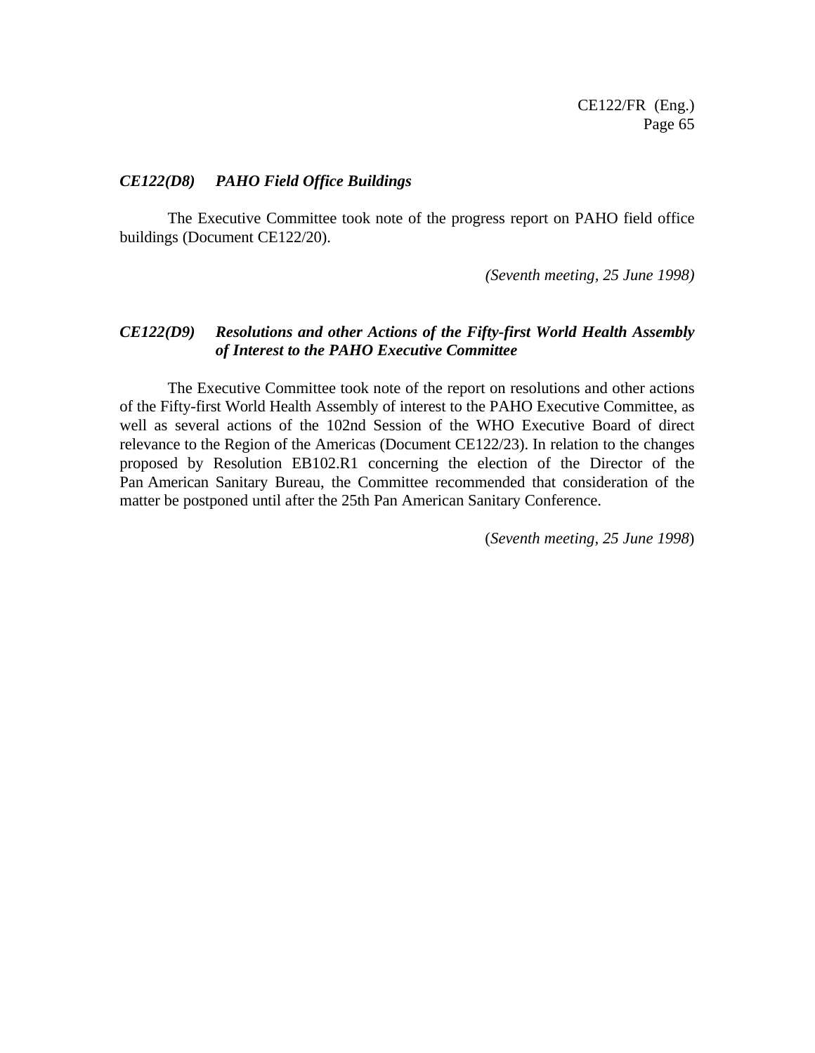### *CE122(D8) PAHO Field Office Buildings*

The Executive Committee took note of the progress report on PAHO field office buildings (Document CE122/20).

*(Seventh meeting, 25 June 1998)*

### *CE122(D9) Resolutions and other Actions of the Fifty-first World Health Assembly of Interest to the PAHO Executive Committee*

The Executive Committee took note of the report on resolutions and other actions of the Fifty-first World Health Assembly of interest to the PAHO Executive Committee, as well as several actions of the 102nd Session of the WHO Executive Board of direct relevance to the Region of the Americas (Document CE122/23). In relation to the changes proposed by Resolution EB102.R1 concerning the election of the Director of the Pan American Sanitary Bureau, the Committee recommended that consideration of the matter be postponed until after the 25th Pan American Sanitary Conference.

(*Seventh meeting, 25 June 1998*)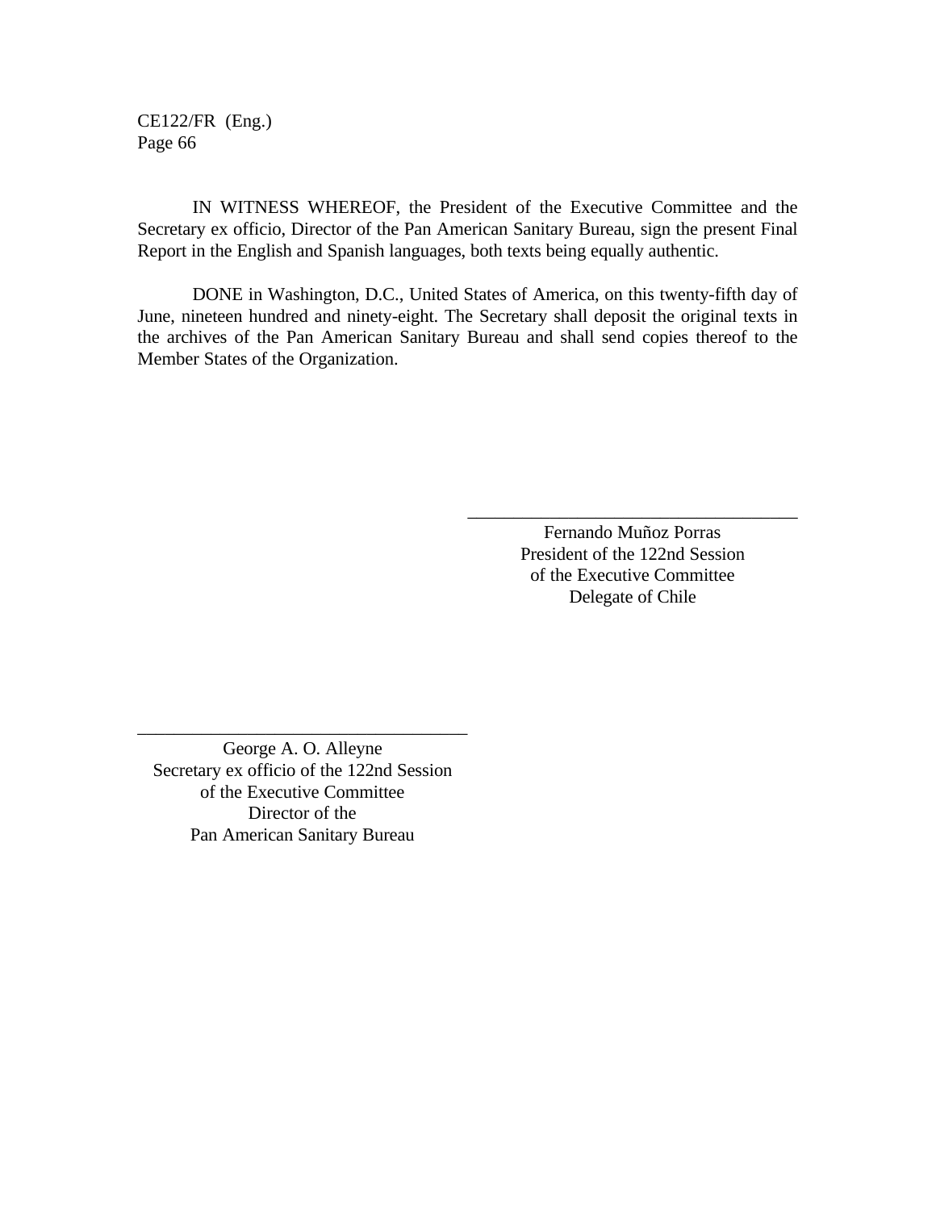IN WITNESS WHEREOF, the President of the Executive Committee and the Secretary ex officio, Director of the Pan American Sanitary Bureau, sign the present Final Report in the English and Spanish languages, both texts being equally authentic.

DONE in Washington, D.C., United States of America, on this twenty-fifth day of June, nineteen hundred and ninety-eight. The Secretary shall deposit the original texts in the archives of the Pan American Sanitary Bureau and shall send copies thereof to the Member States of the Organization.

\_\_\_\_\_\_\_\_\_\_\_\_\_\_\_\_\_\_\_\_\_\_\_\_\_\_\_\_\_\_\_\_\_\_\_\_

Fernando Muñoz Porras
President of the 122nd Session
of the Executive Committee
Delegate of Chile

\_\_\_\_\_\_\_\_\_\_\_\_\_\_\_\_\_\_\_\_\_\_\_\_\_\_\_\_\_\_\_\_\_\_\_\_

George A. O. Alleyne
Secretary ex officio of the 122nd Session
of the Executive Committee
Director of the
Pan American Sanitary Bureau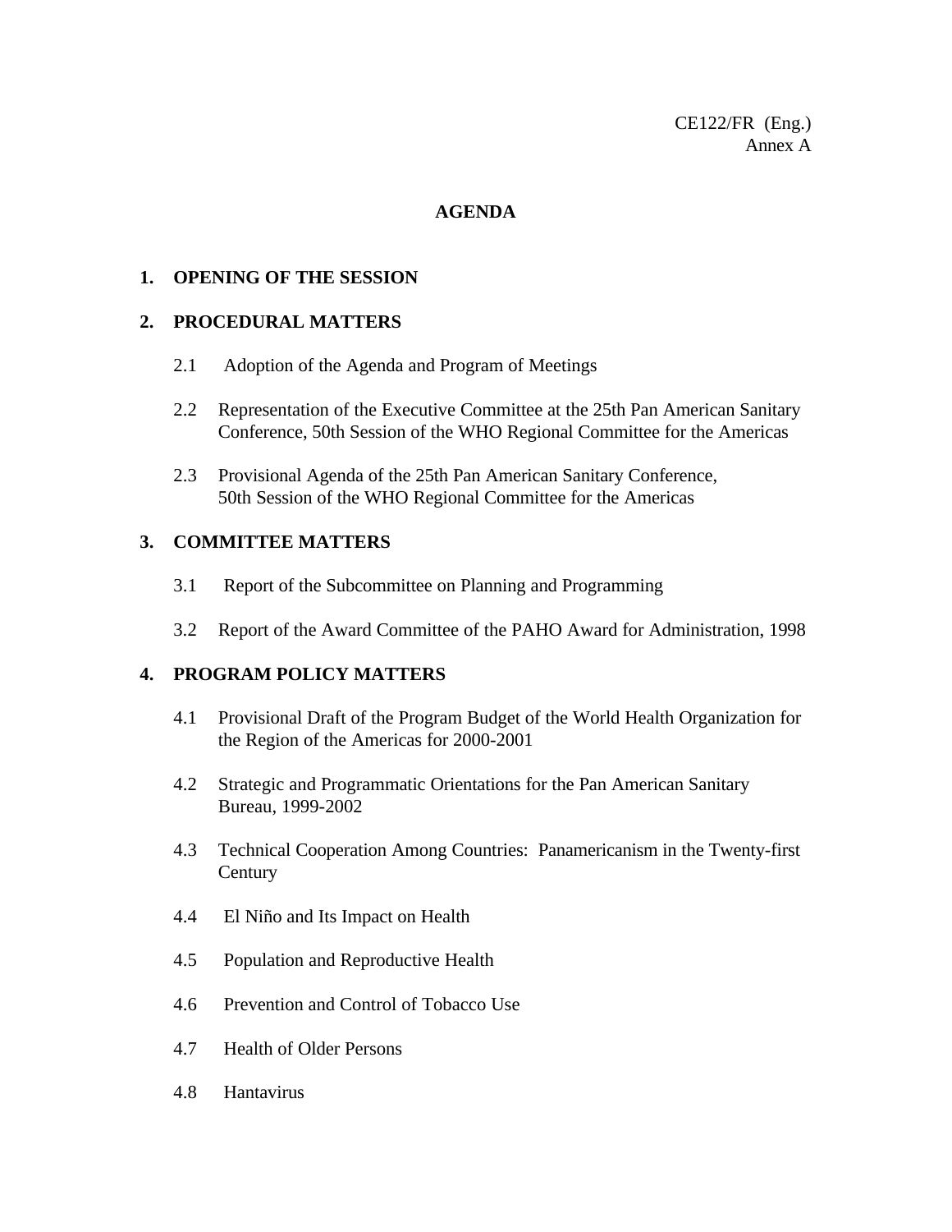CE122/FR (Eng.)
Annex A

# AGENDA

## 1. OPENING OF THE SESSION

## 2. PROCEDURAL MATTERS

2.1 Adoption of the Agenda and Program of Meetings

2.2 Representation of the Executive Committee at the 25th Pan American Sanitary Conference, 50th Session of the WHO Regional Committee for the Americas

2.3 Provisional Agenda of the 25th Pan American Sanitary Conference, 50th Session of the WHO Regional Committee for the Americas

## 3. COMMITTEE MATTERS

3.1 Report of the Subcommittee on Planning and Programming

3.2 Report of the Award Committee of the PAHO Award for Administration, 1998

## 4. PROGRAM POLICY MATTERS

4.1 Provisional Draft of the Program Budget of the World Health Organization for the Region of the Americas for 2000-2001

4.2 Strategic and Programmatic Orientations for the Pan American Sanitary Bureau, 1999-2002

4.3 Technical Cooperation Among Countries: Panamericanism in the Twenty-first Century

4.4 El Niño and Its Impact on Health

4.5 Population and Reproductive Health

4.6 Prevention and Control of Tobacco Use

4.7 Health of Older Persons

4.8 Hantavirus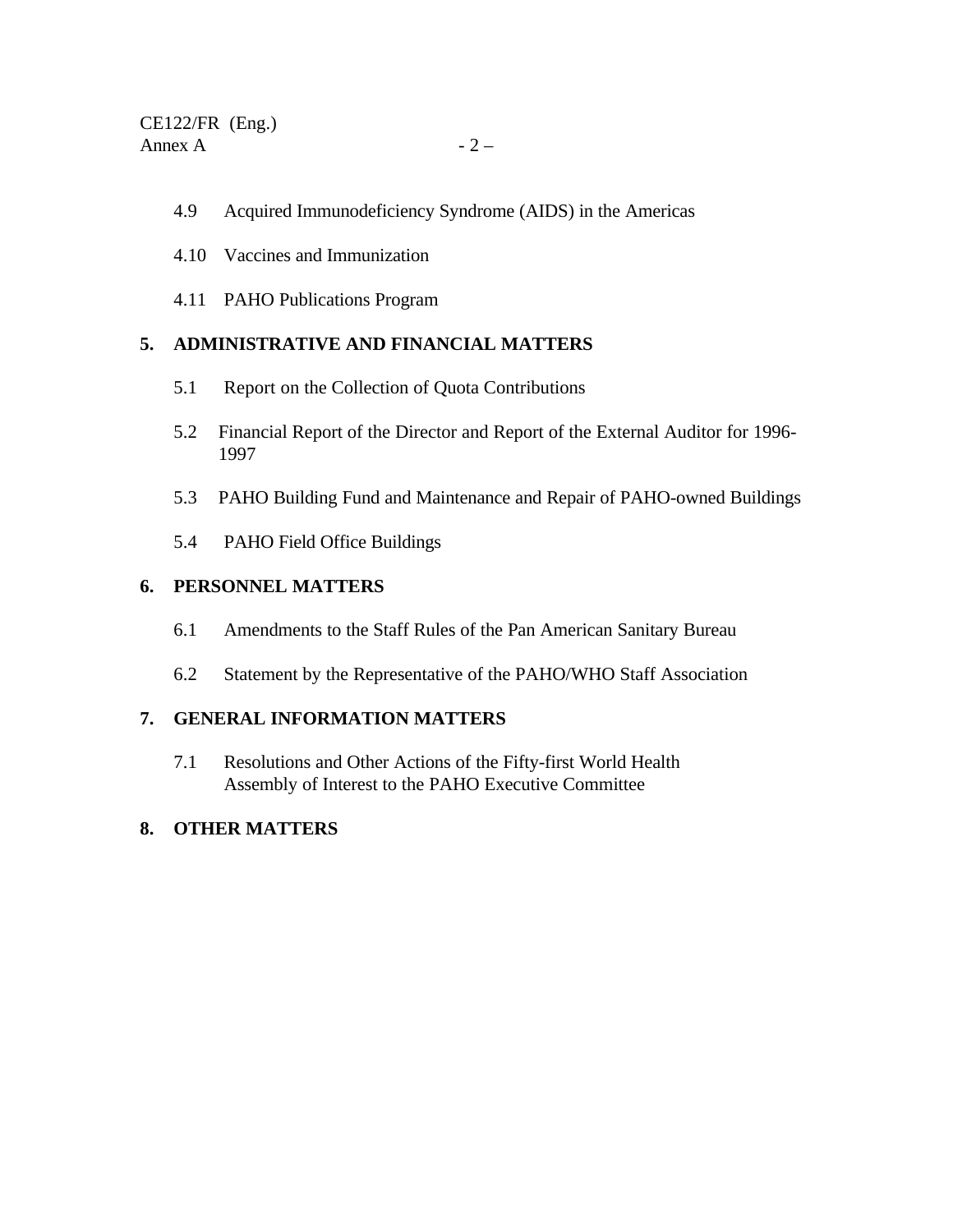4.9 Acquired Immunodeficiency Syndrome (AIDS) in the Americas

4.10 Vaccines and Immunization

4.11 PAHO Publications Program

**5. ADMINISTRATIVE AND FINANCIAL MATTERS**

5.1 Report on the Collection of Quota Contributions

5.2 Financial Report of the Director and Report of the External Auditor for 1996-1997

5.3 PAHO Building Fund and Maintenance and Repair of PAHO-owned Buildings

5.4 PAHO Field Office Buildings

**6. PERSONNEL MATTERS**

6.1 Amendments to the Staff Rules of the Pan American Sanitary Bureau

6.2 Statement by the Representative of the PAHO/WHO Staff Association

**7. GENERAL INFORMATION MATTERS**

7.1 Resolutions and Other Actions of the Fifty-first World Health Assembly of Interest to the PAHO Executive Committee

**8. OTHER MATTERS**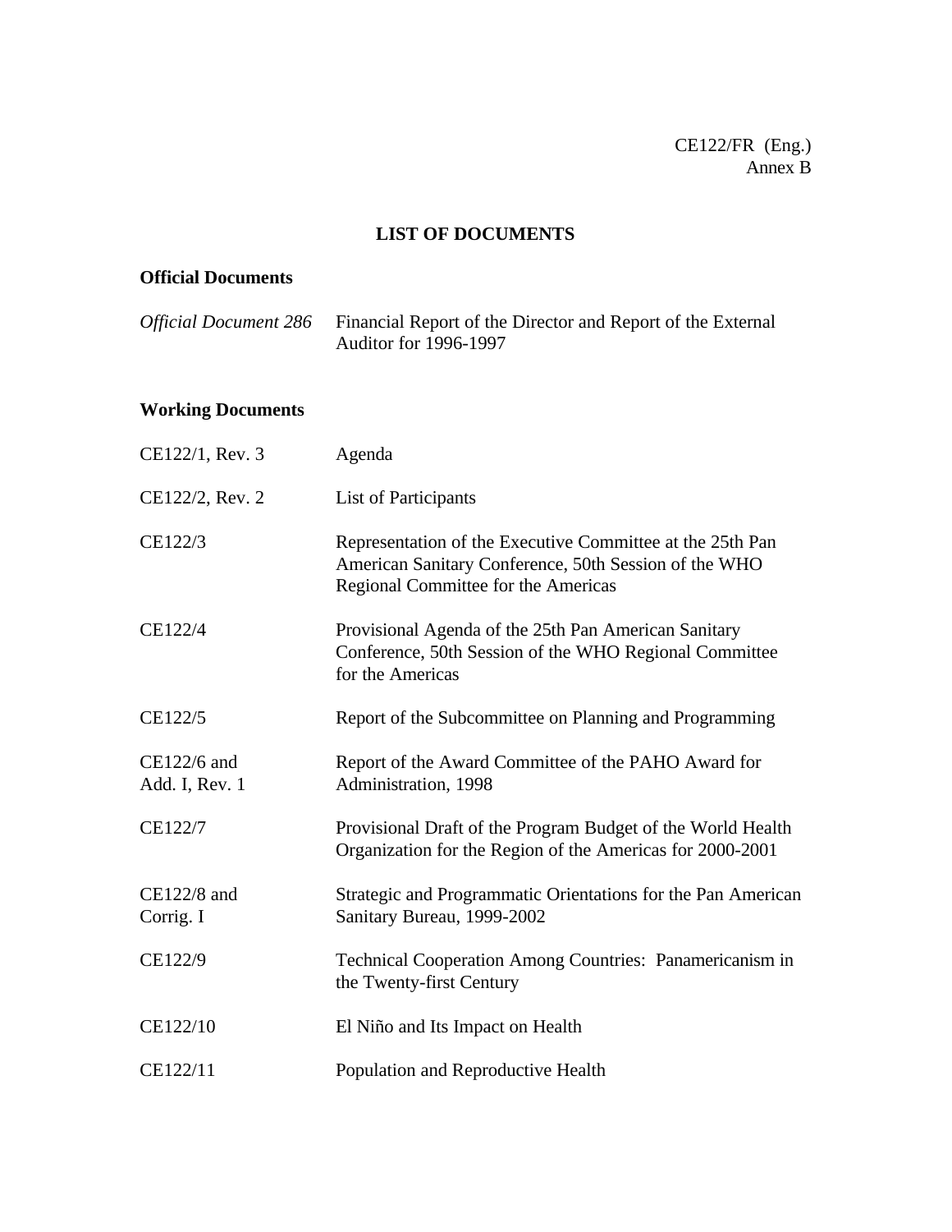CE122/FR (Eng.)
Annex B

# LIST OF DOCUMENTS

## Official Documents

| | |
|---|---|
| *Official Document 286* | Financial Report of the Director and Report of the External Auditor for 1996-1997 |

## Working Documents

| | |
|---|---|
| CE122/1, Rev. 3 | Agenda |
| CE122/2, Rev. 2 | List of Participants |
| CE122/3 | Representation of the Executive Committee at the 25th Pan American Sanitary Conference, 50th Session of the WHO Regional Committee for the Americas |
| CE122/4 | Provisional Agenda of the 25th Pan American Sanitary Conference, 50th Session of the WHO Regional Committee for the Americas |
| CE122/5 | Report of the Subcommittee on Planning and Programming |
| CE122/6 and Add. I, Rev. 1 | Report of the Award Committee of the PAHO Award for Administration, 1998 |
| CE122/7 | Provisional Draft of the Program Budget of the World Health Organization for the Region of the Americas for 2000-2001 |
| CE122/8 and Corrig. I | Strategic and Programmatic Orientations for the Pan American Sanitary Bureau, 1999-2002 |
| CE122/9 | Technical Cooperation Among Countries: Panamericanism in the Twenty-first Century |
| CE122/10 | El Niño and Its Impact on Health |
| CE122/11 | Population and Reproductive Health |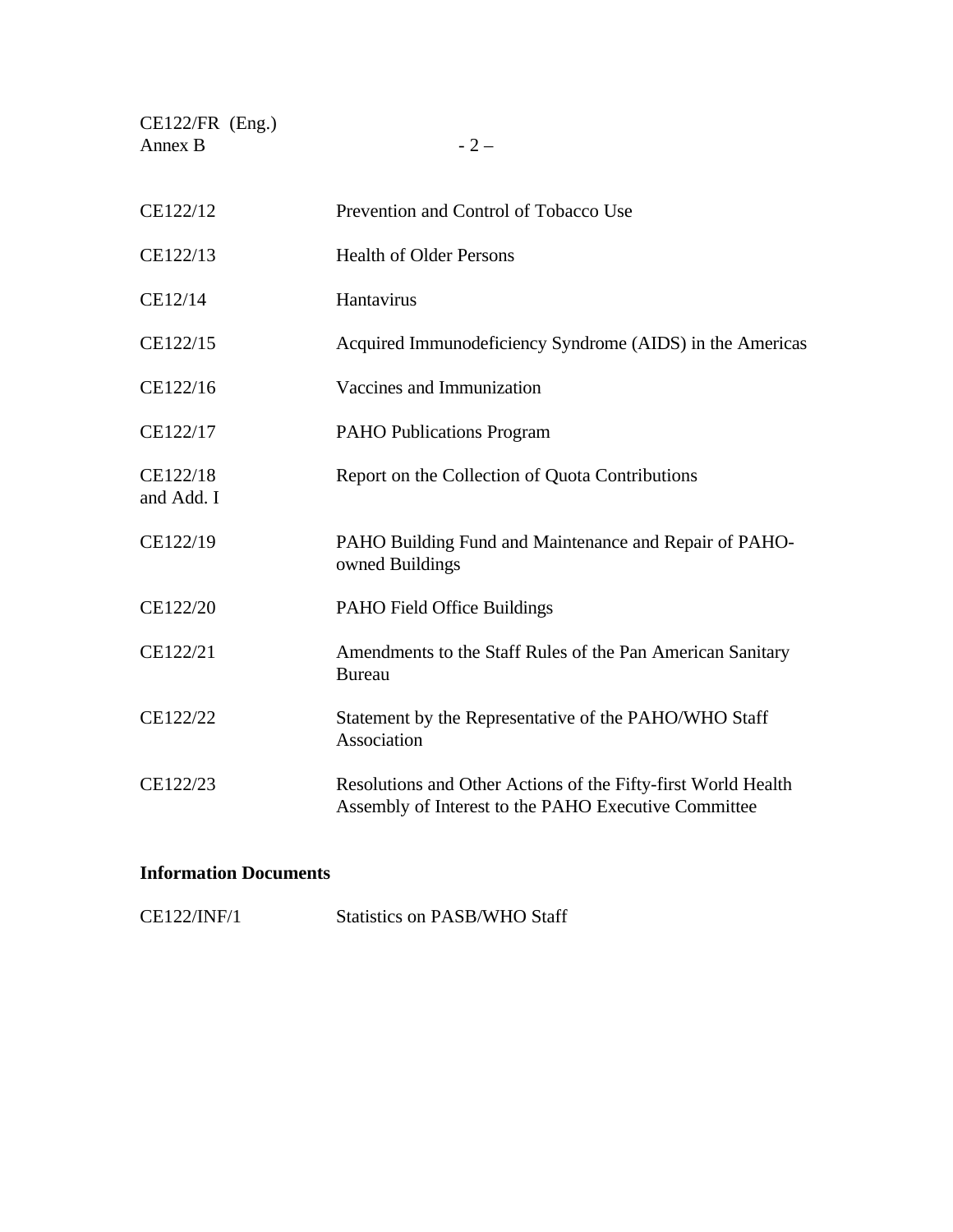| | |
|---|---|
| CE122/12 | Prevention and Control of Tobacco Use |
| CE122/13 | Health of Older Persons |
| CE12/14 | Hantavirus |
| CE122/15 | Acquired Immunodeficiency Syndrome (AIDS) in the Americas |
| CE122/16 | Vaccines and Immunization |
| CE122/17 | PAHO Publications Program |
| CE122/18 and Add. I | Report on the Collection of Quota Contributions |
| CE122/19 | PAHO Building Fund and Maintenance and Repair of PAHO-owned Buildings |
| CE122/20 | PAHO Field Office Buildings |
| CE122/21 | Amendments to the Staff Rules of the Pan American Sanitary Bureau |
| CE122/22 | Statement by the Representative of the PAHO/WHO Staff Association |
| CE122/23 | Resolutions and Other Actions of the Fifty-first World Health Assembly of Interest to the PAHO Executive Committee |

**Information Documents**

| | |
|---|---|
| CE122/INF/1 | Statistics on PASB/WHO Staff |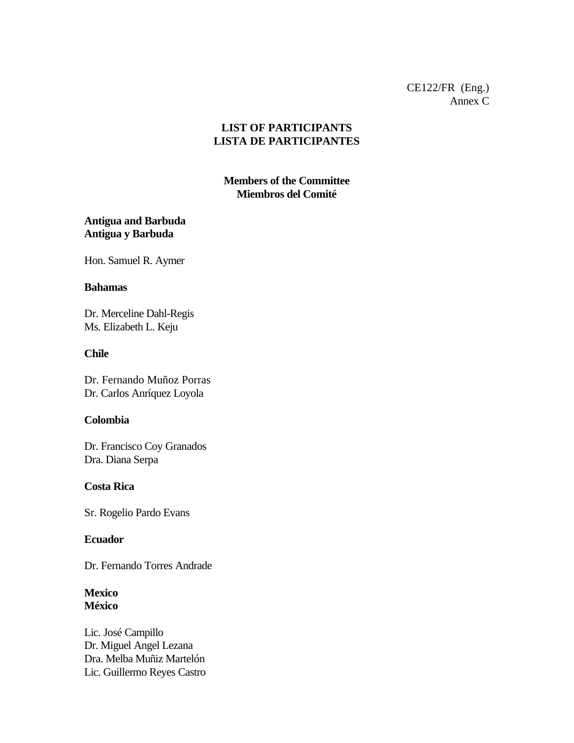CE122/FR (Eng.)
Annex C

# LIST OF PARTICIPANTS
# LISTA DE PARTICIPANTES

## Members of the Committee
## Miembros del Comité

**Antigua and Barbuda**
**Antigua y Barbuda**

Hon. Samuel R. Aymer

**Bahamas**

Dr. Merceline Dahl-Regis
Ms. Elizabeth L. Keju

**Chile**

Dr. Fernando Muñoz Porras
Dr. Carlos Anríquez Loyola

**Colombia**

Dr. Francisco Coy Granados
Dra. Diana Serpa

**Costa Rica**

Sr. Rogelio Pardo Evans

**Ecuador**

Dr. Fernando Torres Andrade

**Mexico**
**México**

Lic. José Campillo
Dr. Miguel Angel Lezana
Dra. Melba Muñiz Martelón
Lic. Guillermo Reyes Castro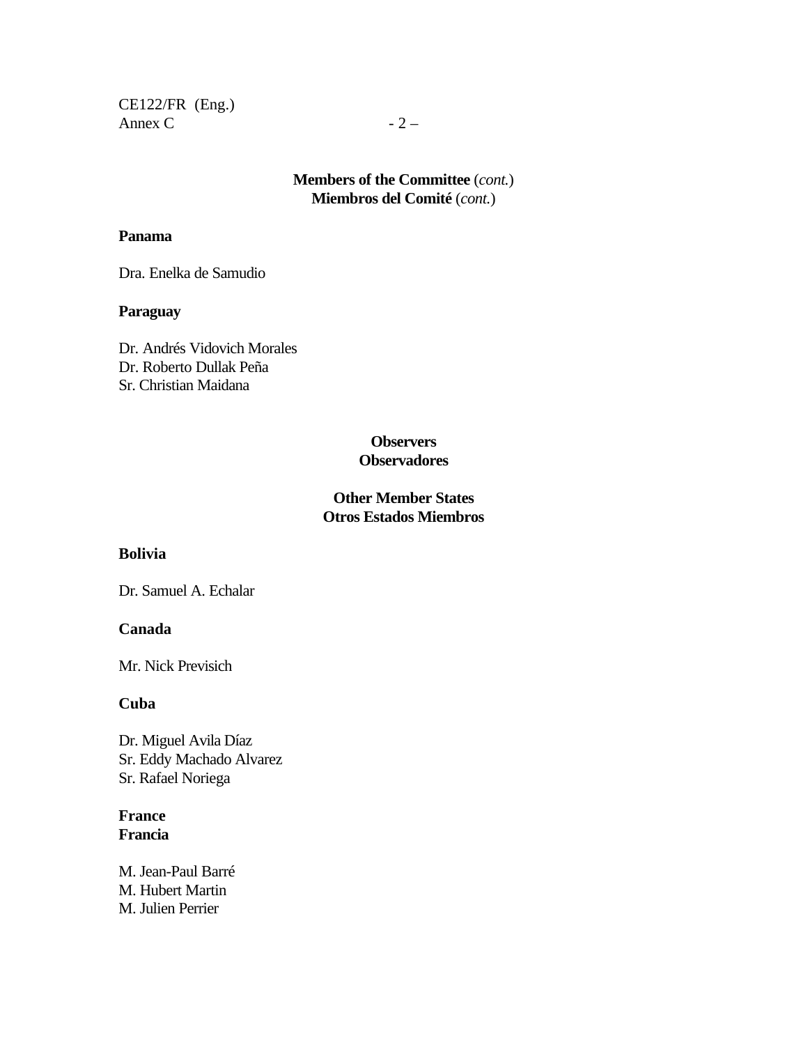**Members of the Committee** (*cont.*)
**Miembros del Comité** (*cont.*)

**Panama**

Dra. Enelka de Samudio

**Paraguay**

Dr. Andrés Vidovich Morales
Dr. Roberto Dullak Peña
Sr. Christian Maidana

**Observers**
**Observadores**

**Other Member States**
**Otros Estados Miembros**

**Bolivia**

Dr. Samuel A. Echalar

**Canada**

Mr. Nick Previsich

**Cuba**

Dr. Miguel Avila Díaz
Sr. Eddy Machado Alvarez
Sr. Rafael Noriega

**France**
**Francia**

M. Jean-Paul Barré
M. Hubert Martin
M. Julien Perrier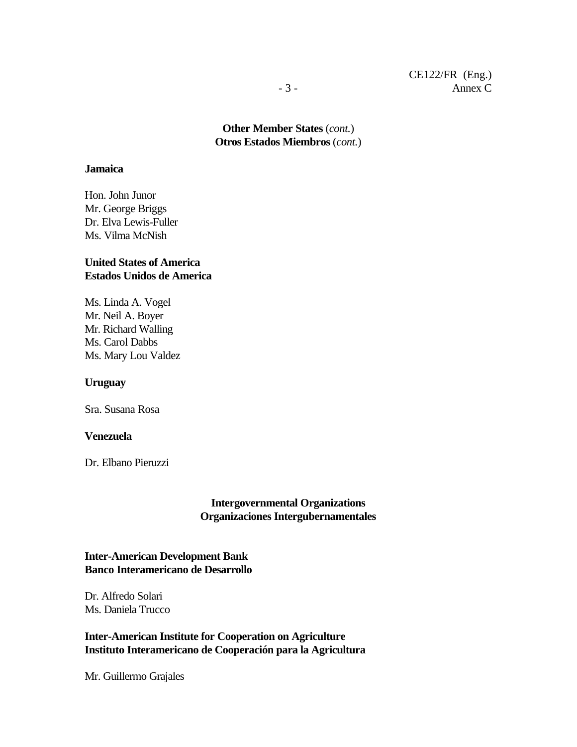**Other Member States** (*cont.*)
**Otros Estados Miembros** (*cont.*)

**Jamaica**

Hon. John Junor
Mr. George Briggs
Dr. Elva Lewis-Fuller
Ms. Vilma McNish

**United States of America**
**Estados Unidos de America**

Ms. Linda A. Vogel
Mr. Neil A. Boyer
Mr. Richard Walling
Ms. Carol Dabbs
Ms. Mary Lou Valdez

**Uruguay**

Sra. Susana Rosa

**Venezuela**

Dr. Elbano Pieruzzi

**Intergovernmental Organizations**
**Organizaciones Intergubernamentales**

**Inter-American Development Bank**
**Banco Interamericano de Desarrollo**

Dr. Alfredo Solari
Ms. Daniela Trucco

**Inter-American Institute for Cooperation on Agriculture**
**Instituto Interamericano de Cooperación para la Agricultura**

Mr. Guillermo Grajales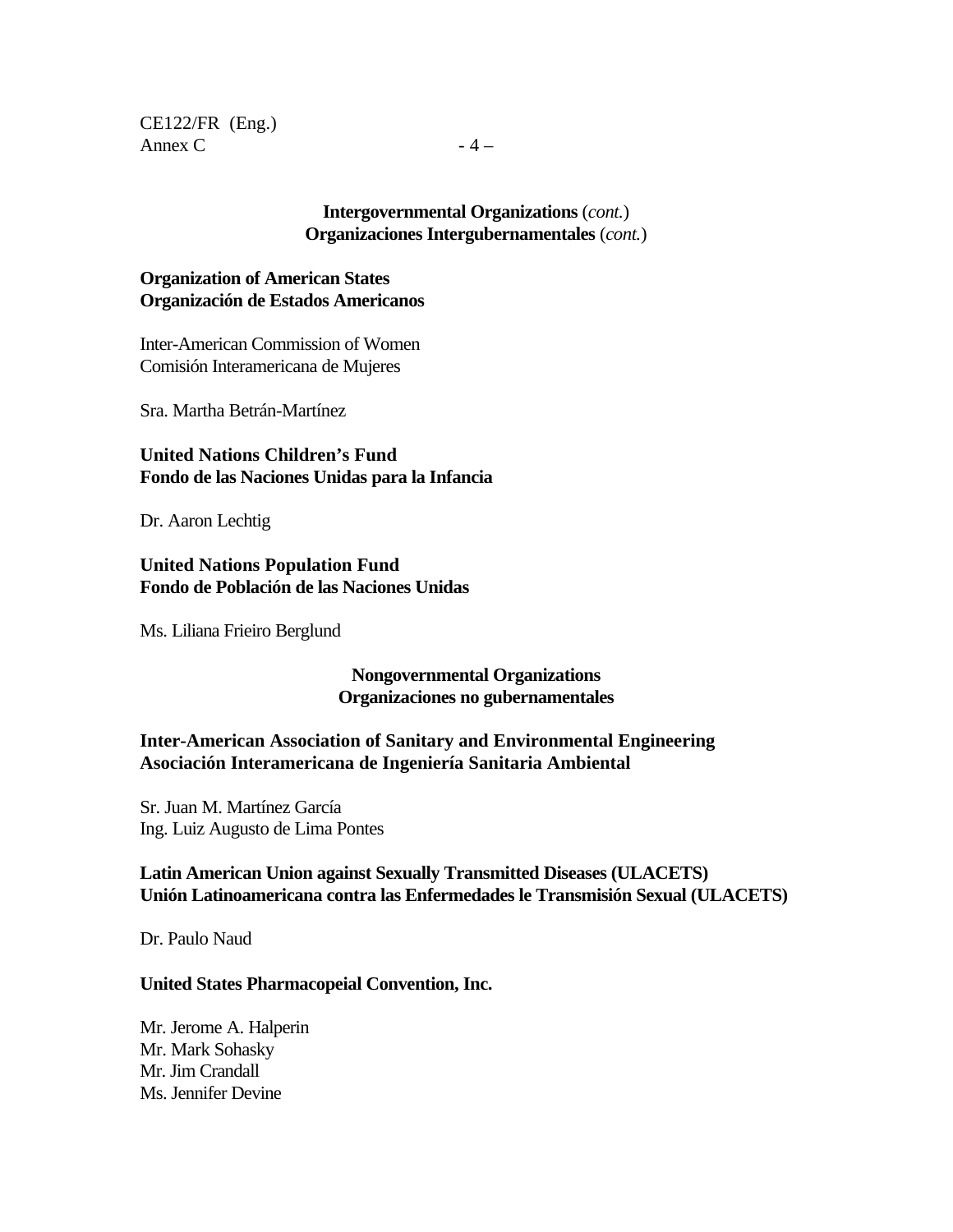**Intergovernmental Organizations** (*cont.*)
**Organizaciones Intergubernamentales** (*cont.*)

**Organization of American States**
**Organización de Estados Americanos**

Inter-American Commission of Women
Comisión Interamericana de Mujeres

Sra. Martha Betrán-Martínez

**United Nations Children's Fund**
**Fondo de las Naciones Unidas para la Infancia**

Dr. Aaron Lechtig

**United Nations Population Fund**
**Fondo de Población de las Naciones Unidas**

Ms. Liliana Frieiro Berglund

**Nongovernmental Organizations**
**Organizaciones no gubernamentales**

**Inter-American Association of Sanitary and Environmental Engineering**
**Asociación Interamericana de Ingeniería Sanitaria Ambiental**

Sr. Juan M. Martínez García
Ing. Luiz Augusto de Lima Pontes

**Latin American Union against Sexually Transmitted Diseases (ULACETS)**
**Unión Latinoamericana contra las Enfermedades le Transmisión Sexual (ULACETS)**

Dr. Paulo Naud

**United States Pharmacopeial Convention, Inc.**

Mr. Jerome A. Halperin
Mr. Mark Sohasky
Mr. Jim Crandall
Ms. Jennifer Devine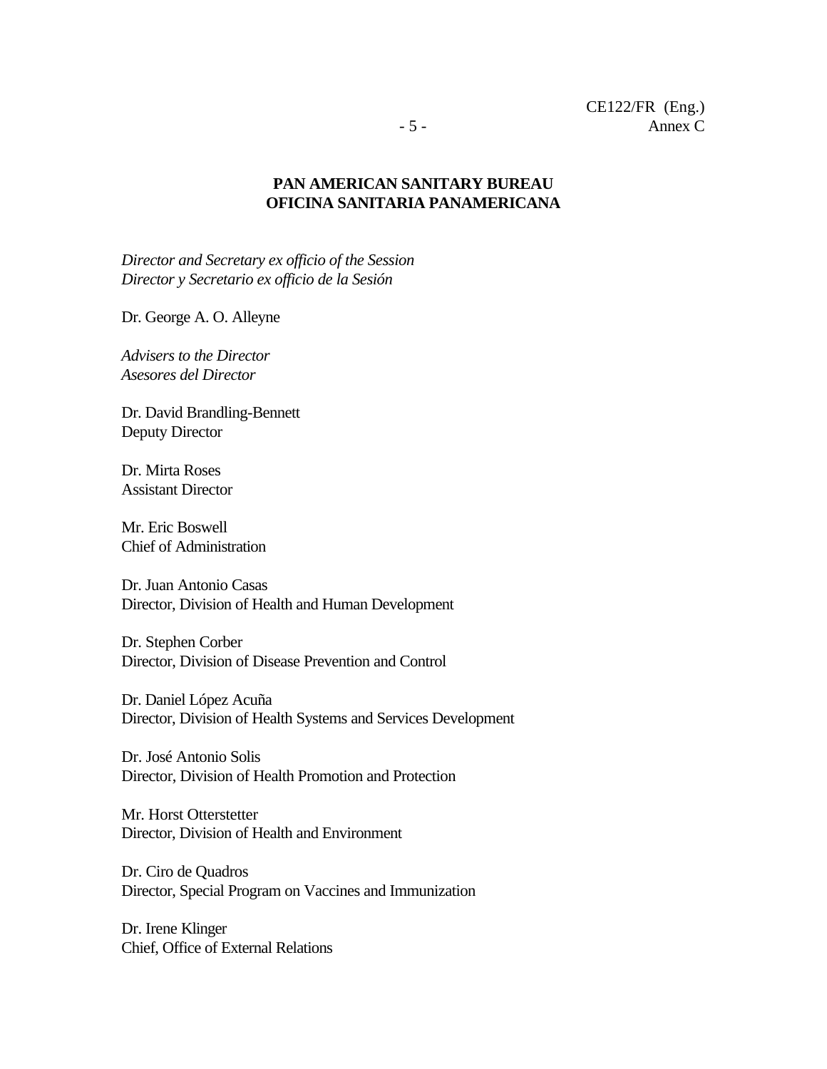**PAN AMERICAN SANITARY BUREAU**
**OFICINA SANITARIA PANAMERICANA**

*Director and Secretary ex officio of the Session*
*Director y Secretario ex officio de la Sesión*

Dr. George A. O. Alleyne

*Advisers to the Director*
*Asesores del Director*

Dr. David Brandling-Bennett
Deputy Director

Dr. Mirta Roses
Assistant Director

Mr. Eric Boswell
Chief of Administration

Dr. Juan Antonio Casas
Director, Division of Health and Human Development

Dr. Stephen Corber
Director, Division of Disease Prevention and Control

Dr. Daniel López Acuña
Director, Division of Health Systems and Services Development

Dr. José Antonio Solis
Director, Division of Health Promotion and Protection

Mr. Horst Otterstetter
Director, Division of Health and Environment

Dr. Ciro de Quadros
Director, Special Program on Vaccines and Immunization

Dr. Irene Klinger
Chief, Office of External Relations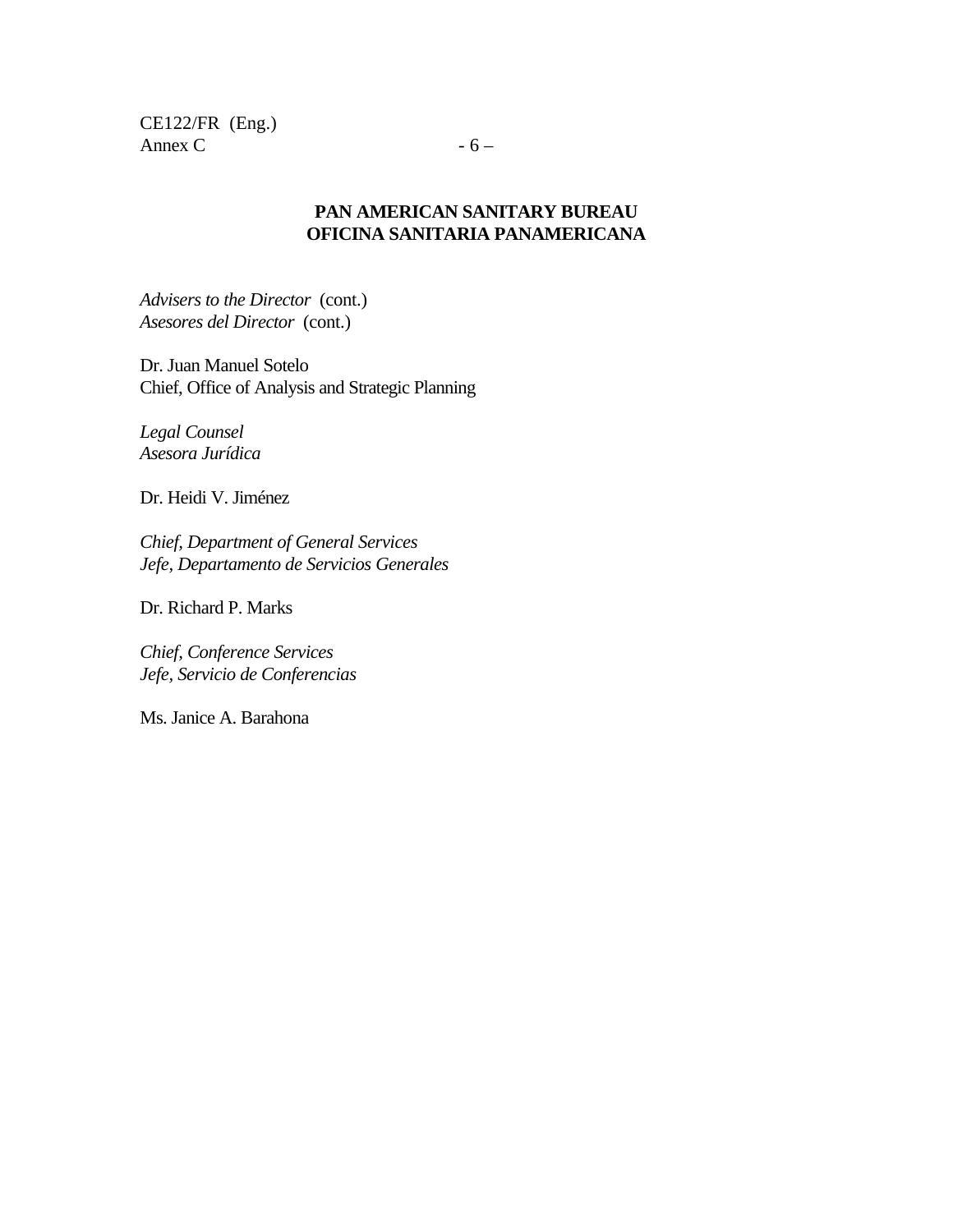**PAN AMERICAN SANITARY BUREAU**
**OFICINA SANITARIA PANAMERICANA**

*Advisers to the Director* (cont.)
*Asesores del Director* (cont.)

Dr. Juan Manuel Sotelo
Chief, Office of Analysis and Strategic Planning

*Legal Counsel*
*Asesora Jurídica*

Dr. Heidi V. Jiménez

*Chief, Department of General Services*
*Jefe, Departamento de Servicios Generales*

Dr. Richard P. Marks

*Chief, Conference Services*
*Jefe, Servicio de Conferencias*

Ms. Janice A. Barahona